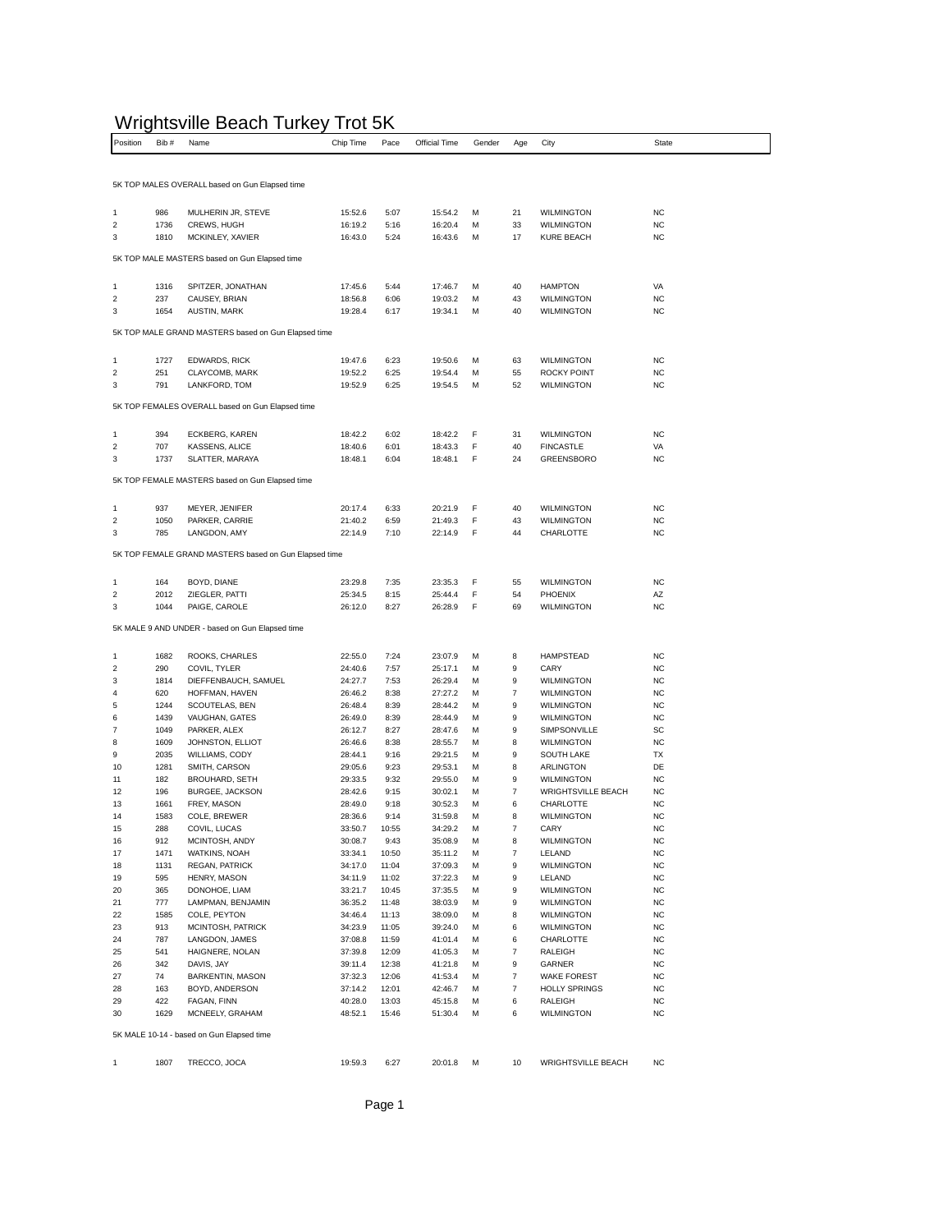# Wrightsville Beach Turkey Trot 5K

| Position | Bib # | Name | Chip Time | Pace | Official Time | Gender | Age | City | State |
|---|---|---|---|---|---|---|---|---|---|
| 5K TOP MALES OVERALL based on Gun Elapsed time | | | | | | | | | |
| 1 | 986 | MULHERIN JR, STEVE | 15:52.6 | 5:07 | 15:54.2 | M | 21 | WILMINGTON | NC |
| 2 | 1736 | CREWS, HUGH | 16:19.2 | 5:16 | 16:20.4 | M | 33 | WILMINGTON | NC |
| 3 | 1810 | MCKINLEY, XAVIER | 16:43.0 | 5:24 | 16:43.6 | M | 17 | KURE BEACH | NC |
| 5K TOP MALE MASTERS based on Gun Elapsed time | | | | | | | | | |
| 1 | 1316 | SPITZER, JONATHAN | 17:45.6 | 5:44 | 17:46.7 | M | 40 | HAMPTON | VA |
| 2 | 237 | CAUSEY, BRIAN | 18:56.8 | 6:06 | 19:03.2 | M | 43 | WILMINGTON | NC |
| 3 | 1654 | AUSTIN, MARK | 19:28.4 | 6:17 | 19:34.1 | M | 40 | WILMINGTON | NC |
| 5K TOP MALE GRAND MASTERS based on Gun Elapsed time | | | | | | | | | |
| 1 | 1727 | EDWARDS, RICK | 19:47.6 | 6:23 | 19:50.6 | M | 63 | WILMINGTON | NC |
| 2 | 251 | CLAYCOMB, MARK | 19:52.2 | 6:25 | 19:54.4 | M | 55 | ROCKY POINT | NC |
| 3 | 791 | LANKFORD, TOM | 19:52.9 | 6:25 | 19:54.5 | M | 52 | WILMINGTON | NC |
| 5K TOP FEMALES OVERALL based on Gun Elapsed time | | | | | | | | | |
| 1 | 394 | ECKBERG, KAREN | 18:42.2 | 6:02 | 18:42.2 | F | 31 | WILMINGTON | NC |
| 2 | 707 | KASSENS, ALICE | 18:40.6 | 6:01 | 18:43.3 | F | 40 | FINCASTLE | VA |
| 3 | 1737 | SLATTER, MARAYA | 18:48.1 | 6:04 | 18:48.1 | F | 24 | GREENSBORO | NC |
| 5K TOP FEMALE MASTERS based on Gun Elapsed time | | | | | | | | | |
| 1 | 937 | MEYER, JENIFER | 20:17.4 | 6:33 | 20:21.9 | F | 40 | WILMINGTON | NC |
| 2 | 1050 | PARKER, CARRIE | 21:40.2 | 6:59 | 21:49.3 | F | 43 | WILMINGTON | NC |
| 3 | 785 | LANGDON, AMY | 22:14.9 | 7:10 | 22:14.9 | F | 44 | CHARLOTTE | NC |
| 5K TOP FEMALE GRAND MASTERS based on Gun Elapsed time | | | | | | | | | |
| 1 | 164 | BOYD, DIANE | 23:29.8 | 7:35 | 23:35.3 | F | 55 | WILMINGTON | NC |
| 2 | 2012 | ZIEGLER, PATTI | 25:34.5 | 8:15 | 25:44.4 | F | 54 | PHOENIX | AZ |
| 3 | 1044 | PAIGE, CAROLE | 26:12.0 | 8:27 | 26:28.9 | F | 69 | WILMINGTON | NC |
| 5K MALE 9 AND UNDER - based on Gun Elapsed time | | | | | | | | | |
| 1 | 1682 | ROOKS, CHARLES | 22:55.0 | 7:24 | 23:07.9 | M | 8 | HAMPSTEAD | NC |
| 2 | 290 | COVIL, TYLER | 24:40.6 | 7:57 | 25:17.1 | M | 9 | CARY | NC |
| 3 | 1814 | DIEFFENBAUCH, SAMUEL | 24:27.7 | 7:53 | 26:29.4 | M | 9 | WILMINGTON | NC |
| 4 | 620 | HOFFMAN, HAVEN | 26:46.2 | 8:38 | 27:27.2 | M | 7 | WILMINGTON | NC |
| 5 | 1244 | SCOUTELAS, BEN | 26:48.4 | 8:39 | 28:44.2 | M | 9 | WILMINGTON | NC |
| 6 | 1439 | VAUGHAN, GATES | 26:49.0 | 8:39 | 28:44.9 | M | 9 | WILMINGTON | NC |
| 7 | 1049 | PARKER, ALEX | 26:12.7 | 8:27 | 28:47.6 | M | 9 | SIMPSONVILLE | SC |
| 8 | 1609 | JOHNSTON, ELLIOT | 26:46.6 | 8:38 | 28:55.7 | M | 8 | WILMINGTON | NC |
| 9 | 2035 | WILLIAMS, CODY | 28:44.1 | 9:16 | 29:21.5 | M | 9 | SOUTH LAKE | TX |
| 10 | 1281 | SMITH, CARSON | 29:05.6 | 9:23 | 29:53.1 | M | 8 | ARLINGTON | DE |
| 11 | 182 | BROUHARD, SETH | 29:33.5 | 9:32 | 29:55.0 | M | 9 | WILMINGTON | NC |
| 12 | 196 | BURGEE, JACKSON | 28:42.6 | 9:15 | 30:02.1 | M | 7 | WRIGHTSVILLE BEACH | NC |
| 13 | 1661 | FREY, MASON | 28:49.0 | 9:18 | 30:52.3 | M | 6 | CHARLOTTE | NC |
| 14 | 1583 | COLE, BREWER | 28:36.6 | 9:14 | 31:59.8 | M | 8 | WILMINGTON | NC |
| 15 | 288 | COVIL, LUCAS | 33:50.7 | 10:55 | 34:29.2 | M | 7 | CARY | NC |
| 16 | 912 | MCINTOSH, ANDY | 30:08.7 | 9:43 | 35:08.9 | M | 8 | WILMINGTON | NC |
| 17 | 1471 | WATKINS, NOAH | 33:34.1 | 10:50 | 35:11.2 | M | 7 | LELAND | NC |
| 18 | 1131 | REGAN, PATRICK | 34:17.0 | 11:04 | 37:09.3 | M | 9 | WILMINGTON | NC |
| 19 | 595 | HENRY, MASON | 34:11.9 | 11:02 | 37:22.3 | M | 9 | LELAND | NC |
| 20 | 365 | DONOHOE, LIAM | 33:21.7 | 10:45 | 37:35.5 | M | 9 | WILMINGTON | NC |
| 21 | 777 | LAMPMAN, BENJAMIN | 36:35.2 | 11:48 | 38:03.9 | M | 9 | WILMINGTON | NC |
| 22 | 1585 | COLE, PEYTON | 34:46.4 | 11:13 | 38:09.0 | M | 8 | WILMINGTON | NC |
| 23 | 913 | MCINTOSH, PATRICK | 34:23.9 | 11:05 | 39:24.0 | M | 6 | WILMINGTON | NC |
| 24 | 787 | LANGDON, JAMES | 37:08.8 | 11:59 | 41:01.4 | M | 6 | CHARLOTTE | NC |
| 25 | 541 | HAIGNERE, NOLAN | 37:39.8 | 12:09 | 41:05.3 | M | 7 | RALEIGH | NC |
| 26 | 342 | DAVIS, JAY | 39:11.4 | 12:38 | 41:21.8 | M | 9 | GARNER | NC |
| 27 | 74 | BARKENTIN, MASON | 37:32.3 | 12:06 | 41:53.4 | M | 7 | WAKE FOREST | NC |
| 28 | 163 | BOYD, ANDERSON | 37:14.2 | 12:01 | 42:46.7 | M | 7 | HOLLY SPRINGS | NC |
| 29 | 422 | FAGAN, FINN | 40:28.0 | 13:03 | 45:15.8 | M | 6 | RALEIGH | NC |
| 30 | 1629 | MCNEELY, GRAHAM | 48:52.1 | 15:46 | 51:30.4 | M | 6 | WILMINGTON | NC |
| 5K MALE 10-14 - based on Gun Elapsed time | | | | | | | | | |
| 1 | 1807 | TRECCO, JOCA | 19:59.3 | 6:27 | 20:01.8 | M | 10 | WRIGHTSVILLE BEACH | NC |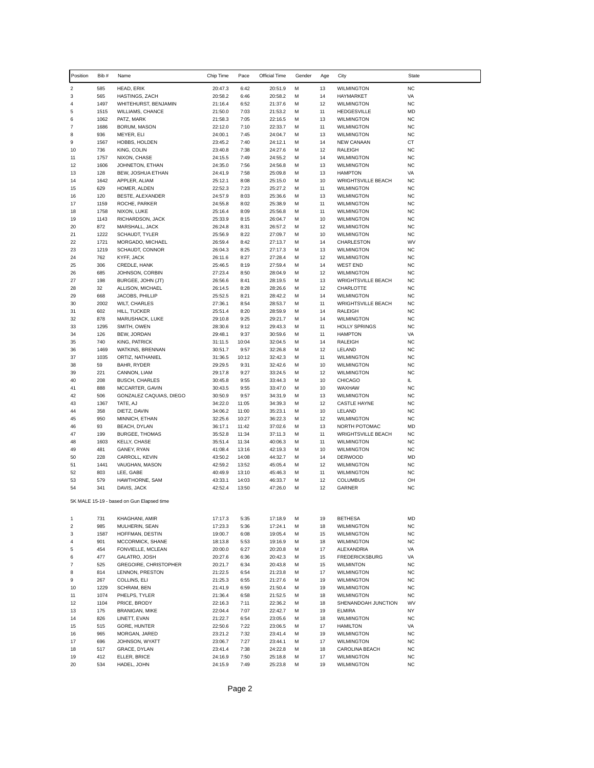| Position | Bib # | Name | Chip Time | Pace | Official Time | Gender | Age | City | State |
|---|---|---|---|---|---|---|---|---|---|
| 2 | 585 | HEAD, ERIK | 20:47.3 | 6:42 | 20:51.9 | M | 13 | WILMINGTON | NC |
| 3 | 565 | HASTINGS, ZACH | 20:58.2 | 6:46 | 20:58.2 | M | 14 | HAYMARKET | VA |
| 4 | 1497 | WHITEHURST, BENJAMIN | 21:16.4 | 6:52 | 21:37.6 | M | 12 | WILMINGTON | NC |
| 5 | 1515 | WILLIAMS, CHANCE | 21:50.0 | 7:03 | 21:53.2 | M | 11 | HEDGESVILLE | MD |
| 6 | 1062 | PATZ, MARK | 21:58.3 | 7:05 | 22:16.5 | M | 13 | WILMINGTON | NC |
| 7 | 1686 | BORUM, MASON | 22:12.0 | 7:10 | 22:33.7 | M | 11 | WILMINGTON | NC |
| 8 | 936 | MEYER, ELI | 24:00.1 | 7:45 | 24:04.7 | M | 13 | WILMINGTON | NC |
| 9 | 1567 | HOBBS, HOLDEN | 23:45.2 | 7:40 | 24:12.1 | M | 14 | NEW CANAAN | CT |
| 10 | 736 | KING, COLIN | 23:40.8 | 7:38 | 24:27.6 | M | 12 | RALEIGH | NC |
| 11 | 1757 | NIXON, CHASE | 24:15.5 | 7:49 | 24:55.2 | M | 14 | WILMINGTON | NC |
| 12 | 1606 | JOHNETON, ETHAN | 24:35.0 | 7:56 | 24:56.8 | M | 13 | WILMINGTON | NC |
| 13 | 128 | BEW, JOSHUA ETHAN | 24:41.9 | 7:58 | 25:09.8 | M | 13 | HAMPTON | VA |
| 14 | 1642 | APPLER, ALIAM | 25:12.1 | 8:08 | 25:15.0 | M | 10 | WRIGHTSVILLE BEACH | NC |
| 15 | 629 | HOMER, ALDEN | 22:52.3 | 7:23 | 25:27.2 | M | 11 | WILMINGTON | NC |
| 16 | 120 | BESTE, ALEXANDER | 24:57.9 | 8:03 | 25:36.6 | M | 13 | WILMINGTON | NC |
| 17 | 1159 | ROCHE, PARKER | 24:55.8 | 8:02 | 25:38.9 | M | 11 | WILMINGTON | NC |
| 18 | 1758 | NIXON, LUKE | 25:16.4 | 8:09 | 25:56.8 | M | 11 | WILMINGTON | NC |
| 19 | 1143 | RICHARDSON, JACK | 25:33.9 | 8:15 | 26:04.7 | M | 10 | WILMINGTON | NC |
| 20 | 872 | MARSHALL, JACK | 26:24.8 | 8:31 | 26:57.2 | M | 12 | WILMINGTON | NC |
| 21 | 1222 | SCHAUDT, TYLER | 25:56.9 | 8:22 | 27:09.7 | M | 10 | WILMINGTON | NC |
| 22 | 1721 | MORGADO, MICHAEL | 26:59.4 | 8:42 | 27:13.7 | M | 14 | CHARLESTON | WV |
| 23 | 1219 | SCHAUDT, CONNOR | 26:04.3 | 8:25 | 27:17.3 | M | 13 | WILMINGTON | NC |
| 24 | 762 | KYFF, JACK | 26:11.6 | 8:27 | 27:28.4 | M | 12 | WILMINGTON | NC |
| 25 | 306 | CREDLE, HANK | 25:46.5 | 8:19 | 27:59.4 | M | 14 | WEST END | NC |
| 26 | 685 | JOHNSON, CORBIN | 27:23.4 | 8:50 | 28:04.9 | M | 12 | WILMINGTON | NC |
| 27 | 198 | BURGEE, JOHN (JT) | 26:56.6 | 8:41 | 28:19.5 | M | 13 | WRIGHTSVILLE BEACH | NC |
| 28 | 32 | ALLISON, MICHAEL | 26:14.5 | 8:28 | 28:26.6 | M | 12 | CHARLOTTE | NC |
| 29 | 668 | JACOBS, PHILLIP | 25:52.5 | 8:21 | 28:42.2 | M | 14 | WILMINGTON | NC |
| 30 | 2002 | WILT, CHARLES | 27:36.1 | 8:54 | 28:53.7 | M | 11 | WRIGHTSVILLE BEACH | NC |
| 31 | 602 | HILL, TUCKER | 25:51.4 | 8:20 | 28:59.9 | M | 14 | RALEIGH | NC |
| 32 | 878 | MARUSHACK, LUKE | 29:10.8 | 9:25 | 29:21.7 | M | 14 | WILMINGTON | NC |
| 33 | 1295 | SMITH, OWEN | 28:30.6 | 9:12 | 29:43.3 | M | 11 | HOLLY SPRINGS | NC |
| 34 | 126 | BEW, JORDAN | 29:48.1 | 9:37 | 30:59.6 | M | 11 | HAMPTON | VA |
| 35 | 740 | KING, PATRICK | 31:11.5 | 10:04 | 32:04.5 | M | 14 | RALEIGH | NC |
| 36 | 1469 | WATKINS, BRENNAN | 30:51.7 | 9:57 | 32:26.8 | M | 12 | LELAND | NC |
| 37 | 1035 | ORTIZ, NATHANIEL | 31:36.5 | 10:12 | 32:42.3 | M | 11 | WILMINGTON | NC |
| 38 | 59 | BAHR, RYDER | 29:29.5 | 9:31 | 32:42.6 | M | 10 | WILMINGTON | NC |
| 39 | 221 | CANNON, LIAM | 29:17.8 | 9:27 | 33:24.5 | M | 12 | WILMINGTON | NC |
| 40 | 208 | BUSCH, CHARLES | 30:45.8 | 9:55 | 33:44.3 | M | 10 | CHICAGO | IL |
| 41 | 888 | MCCARTER, GAVIN | 30:43.5 | 9:55 | 33:47.0 | M | 10 | WAXHAW | NC |
| 42 | 506 | GONZALEZ CAQUIAS, DIEGO | 30:50.9 | 9:57 | 34:31.9 | M | 13 | WILMINGTON | NC |
| 43 | 1367 | TATE, AJ | 34:22.0 | 11:05 | 34:39.3 | M | 12 | CASTLE HAYNE | NC |
| 44 | 358 | DIETZ, DAVIN | 34:06.2 | 11:00 | 35:23.1 | M | 10 | LELAND | NC |
| 45 | 950 | MINNICH, ETHAN | 32:25.6 | 10:27 | 36:22.3 | M | 12 | WILMINGTON | NC |
| 46 | 93 | BEACH, DYLAN | 36:17.1 | 11:42 | 37:02.6 | M | 13 | NORTH POTOMAC | MD |
| 47 | 199 | BURGEE, THOMAS | 35:52.8 | 11:34 | 37:11.3 | M | 11 | WRIGHTSVILLE BEACH | NC |
| 48 | 1603 | KELLY, CHASE | 35:51.4 | 11:34 | 40:06.3 | M | 11 | WILMINGTON | NC |
| 49 | 481 | GANEY, RYAN | 41:08.4 | 13:16 | 42:19.3 | M | 10 | WILMINGTON | NC |
| 50 | 228 | CARROLL, KEVIN | 43:50.2 | 14:08 | 44:32.7 | M | 14 | DERWOOD | MD |
| 51 | 1441 | VAUGHAN, MASON | 42:59.2 | 13:52 | 45:05.4 | M | 12 | WILMINGTON | NC |
| 52 | 803 | LEE, GABE | 40:49.9 | 13:10 | 45:46.3 | M | 11 | WILMINGTON | NC |
| 53 | 579 | HAWTHORNE, SAM | 43:33.1 | 14:03 | 46:33.7 | M | 12 | COLUMBUS | OH |
| 54 | 341 | DAVIS, JACK | 42:52.4 | 13:50 | 47:26.0 | M | 12 | GARNER | NC |

5K MALE 15-19 - based on Gun Elapsed time

| Position | Bib # | Name | Chip Time | Pace | Official Time | Gender | Age | City | State |
|---|---|---|---|---|---|---|---|---|---|
| 1 | 731 | KHAGHANI, AMIR | 17:17.3 | 5:35 | 17:18.9 | M | 19 | BETHESA | MD |
| 2 | 985 | MULHERIN, SEAN | 17:23.3 | 5:36 | 17:24.1 | M | 18 | WILMINGTON | NC |
| 3 | 1587 | HOFFMAN, DESTIN | 19:00.7 | 6:08 | 19:05.4 | M | 15 | WILMINGTON | NC |
| 4 | 901 | MCCORMICK, SHANE | 18:13.8 | 5:53 | 19:16.9 | M | 18 | WILMINGTON | NC |
| 5 | 454 | FONVIELLE, MCLEAN | 20:00.0 | 6:27 | 20:20.8 | M | 17 | ALEXANDRIA | VA |
| 6 | 477 | GALATRO, JOSH | 20:27.6 | 6:36 | 20:42.3 | M | 15 | FREDERICKSBURG | VA |
| 7 | 525 | GREGOIRE, CHRISTOPHER | 20:21.7 | 6:34 | 20:43.8 | M | 15 | WILMINTON | NC |
| 8 | 814 | LENNON, PRESTON | 21:22.5 | 6:54 | 21:23.8 | M | 17 | WILMINGTON | NC |
| 9 | 267 | COLLINS, ELI | 21:25.3 | 6:55 | 21:27.6 | M | 19 | WILMINGTON | NC |
| 10 | 1229 | SCHRAM, BEN | 21:41.9 | 6:59 | 21:50.4 | M | 19 | WILMINGTON | NC |
| 11 | 1074 | PHELPS, TYLER | 21:36.4 | 6:58 | 21:52.5 | M | 18 | WILMINGTON | NC |
| 12 | 1104 | PRICE, BRODY | 22:16.3 | 7:11 | 22:36.2 | M | 18 | SHENANDOAH JUNCTION | WV |
| 13 | 175 | BRANIGAN, MIKE | 22:04.4 | 7:07 | 22:42.7 | M | 19 | ELMIRA | NY |
| 14 | 826 | LINETT, EVAN | 21:22.7 | 6:54 | 23:05.6 | M | 18 | WILMINGTON | NC |
| 15 | 515 | GORE, HUNTER | 22:50.6 | 7:22 | 23:06.5 | M | 17 | HAMILTON | VA |
| 16 | 965 | MORGAN, JARED | 23:21.2 | 7:32 | 23:41.4 | M | 19 | WILMINGTON | NC |
| 17 | 696 | JOHNSON, WYATT | 23:06.7 | 7:27 | 23:44.1 | M | 17 | WILMINGTON | NC |
| 18 | 517 | GRACE, DYLAN | 23:41.4 | 7:38 | 24:22.8 | M | 18 | CAROLINA BEACH | NC |
| 19 | 412 | ELLER, BRICE | 24:16.9 | 7:50 | 25:18.8 | M | 17 | WILMINGTON | NC |
| 20 | 534 | HADEL, JOHN | 24:15.9 | 7:49 | 25:23.8 | M | 19 | WILMINGTON | NC |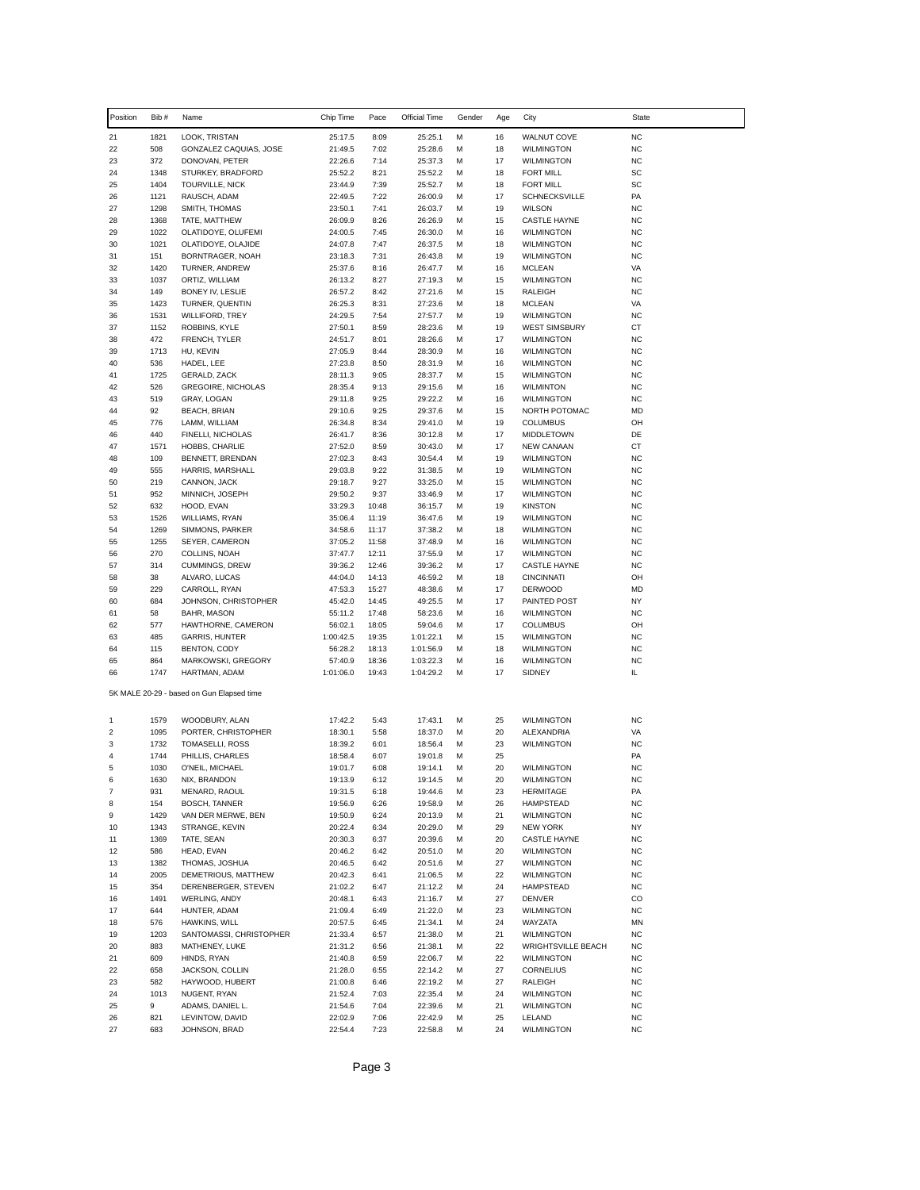| Position | Bib # | Name | Chip Time | Pace | Official Time | Gender | Age | City | State |
|---|---|---|---|---|---|---|---|---|---|
| 21 | 1821 | LOOK, TRISTAN | 25:17.5 | 8:09 | 25:25.1 | M | 16 | WALNUT COVE | NC |
| 22 | 508 | GONZALEZ CAQUIAS, JOSE | 21:49.5 | 7:02 | 25:28.6 | M | 18 | WILMINGTON | NC |
| 23 | 372 | DONOVAN, PETER | 22:26.6 | 7:14 | 25:37.3 | M | 17 | WILMINGTON | NC |
| 24 | 1348 | STURKEY, BRADFORD | 25:52.2 | 8:21 | 25:52.2 | M | 18 | FORT MILL | SC |
| 25 | 1404 | TOURVILLE, NICK | 23:44.9 | 7:39 | 25:52.7 | M | 18 | FORT MILL | SC |
| 26 | 1121 | RAUSCH, ADAM | 22:49.5 | 7:22 | 26:00.9 | M | 17 | SCHNECKSVILLE | PA |
| 27 | 1298 | SMITH, THOMAS | 23:50.1 | 7:41 | 26:03.7 | M | 19 | WILSON | NC |
| 28 | 1368 | TATE, MATTHEW | 26:09.9 | 8:26 | 26:26.9 | M | 15 | CASTLE HAYNE | NC |
| 29 | 1022 | OLATIDOYE, OLUFEMI | 24:00.5 | 7:45 | 26:30.0 | M | 16 | WILMINGTON | NC |
| 30 | 1021 | OLATIDOYE, OLAJIDE | 24:07.8 | 7:47 | 26:37.5 | M | 18 | WILMINGTON | NC |
| 31 | 151 | BORNTRAGER, NOAH | 23:18.3 | 7:31 | 26:43.8 | M | 19 | WILMINGTON | NC |
| 32 | 1420 | TURNER, ANDREW | 25:37.6 | 8:16 | 26:47.7 | M | 16 | MCLEAN | VA |
| 33 | 1037 | ORTIZ, WILLIAM | 26:13.2 | 8:27 | 27:19.3 | M | 15 | WILMINGTON | NC |
| 34 | 149 | BONEY IV, LESLIE | 26:57.2 | 8:42 | 27:21.6 | M | 15 | RALEIGH | NC |
| 35 | 1423 | TURNER, QUENTIN | 26:25.3 | 8:31 | 27:23.6 | M | 18 | MCLEAN | VA |
| 36 | 1531 | WILLIFORD, TREY | 24:29.5 | 7:54 | 27:57.7 | M | 19 | WILMINGTON | NC |
| 37 | 1152 | ROBBINS, KYLE | 27:50.1 | 8:59 | 28:23.6 | M | 19 | WEST SIMSBURY | CT |
| 38 | 472 | FRENCH, TYLER | 24:51.7 | 8:01 | 28:26.6 | M | 17 | WILMINGTON | NC |
| 39 | 1713 | HU, KEVIN | 27:05.9 | 8:44 | 28:30.9 | M | 16 | WILMINGTON | NC |
| 40 | 536 | HADEL, LEE | 27:23.8 | 8:50 | 28:31.9 | M | 16 | WILMINGTON | NC |
| 41 | 1725 | GERALD, ZACK | 28:11.3 | 9:05 | 28:37.7 | M | 15 | WILMINGTON | NC |
| 42 | 526 | GREGOIRE, NICHOLAS | 28:35.4 | 9:13 | 29:15.6 | M | 16 | WILMINTON | NC |
| 43 | 519 | GRAY, LOGAN | 29:11.8 | 9:25 | 29:22.2 | M | 16 | WILMINGTON | NC |
| 44 | 92 | BEACH, BRIAN | 29:10.6 | 9:25 | 29:37.6 | M | 15 | NORTH POTOMAC | MD |
| 45 | 776 | LAMM, WILLIAM | 26:34.8 | 8:34 | 29:41.0 | M | 19 | COLUMBUS | OH |
| 46 | 440 | FINELLI, NICHOLAS | 26:41.7 | 8:36 | 30:12.8 | M | 17 | MIDDLETOWN | DE |
| 47 | 1571 | HOBBS, CHARLIE | 27:52.0 | 8:59 | 30:43.0 | M | 17 | NEW CANAAN | CT |
| 48 | 109 | BENNETT, BRENDAN | 27:02.3 | 8:43 | 30:54.4 | M | 19 | WILMINGTON | NC |
| 49 | 555 | HARRIS, MARSHALL | 29:03.8 | 9:22 | 31:38.5 | M | 19 | WILMINGTON | NC |
| 50 | 219 | CANNON, JACK | 29:18.7 | 9:27 | 33:25.0 | M | 15 | WILMINGTON | NC |
| 51 | 952 | MINNICH, JOSEPH | 29:50.2 | 9:37 | 33:46.9 | M | 17 | WILMINGTON | NC |
| 52 | 632 | HOOD, EVAN | 33:29.3 | 10:48 | 36:15.7 | M | 19 | KINSTON | NC |
| 53 | 1526 | WILLIAMS, RYAN | 35:06.4 | 11:19 | 36:47.6 | M | 19 | WILMINGTON | NC |
| 54 | 1269 | SIMMONS, PARKER | 34:58.6 | 11:17 | 37:38.2 | M | 18 | WILMINGTON | NC |
| 55 | 1255 | SEYER, CAMERON | 37:05.2 | 11:58 | 37:48.9 | M | 16 | WILMINGTON | NC |
| 56 | 270 | COLLINS, NOAH | 37:47.7 | 12:11 | 37:55.9 | M | 17 | WILMINGTON | NC |
| 57 | 314 | CUMMINGS, DREW | 39:36.2 | 12:46 | 39:36.2 | M | 17 | CASTLE HAYNE | NC |
| 58 | 38 | ALVARO, LUCAS | 44:04.0 | 14:13 | 46:59.2 | M | 18 | CINCINNATI | OH |
| 59 | 229 | CARROLL, RYAN | 47:53.3 | 15:27 | 48:38.6 | M | 17 | DERWOOD | MD |
| 60 | 684 | JOHNSON, CHRISTOPHER | 45:42.0 | 14:45 | 49:25.5 | M | 17 | PAINTED POST | NY |
| 61 | 58 | BAHR, MASON | 55:11.2 | 17:48 | 58:23.6 | M | 16 | WILMINGTON | NC |
| 62 | 577 | HAWTHORNE, CAMERON | 56:02.1 | 18:05 | 59:04.6 | M | 17 | COLUMBUS | OH |
| 63 | 485 | GARRIS, HUNTER | 1:00:42.5 | 19:35 | 1:01:22.1 | M | 15 | WILMINGTON | NC |
| 64 | 115 | BENTON, CODY | 56:28.2 | 18:13 | 1:01:56.9 | M | 18 | WILMINGTON | NC |
| 65 | 864 | MARKOWSKI, GREGORY | 57:40.9 | 18:36 | 1:03:22.3 | M | 16 | WILMINGTON | NC |
| 66 | 1747 | HARTMAN, ADAM | 1:01:06.0 | 19:43 | 1:04:29.2 | M | 17 | SIDNEY | IL |

5K MALE 20-29 - based on Gun Elapsed time

| Position | Bib # | Name | Chip Time | Pace | Official Time | Gender | Age | City | State |
|---|---|---|---|---|---|---|---|---|---|
| 1 | 1579 | WOODBURY, ALAN | 17:42.2 | 5:43 | 17:43.1 | M | 25 | WILMINGTON | NC |
| 2 | 1095 | PORTER, CHRISTOPHER | 18:30.1 | 5:58 | 18:37.0 | M | 20 | ALEXANDRIA | VA |
| 3 | 1732 | TOMASELLI, ROSS | 18:39.2 | 6:01 | 18:56.4 | M | 23 | WILMINGTON | NC |
| 4 | 1744 | PHILLIS, CHARLES | 18:58.4 | 6:07 | 19:01.8 | M | 25 | | PA |
| 5 | 1030 | O'NEIL, MICHAEL | 19:01.7 | 6:08 | 19:14.1 | M | 20 | WILMINGTON | NC |
| 6 | 1630 | NIX, BRANDON | 19:13.9 | 6:12 | 19:14.5 | M | 20 | WILMINGTON | NC |
| 7 | 931 | MENARD, RAOUL | 19:31.5 | 6:18 | 19:44.6 | M | 23 | HERMITAGE | PA |
| 8 | 154 | BOSCH, TANNER | 19:56.9 | 6:26 | 19:58.9 | M | 26 | HAMPSTEAD | NC |
| 9 | 1429 | VAN DER MERWE, BEN | 19:50.9 | 6:24 | 20:13.9 | M | 21 | WILMINGTON | NC |
| 10 | 1343 | STRANGE, KEVIN | 20:22.4 | 6:34 | 20:29.0 | M | 29 | NEW YORK | NY |
| 11 | 1369 | TATE, SEAN | 20:30.3 | 6:37 | 20:39.6 | M | 20 | CASTLE HAYNE | NC |
| 12 | 586 | HEAD, EVAN | 20:46.2 | 6:42 | 20:51.0 | M | 20 | WILMINGTON | NC |
| 13 | 1382 | THOMAS, JOSHUA | 20:46.5 | 6:42 | 20:51.6 | M | 27 | WILMINGTON | NC |
| 14 | 2005 | DEMETRIOUS, MATTHEW | 20:42.3 | 6:41 | 21:06.5 | M | 22 | WILMINGTON | NC |
| 15 | 354 | DERENBERGER, STEVEN | 21:02.2 | 6:47 | 21:12.2 | M | 24 | HAMPSTEAD | NC |
| 16 | 1491 | WERLING, ANDY | 20:48.1 | 6:43 | 21:16.7 | M | 27 | DENVER | CO |
| 17 | 644 | HUNTER, ADAM | 21:09.4 | 6:49 | 21:22.0 | M | 23 | WILMINGTON | NC |
| 18 | 576 | HAWKINS, WILL | 20:57.5 | 6:45 | 21:34.1 | M | 24 | WAYZATA | MN |
| 19 | 1203 | SANTOMASSI, CHRISTOPHER | 21:33.4 | 6:57 | 21:38.0 | M | 21 | WILMINGTON | NC |
| 20 | 883 | MATHENEY, LUKE | 21:31.2 | 6:56 | 21:38.1 | M | 22 | WRIGHTSVILLE BEACH | NC |
| 21 | 609 | HINDS, RYAN | 21:40.8 | 6:59 | 22:06.7 | M | 22 | WILMINGTON | NC |
| 22 | 658 | JACKSON, COLLIN | 21:28.0 | 6:55 | 22:14.2 | M | 27 | CORNELIUS | NC |
| 23 | 582 | HAYWOOD, HUBERT | 21:00.8 | 6:46 | 22:19.2 | M | 27 | RALEIGH | NC |
| 24 | 1013 | NUGENT, RYAN | 21:52.4 | 7:03 | 22:35.4 | M | 24 | WILMINGTON | NC |
| 25 | 9 | ADAMS, DANIEL L. | 21:54.6 | 7:04 | 22:39.6 | M | 21 | WILMINGTON | NC |
| 26 | 821 | LEVINTOW, DAVID | 22:02.9 | 7:06 | 22:42.9 | M | 25 | LELAND | NC |
| 27 | 683 | JOHNSON, BRAD | 22:54.4 | 7:23 | 22:58.8 | M | 24 | WILMINGTON | NC |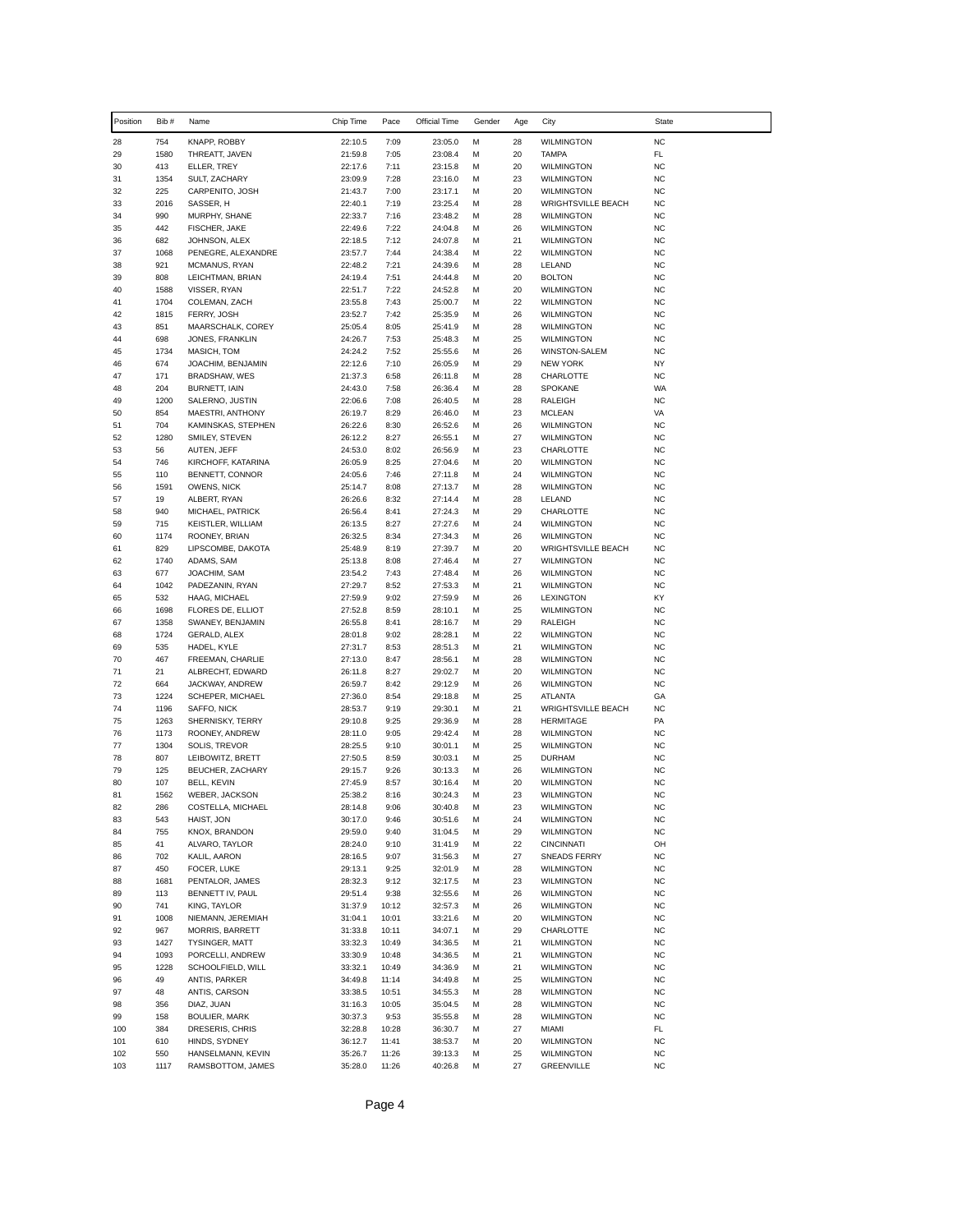| Position | Bib # | Name | Chip Time | Pace | Official Time | Gender | Age | City | State |
|---|---|---|---|---|---|---|---|---|---|
| 28 | 754 | KNAPP, ROBBY | 22:10.5 | 7:09 | 23:05.0 | M | 28 | WILMINGTON | NC |
| 29 | 1580 | THREATT, JAVEN | 21:59.8 | 7:05 | 23:08.4 | M | 20 | TAMPA | FL |
| 30 | 413 | ELLER, TREY | 22:17.6 | 7:11 | 23:15.8 | M | 20 | WILMINGTON | NC |
| 31 | 1354 | SULT, ZACHARY | 23:09.9 | 7:28 | 23:16.0 | M | 23 | WILMINGTON | NC |
| 32 | 225 | CARPENITO, JOSH | 21:43.7 | 7:00 | 23:17.1 | M | 20 | WILMINGTON | NC |
| 33 | 2016 | SASSER, H | 22:40.1 | 7:19 | 23:25.4 | M | 28 | WRIGHTSVILLE BEACH | NC |
| 34 | 990 | MURPHY, SHANE | 22:33.7 | 7:16 | 23:48.2 | M | 28 | WILMINGTON | NC |
| 35 | 442 | FISCHER, JAKE | 22:49.6 | 7:22 | 24:04.8 | M | 26 | WILMINGTON | NC |
| 36 | 682 | JOHNSON, ALEX | 22:18.5 | 7:12 | 24:07.8 | M | 21 | WILMINGTON | NC |
| 37 | 1068 | PENEGRE, ALEXANDRE | 23:57.7 | 7:44 | 24:38.4 | M | 22 | WILMINGTON | NC |
| 38 | 921 | MCMANUS, RYAN | 22:48.2 | 7:21 | 24:39.6 | M | 28 | LELAND | NC |
| 39 | 808 | LEICHTMAN, BRIAN | 24:19.4 | 7:51 | 24:44.8 | M | 20 | BOLTON | NC |
| 40 | 1588 | VISSER, RYAN | 22:51.7 | 7:22 | 24:52.8 | M | 20 | WILMINGTON | NC |
| 41 | 1704 | COLEMAN, ZACH | 23:55.8 | 7:43 | 25:00.7 | M | 22 | WILMINGTON | NC |
| 42 | 1815 | FERRY, JOSH | 23:52.7 | 7:42 | 25:35.9 | M | 26 | WILMINGTON | NC |
| 43 | 851 | MAARSCHALK, COREY | 25:05.4 | 8:05 | 25:41.9 | M | 28 | WILMINGTON | NC |
| 44 | 698 | JONES, FRANKLIN | 24:26.7 | 7:53 | 25:48.3 | M | 25 | WILMINGTON | NC |
| 45 | 1734 | MASICH, TOM | 24:24.2 | 7:52 | 25:55.6 | M | 26 | WINSTON-SALEM | NC |
| 46 | 674 | JOACHIM, BENJAMIN | 22:12.6 | 7:10 | 26:05.9 | M | 29 | NEW YORK | NY |
| 47 | 171 | BRADSHAW, WES | 21:37.3 | 6:58 | 26:11.8 | M | 28 | CHARLOTTE | NC |
| 48 | 204 | BURNETT, IAIN | 24:43.0 | 7:58 | 26:36.4 | M | 28 | SPOKANE | WA |
| 49 | 1200 | SALERNO, JUSTIN | 22:06.6 | 7:08 | 26:40.5 | M | 28 | RALEIGH | NC |
| 50 | 854 | MAESTRI, ANTHONY | 26:19.7 | 8:29 | 26:46.0 | M | 23 | MCLEAN | VA |
| 51 | 704 | KAMINSKAS, STEPHEN | 26:22.6 | 8:30 | 26:52.6 | M | 26 | WILMINGTON | NC |
| 52 | 1280 | SMILEY, STEVEN | 26:12.2 | 8:27 | 26:55.1 | M | 27 | WILMINGTON | NC |
| 53 | 56 | AUTEN, JEFF | 24:53.0 | 8:02 | 26:56.9 | M | 23 | CHARLOTTE | NC |
| 54 | 746 | KIRCHOFF, KATARINA | 26:05.9 | 8:25 | 27:04.6 | M | 20 | WILMINGTON | NC |
| 55 | 110 | BENNETT, CONNOR | 24:05.6 | 7:46 | 27:11.8 | M | 24 | WILMINGTON | NC |
| 56 | 1591 | OWENS, NICK | 25:14.7 | 8:08 | 27:13.7 | M | 28 | WILMINGTON | NC |
| 57 | 19 | ALBERT, RYAN | 26:26.6 | 8:32 | 27:14.4 | M | 28 | LELAND | NC |
| 58 | 940 | MICHAEL, PATRICK | 26:56.4 | 8:41 | 27:24.3 | M | 29 | CHARLOTTE | NC |
| 59 | 715 | KEISTLER, WILLIAM | 26:13.5 | 8:27 | 27:27.6 | M | 24 | WILMINGTON | NC |
| 60 | 1174 | ROONEY, BRIAN | 26:32.5 | 8:34 | 27:34.3 | M | 26 | WILMINGTON | NC |
| 61 | 829 | LIPSCOMBE, DAKOTA | 25:48.9 | 8:19 | 27:39.7 | M | 20 | WRIGHTSVILLE BEACH | NC |
| 62 | 1740 | ADAMS, SAM | 25:13.8 | 8:08 | 27:46.4 | M | 27 | WILMINGTON | NC |
| 63 | 677 | JOACHIM, SAM | 23:54.2 | 7:43 | 27:48.4 | M | 26 | WILMINGTON | NC |
| 64 | 1042 | PADEZANIN, RYAN | 27:29.7 | 8:52 | 27:53.3 | M | 21 | WILMINGTON | NC |
| 65 | 532 | HAAG, MICHAEL | 27:59.9 | 9:02 | 27:59.9 | M | 26 | LEXINGTON | KY |
| 66 | 1698 | FLORES DE, ELLIOT | 27:52.8 | 8:59 | 28:10.1 | M | 25 | WILMINGTON | NC |
| 67 | 1358 | SWANEY, BENJAMIN | 26:55.8 | 8:41 | 28:16.7 | M | 29 | RALEIGH | NC |
| 68 | 1724 | GERALD, ALEX | 28:01.8 | 9:02 | 28:28.1 | M | 22 | WILMINGTON | NC |
| 69 | 535 | HADEL, KYLE | 27:31.7 | 8:53 | 28:51.3 | M | 21 | WILMINGTON | NC |
| 70 | 467 | FREEMAN, CHARLIE | 27:13.0 | 8:47 | 28:56.1 | M | 28 | WILMINGTON | NC |
| 71 | 21 | ALBRECHT, EDWARD | 26:11.8 | 8:27 | 29:02.7 | M | 20 | WILMINGTON | NC |
| 72 | 664 | JACKWAY, ANDREW | 26:59.7 | 8:42 | 29:12.9 | M | 26 | WILMINGTON | NC |
| 73 | 1224 | SCHEPER, MICHAEL | 27:36.0 | 8:54 | 29:18.8 | M | 25 | ATLANTA | GA |
| 74 | 1196 | SAFFO, NICK | 28:53.7 | 9:19 | 29:30.1 | M | 21 | WRIGHTSVILLE BEACH | NC |
| 75 | 1263 | SHERNISKY, TERRY | 29:10.8 | 9:25 | 29:36.9 | M | 28 | HERMITAGE | PA |
| 76 | 1173 | ROONEY, ANDREW | 28:11.0 | 9:05 | 29:42.4 | M | 28 | WILMINGTON | NC |
| 77 | 1304 | SOLIS, TREVOR | 28:25.5 | 9:10 | 30:01.1 | M | 25 | WILMINGTON | NC |
| 78 | 807 | LEIBOWITZ, BRETT | 27:50.5 | 8:59 | 30:03.1 | M | 25 | DURHAM | NC |
| 79 | 125 | BEUCHER, ZACHARY | 29:15.7 | 9:26 | 30:13.3 | M | 26 | WILMINGTON | NC |
| 80 | 107 | BELL, KEVIN | 27:45.9 | 8:57 | 30:16.4 | M | 20 | WILMINGTON | NC |
| 81 | 1562 | WEBER, JACKSON | 25:38.2 | 8:16 | 30:24.3 | M | 23 | WILMINGTON | NC |
| 82 | 286 | COSTELLA, MICHAEL | 28:14.8 | 9:06 | 30:40.8 | M | 23 | WILMINGTON | NC |
| 83 | 543 | HAIST, JON | 30:17.0 | 9:46 | 30:51.6 | M | 24 | WILMINGTON | NC |
| 84 | 755 | KNOX, BRANDON | 29:59.0 | 9:40 | 31:04.5 | M | 29 | WILMINGTON | NC |
| 85 | 41 | ALVARO, TAYLOR | 28:24.0 | 9:10 | 31:41.9 | M | 22 | CINCINNATI | OH |
| 86 | 702 | KALIL, AARON | 28:16.5 | 9:07 | 31:56.3 | M | 27 | SNEADS FERRY | NC |
| 87 | 450 | FOCER, LUKE | 29:13.1 | 9:25 | 32:01.9 | M | 28 | WILMINGTON | NC |
| 88 | 1681 | PENTALOR, JAMES | 28:32.3 | 9:12 | 32:17.5 | M | 23 | WILMINGTON | NC |
| 89 | 113 | BENNETT IV, PAUL | 29:51.4 | 9:38 | 32:55.6 | M | 26 | WILMINGTON | NC |
| 90 | 741 | KING, TAYLOR | 31:37.9 | 10:12 | 32:57.3 | M | 26 | WILMINGTON | NC |
| 91 | 1008 | NIEMANN, JEREMIAH | 31:04.1 | 10:01 | 33:21.6 | M | 20 | WILMINGTON | NC |
| 92 | 967 | MORRIS, BARRETT | 31:33.8 | 10:11 | 34:07.1 | M | 29 | CHARLOTTE | NC |
| 93 | 1427 | TYSINGER, MATT | 33:32.3 | 10:49 | 34:36.5 | M | 21 | WILMINGTON | NC |
| 94 | 1093 | PORCELLI, ANDREW | 33:30.9 | 10:48 | 34:36.5 | M | 21 | WILMINGTON | NC |
| 95 | 1228 | SCHOOLFIELD, WILL | 33:32.1 | 10:49 | 34:36.9 | M | 21 | WILMINGTON | NC |
| 96 | 49 | ANTIS, PARKER | 34:49.8 | 11:14 | 34:49.8 | M | 25 | WILMINGTON | NC |
| 97 | 48 | ANTIS, CARSON | 33:38.5 | 10:51 | 34:55.3 | M | 28 | WILMINGTON | NC |
| 98 | 356 | DIAZ, JUAN | 31:16.3 | 10:05 | 35:04.5 | M | 28 | WILMINGTON | NC |
| 99 | 158 | BOULIER, MARK | 30:37.3 | 9:53 | 35:55.8 | M | 28 | WILMINGTON | NC |
| 100 | 384 | DRESERIS, CHRIS | 32:28.8 | 10:28 | 36:30.7 | M | 27 | MIAMI | FL |
| 101 | 610 | HINDS, SYDNEY | 36:12.7 | 11:41 | 38:53.7 | M | 20 | WILMINGTON | NC |
| 102 | 550 | HANSELMANN, KEVIN | 35:26.7 | 11:26 | 39:13.3 | M | 25 | WILMINGTON | NC |
| 103 | 1117 | RAMSBOTTOM, JAMES | 35:28.0 | 11:26 | 40:26.8 | M | 27 | GREENVILLE | NC |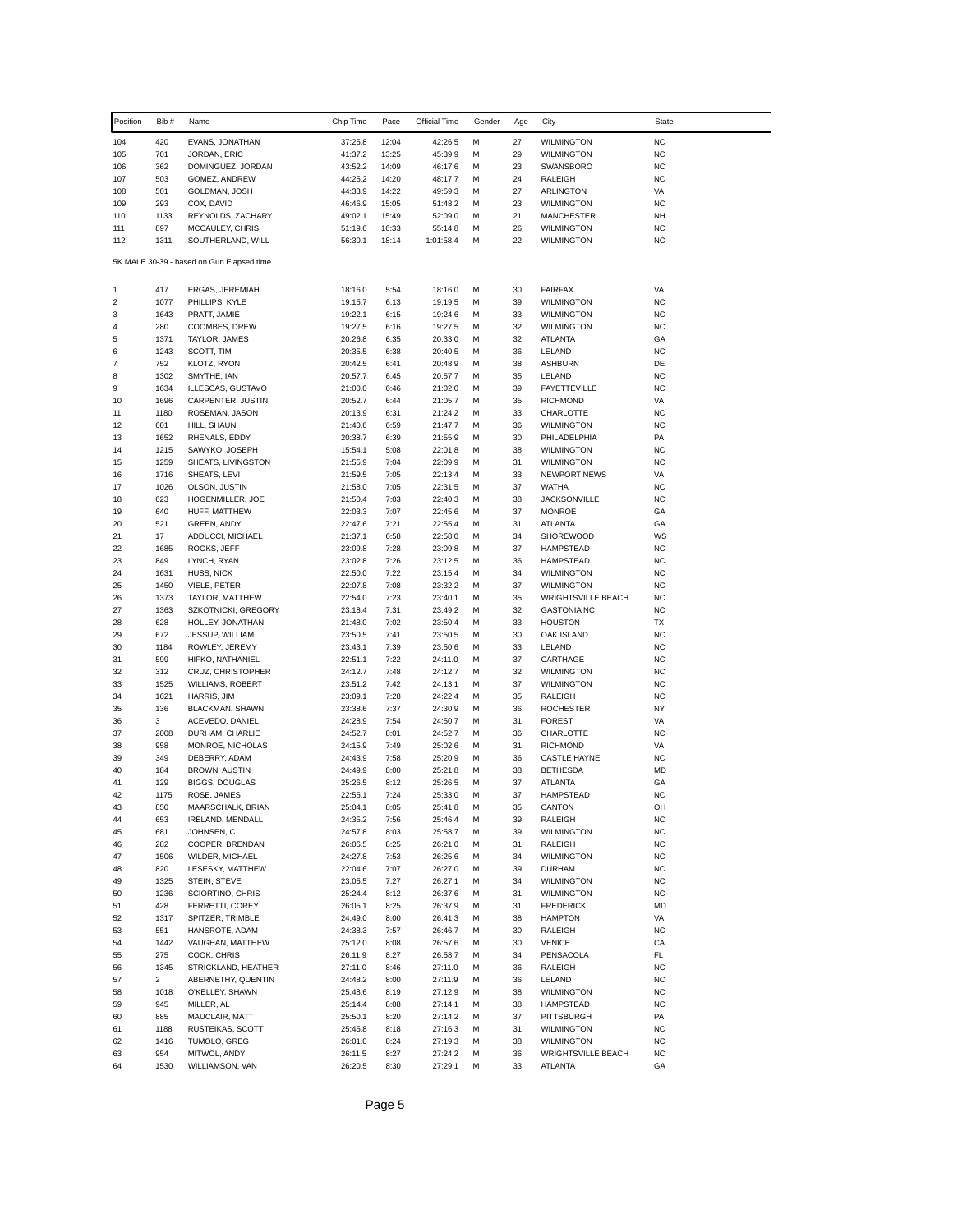| Position | Bib # | Name | Chip Time | Pace | Official Time | Gender | Age | City | State |
|---|---|---|---|---|---|---|---|---|---|
| 104 | 420 | EVANS, JONATHAN | 37:25.8 | 12:04 | 42:26.5 | M | 27 | WILMINGTON | NC |
| 105 | 701 | JORDAN, ERIC | 41:37.2 | 13:25 | 45:39.9 | M | 29 | WILMINGTON | NC |
| 106 | 362 | DOMINGUEZ, JORDAN | 43:52.2 | 14:09 | 46:17.6 | M | 23 | SWANSBORO | NC |
| 107 | 503 | GOMEZ, ANDREW | 44:25.2 | 14:20 | 48:17.7 | M | 24 | RALEIGH | NC |
| 108 | 501 | GOLDMAN, JOSH | 44:33.9 | 14:22 | 49:59.3 | M | 27 | ARLINGTON | VA |
| 109 | 293 | COX, DAVID | 46:46.9 | 15:05 | 51:48.2 | M | 23 | WILMINGTON | NC |
| 110 | 1133 | REYNOLDS, ZACHARY | 49:02.1 | 15:49 | 52:09.0 | M | 21 | MANCHESTER | NH |
| 111 | 897 | MCCAULEY, CHRIS | 51:19.6 | 16:33 | 55:14.8 | M | 26 | WILMINGTON | NC |
| 112 | 1311 | SOUTHERLAND, WILL | 56:30.1 | 18:14 | 1:01:58.4 | M | 22 | WILMINGTON | NC |

5K MALE 30-39 - based on Gun Elapsed time

| Position | Bib # | Name | Chip Time | Pace | Official Time | Gender | Age | City | State |
|---|---|---|---|---|---|---|---|---|---|
| 1 | 417 | ERGAS, JEREMIAH | 18:16.0 | 5:54 | 18:16.0 | M | 30 | FAIRFAX | VA |
| 2 | 1077 | PHILLIPS, KYLE | 19:15.7 | 6:13 | 19:19.5 | M | 39 | WILMINGTON | NC |
| 3 | 1643 | PRATT, JAMIE | 19:22.1 | 6:15 | 19:24.6 | M | 33 | WILMINGTON | NC |
| 4 | 280 | COOMBES, DREW | 19:27.5 | 6:16 | 19:27.5 | M | 32 | WILMINGTON | NC |
| 5 | 1371 | TAYLOR, JAMES | 20:26.8 | 6:35 | 20:33.0 | M | 32 | ATLANTA | GA |
| 6 | 1243 | SCOTT, TIM | 20:35.5 | 6:38 | 20:40.5 | M | 36 | LELAND | NC |
| 7 | 752 | KLOTZ, RYON | 20:42.5 | 6:41 | 20:48.9 | M | 38 | ASHBURN | DE |
| 8 | 1302 | SMYTHE, IAN | 20:57.7 | 6:45 | 20:57.7 | M | 35 | LELAND | NC |
| 9 | 1634 | ILLESCAS, GUSTAVO | 21:00.0 | 6:46 | 21:02.0 | M | 39 | FAYETTEVILLE | NC |
| 10 | 1696 | CARPENTER, JUSTIN | 20:52.7 | 6:44 | 21:05.7 | M | 35 | RICHMOND | VA |
| 11 | 1180 | ROSEMAN, JASON | 20:13.9 | 6:31 | 21:24.2 | M | 33 | CHARLOTTE | NC |
| 12 | 601 | HILL, SHAUN | 21:40.6 | 6:59 | 21:47.7 | M | 36 | WILMINGTON | NC |
| 13 | 1652 | RHENALS, EDDY | 20:38.7 | 6:39 | 21:55.9 | M | 30 | PHILADELPHIA | PA |
| 14 | 1215 | SAWYKO, JOSEPH | 15:54.1 | 5:08 | 22:01.8 | M | 38 | WILMINGTON | NC |
| 15 | 1259 | SHEATS, LIVINGSTON | 21:55.9 | 7:04 | 22:09.9 | M | 31 | WILMINGTON | NC |
| 16 | 1716 | SHEATS, LEVI | 21:59.5 | 7:05 | 22:13.4 | M | 33 | NEWPORT NEWS | VA |
| 17 | 1026 | OLSON, JUSTIN | 21:58.0 | 7:05 | 22:31.5 | M | 37 | WATHA | NC |
| 18 | 623 | HOGENMILLER, JOE | 21:50.4 | 7:03 | 22:40.3 | M | 38 | JACKSONVILLE | NC |
| 19 | 640 | HUFF, MATTHEW | 22:03.3 | 7:07 | 22:45.6 | M | 37 | MONROE | GA |
| 20 | 521 | GREEN, ANDY | 22:47.6 | 7:21 | 22:55.4 | M | 31 | ATLANTA | GA |
| 21 | 17 | ADDUCCI, MICHAEL | 21:37.1 | 6:58 | 22:58.0 | M | 34 | SHOREWOOD | WS |
| 22 | 1685 | ROOKS, JEFF | 23:09.8 | 7:28 | 23:09.8 | M | 37 | HAMPSTEAD | NC |
| 23 | 849 | LYNCH, RYAN | 23:02.8 | 7:26 | 23:12.5 | M | 36 | HAMPSTEAD | NC |
| 24 | 1631 | HUSS, NICK | 22:50.0 | 7:22 | 23:15.4 | M | 34 | WILMINGTON | NC |
| 25 | 1450 | VIELE, PETER | 22:07.8 | 7:08 | 23:32.2 | M | 37 | WILMINGTON | NC |
| 26 | 1373 | TAYLOR, MATTHEW | 22:54.0 | 7:23 | 23:40.1 | M | 35 | WRIGHTSVILLE BEACH | NC |
| 27 | 1363 | SZKOTNICKI, GREGORY | 23:18.4 | 7:31 | 23:49.2 | M | 32 | GASTONIA NC | NC |
| 28 | 628 | HOLLEY, JONATHAN | 21:48.0 | 7:02 | 23:50.4 | M | 33 | HOUSTON | TX |
| 29 | 672 | JESSUP, WILLIAM | 23:50.5 | 7:41 | 23:50.5 | M | 30 | OAK ISLAND | NC |
| 30 | 1184 | ROWLEY, JEREMY | 23:43.1 | 7:39 | 23:50.6 | M | 33 | LELAND | NC |
| 31 | 599 | HIFKO, NATHANIEL | 22:51.1 | 7:22 | 24:11.0 | M | 37 | CARTHAGE | NC |
| 32 | 312 | CRUZ, CHRISTOPHER | 24:12.7 | 7:48 | 24:12.7 | M | 32 | WILMINGTON | NC |
| 33 | 1525 | WILLIAMS, ROBERT | 23:51.2 | 7:42 | 24:13.1 | M | 37 | WILMINGTON | NC |
| 34 | 1621 | HARRIS, JIM | 23:09.1 | 7:28 | 24:22.4 | M | 35 | RALEIGH | NC |
| 35 | 136 | BLACKMAN, SHAWN | 23:38.6 | 7:37 | 24:30.9 | M | 36 | ROCHESTER | NY |
| 36 | 3 | ACEVEDO, DANIEL | 24:28.9 | 7:54 | 24:50.7 | M | 31 | FOREST | VA |
| 37 | 2008 | DURHAM, CHARLIE | 24:52.7 | 8:01 | 24:52.7 | M | 36 | CHARLOTTE | NC |
| 38 | 958 | MONROE, NICHOLAS | 24:15.9 | 7:49 | 25:02.6 | M | 31 | RICHMOND | VA |
| 39 | 349 | DEBERRY, ADAM | 24:43.9 | 7:58 | 25:20.9 | M | 36 | CASTLE HAYNE | NC |
| 40 | 184 | BROWN, AUSTIN | 24:49.9 | 8:00 | 25:21.8 | M | 38 | BETHESDA | MD |
| 41 | 129 | BIGGS, DOUGLAS | 25:26.5 | 8:12 | 25:26.5 | M | 37 | ATLANTA | GA |
| 42 | 1175 | ROSE, JAMES | 22:55.1 | 7:24 | 25:33.0 | M | 37 | HAMPSTEAD | NC |
| 43 | 850 | MAARSCHALK, BRIAN | 25:04.1 | 8:05 | 25:41.8 | M | 35 | CANTON | OH |
| 44 | 653 | IRELAND, MENDALL | 24:35.2 | 7:56 | 25:46.4 | M | 39 | RALEIGH | NC |
| 45 | 681 | JOHNSEN, C. | 24:57.8 | 8:03 | 25:58.7 | M | 39 | WILMINGTON | NC |
| 46 | 282 | COOPER, BRENDAN | 26:06.5 | 8:25 | 26:21.0 | M | 31 | RALEIGH | NC |
| 47 | 1506 | WILDER, MICHAEL | 24:27.8 | 7:53 | 26:25.6 | M | 34 | WILMINGTON | NC |
| 48 | 820 | LESESKY, MATTHEW | 22:04.6 | 7:07 | 26:27.0 | M | 39 | DURHAM | NC |
| 49 | 1325 | STEIN, STEVE | 23:05.5 | 7:27 | 26:27.1 | M | 34 | WILMINGTON | NC |
| 50 | 1236 | SCIORTINO, CHRIS | 25:24.4 | 8:12 | 26:37.6 | M | 31 | WILMINGTON | NC |
| 51 | 428 | FERRETTI, COREY | 26:05.1 | 8:25 | 26:37.9 | M | 31 | FREDERICK | MD |
| 52 | 1317 | SPITZER, TRIMBLE | 24:49.0 | 8:00 | 26:41.3 | M | 38 | HAMPTON | VA |
| 53 | 551 | HANSROTE, ADAM | 24:38.3 | 7:57 | 26:46.7 | M | 30 | RALEIGH | NC |
| 54 | 1442 | VAUGHAN, MATTHEW | 25:12.0 | 8:08 | 26:57.6 | M | 30 | VENICE | CA |
| 55 | 275 | COOK, CHRIS | 26:11.9 | 8:27 | 26:58.7 | M | 34 | PENSACOLA | FL |
| 56 | 1345 | STRICKLAND, HEATHER | 27:11.0 | 8:46 | 27:11.0 | M | 36 | RALEIGH | NC |
| 57 | 2 | ABERNETHY, QUENTIN | 24:48.2 | 8:00 | 27:11.9 | M | 36 | LELAND | NC |
| 58 | 1018 | O'KELLEY, SHAWN | 25:48.6 | 8:19 | 27:12.9 | M | 38 | WILMINGTON | NC |
| 59 | 945 | MILLER, AL | 25:14.4 | 8:08 | 27:14.1 | M | 38 | HAMPSTEAD | NC |
| 60 | 885 | MAUCLAIR, MATT | 25:50.1 | 8:20 | 27:14.2 | M | 37 | PITTSBURGH | PA |
| 61 | 1188 | RUSTEIKAS, SCOTT | 25:45.8 | 8:18 | 27:16.3 | M | 31 | WILMINGTON | NC |
| 62 | 1416 | TUMOLO, GREG | 26:01.0 | 8:24 | 27:19.3 | M | 38 | WILMINGTON | NC |
| 63 | 954 | MITWOL, ANDY | 26:11.5 | 8:27 | 27:24.2 | M | 36 | WRIGHTSVILLE BEACH | NC |
| 64 | 1530 | WILLIAMSON, VAN | 26:20.5 | 8:30 | 27:29.1 | M | 33 | ATLANTA | GA |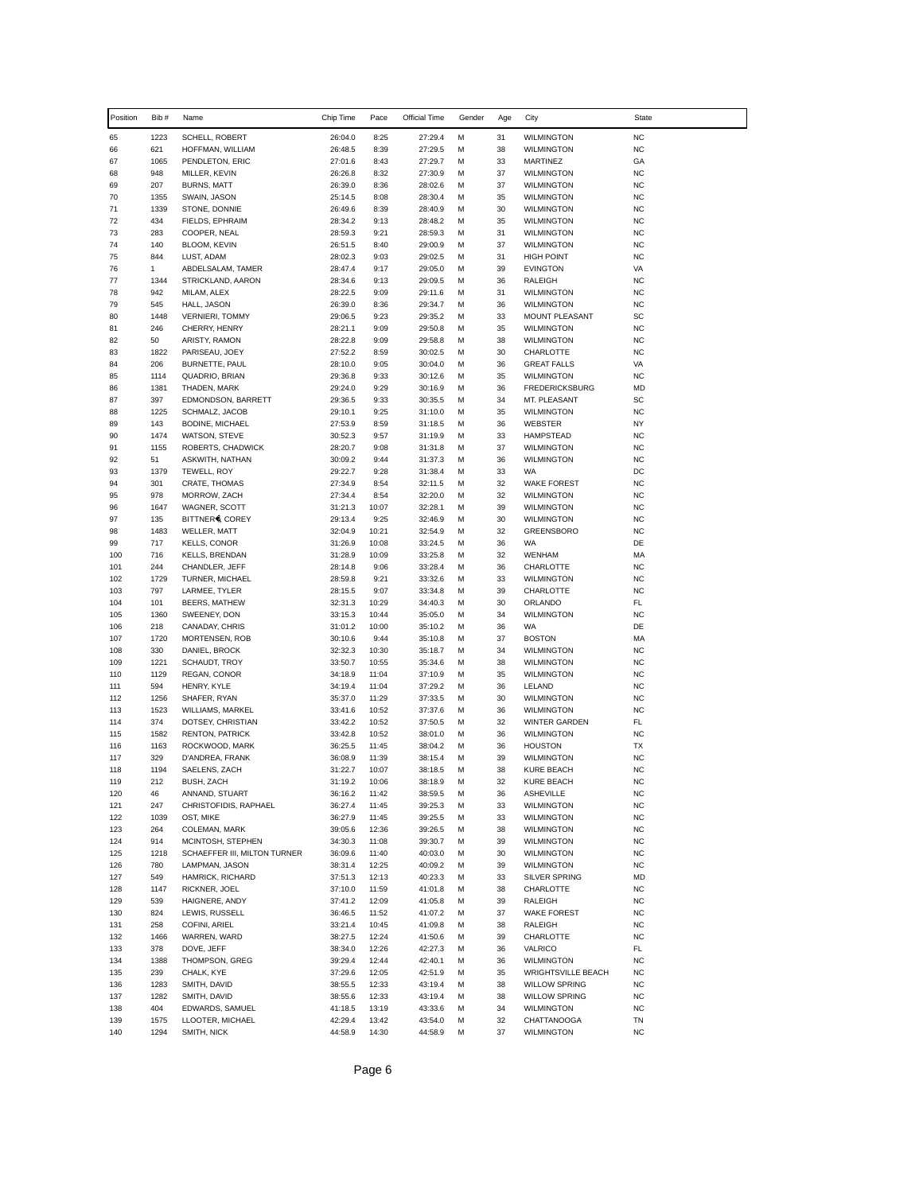| Position | Bib # | Name | Chip Time | Pace | Official Time | Gender | Age | City | State |
|---|---|---|---|---|---|---|---|---|---|
| 65 | 1223 | SCHELL, ROBERT | 26:04.0 | 8:25 | 27:29.4 | M | 31 | WILMINGTON | NC |
| 66 | 621 | HOFFMAN, WILLIAM | 26:48.5 | 8:39 | 27:29.5 | M | 38 | WILMINGTON | NC |
| 67 | 1065 | PENDLETON, ERIC | 27:01.6 | 8:43 | 27:29.7 | M | 33 | MARTINEZ | GA |
| 68 | 948 | MILLER, KEVIN | 26:26.8 | 8:32 | 27:30.9 | M | 37 | WILMINGTON | NC |
| 69 | 207 | BURNS, MATT | 26:39.0 | 8:36 | 28:02.6 | M | 37 | WILMINGTON | NC |
| 70 | 1355 | SWAIN, JASON | 25:14.5 | 8:08 | 28:30.4 | M | 35 | WILMINGTON | NC |
| 71 | 1339 | STONE, DONNIE | 26:49.6 | 8:39 | 28:40.9 | M | 30 | WILMINGTON | NC |
| 72 | 434 | FIELDS, EPHRAIM | 28:34.2 | 9:13 | 28:48.2 | M | 35 | WILMINGTON | NC |
| 73 | 283 | COOPER, NEAL | 28:59.3 | 9:21 | 28:59.3 | M | 31 | WILMINGTON | NC |
| 74 | 140 | BLOOM, KEVIN | 26:51.5 | 8:40 | 29:00.9 | M | 37 | WILMINGTON | NC |
| 75 | 844 | LUST, ADAM | 28:02.3 | 9:03 | 29:02.5 | M | 31 | HIGH POINT | NC |
| 76 | 1 | ABDELSALAM, TAMER | 28:47.4 | 9:17 | 29:05.0 | M | 39 | EVINGTON | VA |
| 77 | 1344 | STRICKLAND, AARON | 28:34.6 | 9:13 | 29:09.5 | M | 36 | RALEIGH | NC |
| 78 | 942 | MILAM, ALEX | 28:22.5 | 9:09 | 29:11.6 | M | 31 | WILMINGTON | NC |
| 79 | 545 | HALL, JASON | 26:39.0 | 8:36 | 29:34.7 | M | 36 | WILMINGTON | NC |
| 80 | 1448 | VERNIERI, TOMMY | 29:06.5 | 9:23 | 29:35.2 | M | 33 | MOUNT PLEASANT | SC |
| 81 | 246 | CHERRY, HENRY | 28:21.1 | 9:09 | 29:50.8 | M | 35 | WILMINGTON | NC |
| 82 | 50 | ARISTY, RAMON | 28:22.8 | 9:09 | 29:58.8 | M | 38 | WILMINGTON | NC |
| 83 | 1822 | PARISEAU, JOEY | 27:52.2 | 8:59 | 30:02.5 | M | 30 | CHARLOTTE | NC |
| 84 | 206 | BURNETTE, PAUL | 28:10.0 | 9:05 | 30:04.0 | M | 36 | GREAT FALLS | VA |
| 85 | 1114 | QUADRIO, BRIAN | 29:36.8 | 9:33 | 30:12.6 | M | 35 | WILMINGTON | NC |
| 86 | 1381 | THADEN, MARK | 29:24.0 | 9:29 | 30:16.9 | M | 36 | FREDERICKSBURG | MD |
| 87 | 397 | EDMONDSON, BARRETT | 29:36.5 | 9:33 | 30:35.5 | M | 34 | MT. PLEASANT | SC |
| 88 | 1225 | SCHMALZ, JACOB | 29:10.1 | 9:25 | 31:10.0 | M | 35 | WILMINGTON | NC |
| 89 | 143 | BODINE, MICHAEL | 27:53.9 | 8:59 | 31:18.5 | M | 36 | WEBSTER | NY |
| 90 | 1474 | WATSON, STEVE | 30:52.3 | 9:57 | 31:19.9 | M | 33 | HAMPSTEAD | NC |
| 91 | 1155 | ROBERTS, CHADWICK | 28:20.7 | 9:08 | 31:31.8 | M | 37 | WILMINGTON | NC |
| 92 | 51 | ASKWITH, NATHAN | 30:09.2 | 9:44 | 31:37.3 | M | 36 | WILMINGTON | NC |
| 93 | 1379 | TEWELL, ROY | 29:22.7 | 9:28 | 31:38.4 | M | 33 | WA | DC |
| 94 | 301 | CRATE, THOMAS | 27:34.9 | 8:54 | 32:11.5 | M | 32 | WAKE FOREST | NC |
| 95 | 978 | MORROW, ZACH | 27:34.4 | 8:54 | 32:20.0 | M | 32 | WILMINGTON | NC |
| 96 | 1647 | WAGNER, SCOTT | 31:21.3 | 10:07 | 32:28.1 | M | 39 | WILMINGTON | NC |
| 97 | 135 | BITTNER�, COREY | 29:13.4 | 9:25 | 32:46.9 | M | 30 | WILMINGTON | NC |
| 98 | 1483 | WELLER, MATT | 32:04.9 | 10:21 | 32:54.9 | M | 32 | GREENSBORO | NC |
| 99 | 717 | KELLS, CONOR | 31:26.9 | 10:08 | 33:24.5 | M | 36 | WA | DE |
| 100 | 716 | KELLS, BRENDAN | 31:28.9 | 10:09 | 33:25.8 | M | 32 | WENHAM | MA |
| 101 | 244 | CHANDLER, JEFF | 28:14.8 | 9:06 | 33:28.4 | M | 36 | CHARLOTTE | NC |
| 102 | 1729 | TURNER, MICHAEL | 28:59.8 | 9:21 | 33:32.6 | M | 33 | WILMINGTON | NC |
| 103 | 797 | LARMEE, TYLER | 28:15.5 | 9:07 | 33:34.8 | M | 39 | CHARLOTTE | NC |
| 104 | 101 | BEERS, MATHEW | 32:31.3 | 10:29 | 34:40.3 | M | 30 | ORLANDO | FL |
| 105 | 1360 | SWEENEY, DON | 33:15.3 | 10:44 | 35:05.0 | M | 34 | WILMINGTON | NC |
| 106 | 218 | CANADAY, CHRIS | 31:01.2 | 10:00 | 35:10.2 | M | 36 | WA | DE |
| 107 | 1720 | MORTENSEN, ROB | 30:10.6 | 9:44 | 35:10.8 | M | 37 | BOSTON | MA |
| 108 | 330 | DANIEL, BROCK | 32:32.3 | 10:30 | 35:18.7 | M | 34 | WILMINGTON | NC |
| 109 | 1221 | SCHAUDT, TROY | 33:50.7 | 10:55 | 35:34.6 | M | 38 | WILMINGTON | NC |
| 110 | 1129 | REGAN, CONOR | 34:18.9 | 11:04 | 37:10.9 | M | 35 | WILMINGTON | NC |
| 111 | 594 | HENRY, KYLE | 34:19.4 | 11:04 | 37:29.2 | M | 36 | LELAND | NC |
| 112 | 1256 | SHAFER, RYAN | 35:37.0 | 11:29 | 37:33.5 | M | 30 | WILMINGTON | NC |
| 113 | 1523 | WILLIAMS, MARKEL | 33:41.6 | 10:52 | 37:37.6 | M | 36 | WILMINGTON | NC |
| 114 | 374 | DOTSEY, CHRISTIAN | 33:42.2 | 10:52 | 37:50.5 | M | 32 | WINTER GARDEN | FL |
| 115 | 1582 | RENTON, PATRICK | 33:42.8 | 10:52 | 38:01.0 | M | 36 | WILMINGTON | NC |
| 116 | 1163 | ROCKWOOD, MARK | 36:25.5 | 11:45 | 38:04.2 | M | 36 | HOUSTON | TX |
| 117 | 329 | D'ANDREA, FRANK | 36:08.9 | 11:39 | 38:15.4 | M | 39 | WILMINGTON | NC |
| 118 | 1194 | SAELENS, ZACH | 31:22.7 | 10:07 | 38:18.5 | M | 38 | KURE BEACH | NC |
| 119 | 212 | BUSH, ZACH | 31:19.2 | 10:06 | 38:18.9 | M | 32 | KURE BEACH | NC |
| 120 | 46 | ANNAND, STUART | 36:16.2 | 11:42 | 38:59.5 | M | 36 | ASHEVILLE | NC |
| 121 | 247 | CHRISTOFIDIS, RAPHAEL | 36:27.4 | 11:45 | 39:25.3 | M | 33 | WILMINGTON | NC |
| 122 | 1039 | OST, MIKE | 36:27.9 | 11:45 | 39:25.5 | M | 33 | WILMINGTON | NC |
| 123 | 264 | COLEMAN, MARK | 39:05.6 | 12:36 | 39:26.5 | M | 38 | WILMINGTON | NC |
| 124 | 914 | MCINTOSH, STEPHEN | 34:30.3 | 11:08 | 39:30.7 | M | 39 | WILMINGTON | NC |
| 125 | 1218 | SCHAEFFER III, MILTON TURNER | 36:09.6 | 11:40 | 40:03.0 | M | 30 | WILMINGTON | NC |
| 126 | 780 | LAMPMAN, JASON | 38:31.4 | 12:25 | 40:09.2 | M | 39 | WILMINGTON | NC |
| 127 | 549 | HAMRICK, RICHARD | 37:51.3 | 12:13 | 40:23.3 | M | 33 | SILVER SPRING | MD |
| 128 | 1147 | RICKNER, JOEL | 37:10.0 | 11:59 | 41:01.8 | M | 38 | CHARLOTTE | NC |
| 129 | 539 | HAIGNERE, ANDY | 37:41.2 | 12:09 | 41:05.8 | M | 39 | RALEIGH | NC |
| 130 | 824 | LEWIS, RUSSELL | 36:46.5 | 11:52 | 41:07.2 | M | 37 | WAKE FOREST | NC |
| 131 | 258 | COFINI, ARIEL | 33:21.4 | 10:45 | 41:09.8 | M | 38 | RALEIGH | NC |
| 132 | 1466 | WARREN, WARD | 38:27.5 | 12:24 | 41:50.6 | M | 39 | CHARLOTTE | NC |
| 133 | 378 | DOVE, JEFF | 38:34.0 | 12:26 | 42:27.3 | M | 36 | VALRICO | FL |
| 134 | 1388 | THOMPSON, GREG | 39:29.4 | 12:44 | 42:40.1 | M | 36 | WILMINGTON | NC |
| 135 | 239 | CHALK, KYE | 37:29.6 | 12:05 | 42:51.9 | M | 35 | WRIGHTSVILLE BEACH | NC |
| 136 | 1283 | SMITH, DAVID | 38:55.5 | 12:33 | 43:19.4 | M | 38 | WILLOW SPRING | NC |
| 137 | 1282 | SMITH, DAVID | 38:55.6 | 12:33 | 43:19.4 | M | 38 | WILLOW SPRING | NC |
| 138 | 404 | EDWARDS, SAMUEL | 41:18.5 | 13:19 | 43:33.6 | M | 34 | WILMINGTON | NC |
| 139 | 1575 | LLOOTER, MICHAEL | 42:29.4 | 13:42 | 43:54.0 | M | 32 | CHATTANOOGA | TN |
| 140 | 1294 | SMITH, NICK | 44:58.9 | 14:30 | 44:58.9 | M | 37 | WILMINGTON | NC |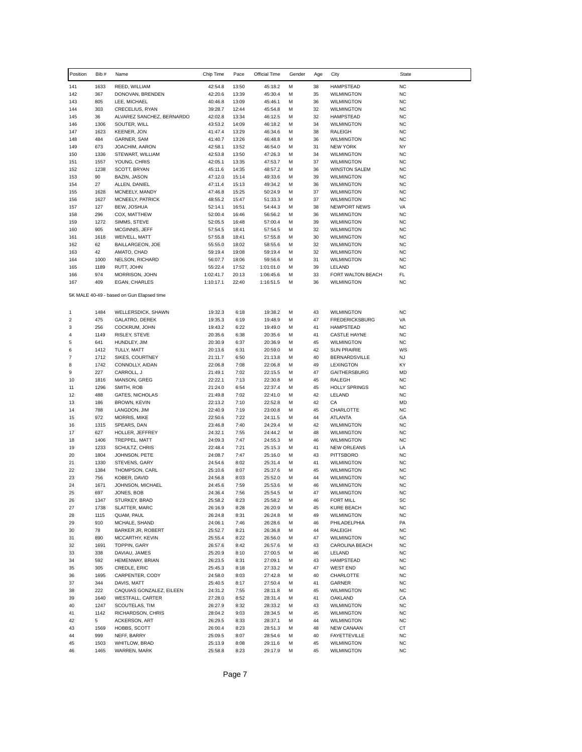| Position | Bib # | Name | Chip Time | Pace | Official Time | Gender | Age | City | State |
|---|---|---|---|---|---|---|---|---|---|
| 141 | 1633 | REED, WILLIAM | 42:54.8 | 13:50 | 45:18.2 | M | 38 | HAMPSTEAD | NC |
| 142 | 367 | DONOVAN, BRENDEN | 42:20.6 | 13:39 | 45:30.4 | M | 35 | WILMINGTON | NC |
| 143 | 805 | LEE, MICHAEL | 40:46.8 | 13:09 | 45:46.1 | M | 36 | WILMINGTON | NC |
| 144 | 303 | CRECELIUS, RYAN | 39:28.7 | 12:44 | 45:54.8 | M | 32 | WILMINGTON | NC |
| 145 | 36 | ALVAREZ SANCHEZ, BERNARDO | 42:02.8 | 13:34 | 46:12.5 | M | 32 | HAMPSTEAD | NC |
| 146 | 1306 | SOUTER, WILL | 43:53.2 | 14:09 | 46:18.2 | M | 34 | WILMINGTON | NC |
| 147 | 1623 | KEENER, JON | 41:47.4 | 13:29 | 46:34.6 | M | 38 | RALEIGH | NC |
| 148 | 484 | GARNER, SAM | 41:40.7 | 13:26 | 46:48.8 | M | 36 | WILMINGTON | NC |
| 149 | 673 | JOACHIM, AARON | 42:58.1 | 13:52 | 46:54.0 | M | 31 | NEW YORK | NY |
| 150 | 1336 | STEWART, WILLIAM | 42:53.8 | 13:50 | 47:26.3 | M | 34 | WILMINGTON | NC |
| 151 | 1557 | YOUNG, CHRIS | 42:05.1 | 13:35 | 47:53.7 | M | 37 | WILMINGTON | NC |
| 152 | 1238 | SCOTT, BRYAN | 45:11.6 | 14:35 | 48:57.2 | M | 36 | WINSTON SALEM | NC |
| 153 | 90 | BAZIN, JASON | 47:12.0 | 15:14 | 49:33.6 | M | 39 | WILMINGTON | NC |
| 154 | 27 | ALLEN, DANIEL | 47:11.4 | 15:13 | 49:34.2 | M | 36 | WILMINGTON | NC |
| 155 | 1628 | MCNEELY, MANDY | 47:46.8 | 15:25 | 50:24.9 | M | 37 | WILMINGTON | NC |
| 156 | 1627 | MCNEELY, PATRICK | 48:55.2 | 15:47 | 51:33.3 | M | 37 | WILMINGTON | NC |
| 157 | 127 | BEW, JOSHUA | 52:14.1 | 16:51 | 54:44.3 | M | 38 | NEWPORT NEWS | VA |
| 158 | 296 | COX, MATTHEW | 52:00.4 | 16:46 | 56:56.2 | M | 36 | WILMINGTON | NC |
| 159 | 1272 | SIMMS, STEVE | 52:05.5 | 16:48 | 57:00.4 | M | 39 | WILMINGTON | NC |
| 160 | 905 | MCGINNIS, JEFF | 57:54.5 | 18:41 | 57:54.5 | M | 32 | WILMINGTON | NC |
| 161 | 1618 | WEIVELL, MATT | 57:55.8 | 18:41 | 57:55.8 | M | 30 | WILMINGTON | NC |
| 162 | 62 | BAILLARGEON, JOE | 55:55.0 | 18:02 | 58:55.6 | M | 32 | WILMINGTON | NC |
| 163 | 42 | AMATO, CHAD | 59:19.4 | 19:08 | 59:19.4 | M | 32 | WILMINGTON | NC |
| 164 | 1000 | NELSON, RICHARD | 56:07.7 | 18:06 | 59:56.6 | M | 31 | WILMINGTON | NC |
| 165 | 1189 | RUTT, JOHN | 55:22.4 | 17:52 | 1:01:01.0 | M | 39 | LELAND | NC |
| 166 | 974 | MORRISON, JOHN | 1:02:41.7 | 20:13 | 1:06:45.6 | M | 33 | FORT WALTON BEACH | FL |
| 167 | 409 | EGAN, CHARLES | 1:10:17.1 | 22:40 | 1:16:51.5 | M | 36 | WILMINGTON | NC |

5K MALE 40-49 - based on Gun Elapsed time

| Position | Bib # | Name | Chip Time | Pace | Official Time | Gender | Age | City | State |
|---|---|---|---|---|---|---|---|---|---|
| 1 | 1484 | WELLERSDICK, SHAWN | 19:32.3 | 6:18 | 19:38.2 | M | 43 | WILMINGTON | NC |
| 2 | 475 | GALATRO, DEREK | 19:35.3 | 6:19 | 19:48.9 | M | 47 | FREDERICKSBURG | VA |
| 3 | 256 | COCKRUM, JOHN | 19:43.2 | 6:22 | 19:49.0 | M | 41 | HAMPSTEAD | NC |
| 4 | 1149 | RISLEY, STEVE | 20:35.6 | 6:38 | 20:35.6 | M | 41 | CASTLE HAYNE | NC |
| 5 | 641 | HUNDLEY, JIM | 20:30.9 | 6:37 | 20:36.9 | M | 45 | WILMINGTON | NC |
| 6 | 1412 | TULLY, MATT | 20:13.6 | 6:31 | 20:59.0 | M | 42 | SUN PRAIRIE | WS |
| 7 | 1712 | SIKES, COURTNEY | 21:11.7 | 6:50 | 21:13.8 | M | 40 | BERNARDSVILLE | NJ |
| 8 | 1742 | CONNOLLY, AIDAN | 22:06.8 | 7:08 | 22:06.8 | M | 49 | LEXINGTON | KY |
| 9 | 227 | CARROLL, J | 21:49.1 | 7:02 | 22:15.5 | M | 47 | GAITHERSBURG | MD |
| 10 | 1816 | MANSON, GREG | 22:22.1 | 7:13 | 22:30.8 | M | 45 | RALEGH | NC |
| 11 | 1296 | SMITH, ROB | 21:24.0 | 6:54 | 22:37.4 | M | 45 | HOLLY SPRINGS | NC |
| 12 | 488 | GATES, NICHOLAS | 21:49.8 | 7:02 | 22:41.0 | M | 42 | LELAND | NC |
| 13 | 186 | BROWN, KEVIN | 22:13.2 | 7:10 | 22:52.8 | M | 42 | CA | MD |
| 14 | 788 | LANGDON, JIM | 22:40.9 | 7:19 | 23:00.8 | M | 45 | CHARLOTTE | NC |
| 15 | 972 | MORRIS, MIKE | 22:50.6 | 7:22 | 24:11.5 | M | 44 | ATLANTA | GA |
| 16 | 1315 | SPEARS, DAN | 23:46.8 | 7:40 | 24:29.4 | M | 42 | WILMINGTON | NC |
| 17 | 627 | HOLLER, JEFFREY | 24:32.1 | 7:55 | 24:44.2 | M | 48 | WILMINGTON | NC |
| 18 | 1406 | TREPPEL, MATT | 24:09.3 | 7:47 | 24:55.3 | M | 46 | WILMINGTON | NC |
| 19 | 1233 | SCHULTZ, CHRIS | 22:48.4 | 7:21 | 25:15.3 | M | 41 | NEW ORLEANS | LA |
| 20 | 1804 | JOHNSON, PETE | 24:08.7 | 7:47 | 25:16.0 | M | 43 | PITTSBORO | NC |
| 21 | 1330 | STEVENS, GARY | 24:54.6 | 8:02 | 25:31.4 | M | 41 | WILMINGTON | NC |
| 22 | 1384 | THOMPSON, CARL | 25:10.6 | 8:07 | 25:37.6 | M | 45 | WILMINGTON | NC |
| 23 | 756 | KOBER, DAVID | 24:56.8 | 8:03 | 25:52.0 | M | 44 | WILMINGTON | NC |
| 24 | 1671 | JOHNSON, MICHAEL | 24:45.6 | 7:59 | 25:53.6 | M | 46 | WILMINGTON | NC |
| 25 | 697 | JONES, BOB | 24:36.4 | 7:56 | 25:54.5 | M | 47 | WILMINGTON | NC |
| 26 | 1347 | STURKEY, BRAD | 25:58.2 | 8:23 | 25:58.2 | M | 46 | FORT MILL | SC |
| 27 | 1738 | SLATTER, MARC | 26:16.9 | 8:28 | 26:20.9 | M | 45 | KURE BEACH | NC |
| 28 | 1115 | QUAM, PAUL | 26:24.8 | 8:31 | 26:24.8 | M | 49 | WILMINGTON | NC |
| 29 | 910 | MCHALE, SHAND | 24:06.1 | 7:46 | 26:28.6 | M | 46 | PHILADELPHIA | PA |
| 30 | 78 | BARKER JR, ROBERT | 25:52.7 | 8:21 | 26:36.8 | M | 44 | RALEIGH | NC |
| 31 | 890 | MCCARTHY, KEVIN | 25:55.4 | 8:22 | 26:56.0 | M | 47 | WILMINGTON | NC |
| 32 | 1691 | TOPPIN, GARY | 26:57.6 | 8:42 | 26:57.6 | M | 43 | CAROLINA BEACH | NC |
| 33 | 338 | DAVIAU, JAMES | 25:20.9 | 8:10 | 27:00.5 | M | 46 | LELAND | NC |
| 34 | 592 | HEMENWAY, BRIAN | 26:23.5 | 8:31 | 27:09.1 | M | 43 | HAMPSTEAD | NC |
| 35 | 305 | CREDLE, ERIC | 25:45.3 | 8:18 | 27:33.2 | M | 47 | WEST END | NC |
| 36 | 1695 | CARPENTER, CODY | 24:58.0 | 8:03 | 27:42.8 | M | 40 | CHARLOTTE | NC |
| 37 | 344 | DAVIS, MATT | 25:40.5 | 8:17 | 27:50.4 | M | 41 | GARNER | NC |
| 38 | 222 | CAQUIAS GONZALEZ, EILEEN | 24:31.2 | 7:55 | 28:11.8 | M | 45 | WILMINGTON | NC |
| 39 | 1640 | WESTFALL, CARTER | 27:28.0 | 8:52 | 28:31.4 | M | 41 | OAKLAND | CA |
| 40 | 1247 | SCOUTELAS, TIM | 26:27.9 | 8:32 | 28:33.2 | M | 43 | WILMINGTON | NC |
| 41 | 1142 | RICHARDSON, CHRIS | 28:04.2 | 9:03 | 28:34.5 | M | 45 | WILMINGTON | NC |
| 42 | 5 | ACKERSON, ART | 26:29.5 | 8:33 | 28:37.1 | M | 44 | WILMINGTON | NC |
| 43 | 1569 | HOBBS, SCOTT | 26:00.4 | 8:23 | 28:51.3 | M | 48 | NEW CANAAN | CT |
| 44 | 999 | NEFF, BARRY | 25:09.5 | 8:07 | 28:54.6 | M | 40 | FAYETTEVILLE | NC |
| 45 | 1503 | WHITLOW, BRAD | 25:13.9 | 8:08 | 29:11.6 | M | 45 | WILMINGTON | NC |
| 46 | 1465 | WARREN, MARK | 25:58.8 | 8:23 | 29:17.9 | M | 45 | WILMINGTON | NC |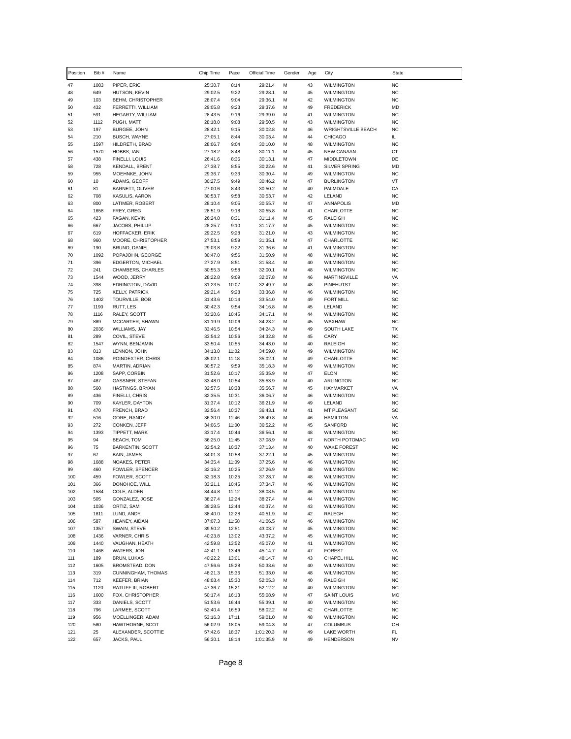| Position | Bib # | Name | Chip Time | Pace | Official Time | Gender | Age | City | State |
|---|---|---|---|---|---|---|---|---|---|
| 47 | 1083 | PIPER, ERIC | 25:30.7 | 8:14 | 29:21.4 | M | 43 | WILMINGTON | NC |
| 48 | 649 | HUTSON, KEVIN | 29:02.5 | 9:22 | 29:28.1 | M | 45 | WILMINGTON | NC |
| 49 | 103 | BEHM, CHRISTOPHER | 28:07.4 | 9:04 | 29:36.1 | M | 42 | WILMINGTON | NC |
| 50 | 432 | FERRETTI, WILLIAM | 29:05.8 | 9:23 | 29:37.6 | M | 49 | FREDERICK | MD |
| 51 | 591 | HEGARTY, WILLIAM | 28:43.5 | 9:16 | 29:39.0 | M | 41 | WILMINGTON | NC |
| 52 | 1112 | PUGH, MATT | 28:18.0 | 9:08 | 29:50.5 | M | 43 | WILMINGTON | NC |
| 53 | 197 | BURGEE, JOHN | 28:42.1 | 9:15 | 30:02.8 | M | 46 | WRIGHTSVILLE BEACH | NC |
| 54 | 210 | BUSCH, WAYNE | 27:05.1 | 8:44 | 30:03.4 | M | 44 | CHICAGO | IL |
| 55 | 1597 | HILDRETH, BRAD | 28:06.7 | 9:04 | 30:10.0 | M | 48 | WILMINGTON | NC |
| 56 | 1570 | HOBBS, IAN | 27:18.2 | 8:48 | 30:11.1 | M | 45 | NEW CANAAN | CT |
| 57 | 438 | FINELLI, LOUIS | 26:41.6 | 8:36 | 30:13.1 | M | 47 | MIDDLETOWN | DE |
| 58 | 728 | KENDALL, BRENT | 27:38.7 | 8:55 | 30:22.6 | M | 41 | SILVER SPRING | MD |
| 59 | 955 | MOEHNKE, JOHN | 29:36.7 | 9:33 | 30:30.4 | M | 49 | WILMINGTON | NC |
| 60 | 10 | ADAMS, GEOFF | 30:27.5 | 9:49 | 30:46.2 | M | 47 | BURLINGTON | VT |
| 61 | 81 | BARNETT, OLIVER | 27:00.6 | 8:43 | 30:50.2 | M | 40 | PALMDALE | CA |
| 62 | 708 | KASULIS, AARON | 30:53.7 | 9:58 | 30:53.7 | M | 42 | LELAND | NC |
| 63 | 800 | LATIMER, ROBERT | 28:10.4 | 9:05 | 30:55.7 | M | 47 | ANNAPOLIS | MD |
| 64 | 1658 | FREY, GREG | 28:51.9 | 9:18 | 30:55.8 | M | 41 | CHARLOTTE | NC |
| 65 | 423 | FAGAN, KEVIN | 26:24.8 | 8:31 | 31:11.4 | M | 45 | RALEIGH | NC |
| 66 | 667 | JACOBS, PHILLIP | 28:25.7 | 9:10 | 31:17.7 | M | 45 | WILMINGTON | NC |
| 67 | 619 | HOFFACKER, ERIK | 29:22.5 | 9:28 | 31:21.0 | M | 43 | WILMINGTON | NC |
| 68 | 960 | MOORE, CHRISTOPHER | 27:53.1 | 8:59 | 31:35.1 | M | 47 | CHARLOTTE | NC |
| 69 | 190 | BRUNO, DANIEL | 29:03.8 | 9:22 | 31:36.6 | M | 41 | WILMINGTON | NC |
| 70 | 1092 | POPAJOHN, GEORGE | 30:47.0 | 9:56 | 31:50.9 | M | 48 | WILMINGTON | NC |
| 71 | 396 | EDGERTON, MICHAEL | 27:27.9 | 8:51 | 31:58.4 | M | 40 | WILMINGTON | NC |
| 72 | 241 | CHAMBERS, CHARLES | 30:55.3 | 9:58 | 32:00.1 | M | 48 | WILMINGTON | NC |
| 73 | 1544 | WOOD, JERRY | 28:22.8 | 9:09 | 32:07.8 | M | 46 | MARTINSVILLE | VA |
| 74 | 398 | EDRINGTON, DAVID | 31:23.5 | 10:07 | 32:49.7 | M | 48 | PINEHUTST | NC |
| 75 | 725 | KELLY, PATRICK | 29:21.4 | 9:28 | 33:36.8 | M | 46 | WILMINGTON | NC |
| 76 | 1402 | TOURVILLE, BOB | 31:43.6 | 10:14 | 33:54.0 | M | 49 | FORT MILL | SC |
| 77 | 1190 | RUTT, LES | 30:42.3 | 9:54 | 34:16.8 | M | 45 | LELAND | NC |
| 78 | 1116 | RALEY, SCOTT | 33:20.6 | 10:45 | 34:17.1 | M | 44 | WILMINGTON | NC |
| 79 | 889 | MCCARTER, SHAWN | 31:19.9 | 10:06 | 34:23.2 | M | 45 | WAXHAW | NC |
| 80 | 2036 | WILLIAMS, JAY | 33:46.5 | 10:54 | 34:24.3 | M | 49 | SOUTH LAKE | TX |
| 81 | 289 | COVIL, STEVE | 33:54.2 | 10:56 | 34:32.8 | M | 45 | CARY | NC |
| 82 | 1547 | WYNN, BENJAMIN | 33:50.4 | 10:55 | 34:43.0 | M | 40 | RALEIGH | NC |
| 83 | 813 | LENNON, JOHN | 34:13.0 | 11:02 | 34:59.0 | M | 49 | WILMINGTON | NC |
| 84 | 1086 | POINDEXTER, CHRIS | 35:02.1 | 11:18 | 35:02.1 | M | 49 | CHARLOTTE | NC |
| 85 | 874 | MARTIN, ADRIAN | 30:57.2 | 9:59 | 35:18.3 | M | 49 | WILMINGTON | NC |
| 86 | 1208 | SAPP, CORBIN | 31:52.6 | 10:17 | 35:35.9 | M | 47 | ELON | NC |
| 87 | 487 | GASSNER, STEFAN | 33:48.0 | 10:54 | 35:53.9 | M | 40 | ARLINGTON | NC |
| 88 | 560 | HASTINGS, BRYAN | 32:57.5 | 10:38 | 35:56.7 | M | 45 | HAYMARKET | VA |
| 89 | 436 | FINELLI, CHRIS | 32:35.5 | 10:31 | 36:06.7 | M | 46 | WILMINGTON | NC |
| 90 | 709 | KAYLER, DAYTON | 31:37.4 | 10:12 | 36:21.9 | M | 49 | LELAND | NC |
| 91 | 470 | FRENCH, BRAD | 32:56.4 | 10:37 | 36:43.1 | M | 41 | MT PLEASANT | SC |
| 92 | 516 | GORE, RANDY | 36:30.0 | 11:46 | 36:49.8 | M | 46 | HAMILTON | VA |
| 93 | 272 | CONKEN, JEFF | 34:06.5 | 11:00 | 36:52.2 | M | 45 | SANFORD | NC |
| 94 | 1393 | TIPPETT, MARK | 33:17.4 | 10:44 | 36:56.1 | M | 48 | WILMINGTON | NC |
| 95 | 94 | BEACH, TOM | 36:25.0 | 11:45 | 37:08.9 | M | 47 | NORTH POTOMAC | MD |
| 96 | 75 | BARKENTIN, SCOTT | 32:54.2 | 10:37 | 37:13.4 | M | 40 | WAKE FOREST | NC |
| 97 | 67 | BAIN, JAMES | 34:01.3 | 10:58 | 37:22.1 | M | 45 | WILMINGTON | NC |
| 98 | 1688 | NOAKES, PETER | 34:35.4 | 11:09 | 37:25.6 | M | 46 | WILMINGTON | NC |
| 99 | 460 | FOWLER, SPENCER | 32:16.2 | 10:25 | 37:26.9 | M | 48 | WILMINGTON | NC |
| 100 | 459 | FOWLER, SCOTT | 32:18.3 | 10:25 | 37:28.7 | M | 48 | WILMINGTON | NC |
| 101 | 366 | DONOHOE, WILL | 33:21.1 | 10:45 | 37:34.7 | M | 46 | WILMINGTON | NC |
| 102 | 1584 | COLE, ALDEN | 34:44.8 | 11:12 | 38:08.5 | M | 46 | WILMINGTON | NC |
| 103 | 505 | GONZALEZ, JOSE | 38:27.4 | 12:24 | 38:27.4 | M | 44 | WILMINGTON | NC |
| 104 | 1036 | ORTIZ, SAM | 39:28.5 | 12:44 | 40:37.4 | M | 43 | WILMINGTON | NC |
| 105 | 1811 | LUND, ANDY | 38:40.0 | 12:28 | 40:51.9 | M | 42 | RALEGH | NC |
| 106 | 587 | HEANEY, AIDAN | 37:07.3 | 11:58 | 41:06.5 | M | 46 | WILMINGTON | NC |
| 107 | 1357 | SWAIN, STEVE | 39:50.2 | 12:51 | 43:03.7 | M | 45 | WILMINGTON | NC |
| 108 | 1436 | VARNER, CHRIS | 40:23.8 | 13:02 | 43:37.2 | M | 45 | WILMINGTON | NC |
| 109 | 1440 | VAUGHAN, HEATH | 42:59.8 | 13:52 | 45:07.0 | M | 41 | WILMINGTON | NC |
| 110 | 1468 | WATERS, JON | 42:41.1 | 13:46 | 45:14.7 | M | 47 | FOREST | VA |
| 111 | 189 | BRUN, LUKAS | 40:22.2 | 13:01 | 48:14.7 | M | 43 | CHAPEL HILL | NC |
| 112 | 1605 | BROMSTEAD, DON | 47:56.6 | 15:28 | 50:33.6 | M | 40 | WILMINGTON | NC |
| 113 | 319 | CUNNINGHAM, THOMAS | 48:21.3 | 15:36 | 51:33.0 | M | 48 | WILMINGTON | NC |
| 114 | 712 | KEEFER, BRIAN | 48:03.4 | 15:30 | 52:05.3 | M | 40 | RALEIGH | NC |
| 115 | 1120 | RATLIFF III, ROBERT | 47:36.7 | 15:21 | 52:12.2 | M | 40 | WILMINGTON | NC |
| 116 | 1600 | FOX, CHRISTOPHER | 50:17.4 | 16:13 | 55:08.9 | M | 47 | SAINT LOUIS | MO |
| 117 | 333 | DANIELS, SCOTT | 51:53.6 | 16:44 | 55:39.1 | M | 40 | WILMINGTON | NC |
| 118 | 796 | LARMEE, SCOTT | 52:40.4 | 16:59 | 58:02.2 | M | 42 | CHARLOTTE | NC |
| 119 | 956 | MOELLINGER, ADAM | 53:16.3 | 17:11 | 59:01.0 | M | 48 | WILMINGTON | NC |
| 120 | 580 | HAWTHORNE, SCOT | 56:02.9 | 18:05 | 59:04.3 | M | 47 | COLUMBUS | OH |
| 121 | 25 | ALEXANDER, SCOTTIE | 57:42.6 | 18:37 | 1:01:20.3 | M | 49 | LAKE WORTH | FL |
| 122 | 657 | JACKS, PAUL | 56:30.1 | 18:14 | 1:01:35.9 | M | 49 | HENDERSON | NV |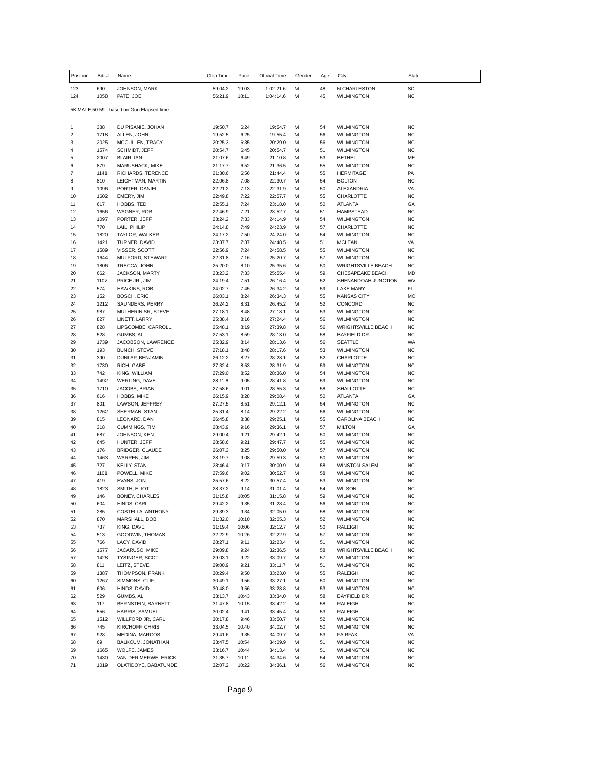| Position | Bib # | Name | Chip Time | Pace | Official Time | Gender | Age | City | State |
|---|---|---|---|---|---|---|---|---|---|
| 123 | 690 | JOHNSON, MARK | 59:04.2 | 19:03 | 1:02:21.6 | M | 48 | N CHARLESTON | SC |
| 124 | 1058 | PATE, JOE | 56:21.9 | 18:11 | 1:04:14.6 | M | 45 | WILMINGTON | NC |

5K MALE 50-59 - based on Gun Elapsed time

| Position | Bib # | Name | Chip Time | Pace | Official Time | Gender | Age | City | State |
|---|---|---|---|---|---|---|---|---|---|
| 1 | 388 | DU PISANIE, JOHAN | 19:50.7 | 6:24 | 19:54.7 | M | 54 | WILMINGTON | NC |
| 2 | 1718 | ALLEN, JOHN | 19:52.5 | 6:25 | 19:55.4 | M | 56 | WILMINGTON | NC |
| 3 | 2025 | MCCULLEN, TRACY | 20:25.3 | 6:35 | 20:29.0 | M | 56 | WILMINGTON | NC |
| 4 | 1574 | SCHMIDT, JEFF | 20:54.7 | 6:45 | 20:54.7 | M | 51 | WILMINGTON | NC |
| 5 | 2007 | BLAIR, IAN | 21:07.6 | 6:49 | 21:10.8 | M | 53 | BETHEL | ME |
| 6 | 879 | MARUSHACK, MIKE | 21:17.7 | 6:52 | 21:36.5 | M | 55 | WILMINGTON | NC |
| 7 | 1141 | RICHARDS, TERENCE | 21:30.6 | 6:56 | 21:44.4 | M | 55 | HERMITAGE | PA |
| 8 | 810 | LEICHTMAN, MARTIN | 22:06.8 | 7:08 | 22:30.7 | M | 54 | BOLTON | NC |
| 9 | 1096 | PORTER, DANIEL | 22:21.2 | 7:13 | 22:31.9 | M | 50 | ALEXANDRIA | VA |
| 10 | 1602 | EMERY, JIM | 22:49.8 | 7:22 | 22:57.7 | M | 55 | CHARLOTTE | NC |
| 11 | 617 | HOBBS, TED | 22:55.1 | 7:24 | 23:18.0 | M | 50 | ATLANTA | GA |
| 12 | 1656 | WAGNER, ROB | 22:46.9 | 7:21 | 23:52.7 | M | 51 | HAMPSTEAD | NC |
| 13 | 1097 | PORTER, JEFF | 23:24.2 | 7:33 | 24:14.9 | M | 54 | WILMINGTON | NC |
| 14 | 770 | LAIL, PHILIP | 24:14.8 | 7:49 | 24:23.9 | M | 57 | CHARLOTTE | NC |
| 15 | 1820 | TAYLOR, WALKER | 24:17.2 | 7:50 | 24:24.0 | M | 54 | WILMINGTON | NC |
| 16 | 1421 | TURNER, DAVID | 23:37.7 | 7:37 | 24:48.5 | M | 51 | MCLEAN | VA |
| 17 | 1589 | VISSER, SCOTT | 22:56.9 | 7:24 | 24:58.5 | M | 55 | WILMINGTON | NC |
| 18 | 1644 | MULFORD, STEWART | 22:31.8 | 7:16 | 25:20.7 | M | 57 | WILMINGTON | NC |
| 19 | 1806 | TRECCA, JOHN | 25:20.0 | 8:10 | 25:35.6 | M | 50 | WRIGHTSVILLE BEACH | NC |
| 20 | 662 | JACKSON, MARTY | 23:23.2 | 7:33 | 25:55.4 | M | 59 | CHESAPEAKE BEACH | MD |
| 21 | 1107 | PRICE JR., JIM | 24:19.4 | 7:51 | 26:16.4 | M | 52 | SHENANDOAH JUNCTION | WV |
| 22 | 574 | HAWKINS, ROB | 24:02.7 | 7:45 | 26:34.2 | M | 59 | LAKE MARY | FL |
| 23 | 152 | BOSCH, ERIC | 26:03.1 | 8:24 | 26:34.3 | M | 55 | KANSAS CITY | MO |
| 24 | 1212 | SAUNDERS, PERRY | 26:24.2 | 8:31 | 26:45.2 | M | 52 | CONCORD | NC |
| 25 | 987 | MULHERIN SR, STEVE | 27:18.1 | 8:48 | 27:18.1 | M | 53 | WILMINGTON | NC |
| 26 | 827 | LINETT, LARRY | 25:38.4 | 8:16 | 27:24.4 | M | 56 | WILMINGTON | NC |
| 27 | 828 | LIPSCOMBE, CARROLL | 25:48.1 | 8:19 | 27:39.8 | M | 56 | WRIGHTSVILLE BEACH | NC |
| 28 | 528 | GUMBS, AL | 27:53.1 | 8:59 | 28:13.0 | M | 58 | BAYFIELD DR | NC |
| 29 | 1739 | JACOBSON, LAWRENCE | 25:32.9 | 8:14 | 28:13.6 | M | 56 | SEATTLE | WA |
| 30 | 193 | BUNCH, STEVE | 27:18.1 | 8:48 | 28:17.6 | M | 53 | WILMINGTON | NC |
| 31 | 390 | DUNLAP, BENJAMIN | 26:12.2 | 8:27 | 28:28.1 | M | 52 | CHARLOTTE | NC |
| 32 | 1730 | RICH, GABE | 27:32.4 | 8:53 | 28:31.9 | M | 59 | WILMINGTON | NC |
| 33 | 742 | KING, WILLIAM | 27:29.0 | 8:52 | 28:36.0 | M | 54 | WILMINGTON | NC |
| 34 | 1492 | WERLING, DAVE | 28:11.8 | 9:05 | 28:41.8 | M | 59 | WILMINGTON | NC |
| 35 | 1710 | JACOBS, BRIAN | 27:58.6 | 9:01 | 28:55.3 | M | 58 | SHALLOTTE | NC |
| 36 | 616 | HOBBS, MIKE | 26:15.9 | 8:28 | 29:08.4 | M | 50 | ATLANTA | GA |
| 37 | 801 | LAWSON, JEFFREY | 27:27.5 | 8:51 | 29:12.1 | M | 54 | WILMINGTON | NC |
| 38 | 1262 | SHERMAN, STAN | 25:31.4 | 8:14 | 29:22.2 | M | 56 | WILMINGTON | NC |
| 39 | 815 | LEONARD, DAN | 26:45.8 | 8:38 | 29:25.1 | M | 55 | CAROLINA BEACH | NC |
| 40 | 318 | CUMMINGS, TIM | 28:43.9 | 9:16 | 29:36.1 | M | 57 | MILTON | GA |
| 41 | 687 | JOHNSON, KEN | 29:00.4 | 9:21 | 29:42.1 | M | 50 | WILMINGTON | NC |
| 42 | 645 | HUNTER, JEFF | 28:58.6 | 9:21 | 29:47.7 | M | 55 | WILMINGTON | NC |
| 43 | 176 | BRIDGER, CLAUDE | 26:07.3 | 8:25 | 29:50.0 | M | 57 | WILMINGTON | NC |
| 44 | 1463 | WARREN, JIM | 28:19.7 | 9:08 | 29:59.3 | M | 50 | WILMINGTON | NC |
| 45 | 727 | KELLY, STAN | 28:46.4 | 9:17 | 30:00.9 | M | 58 | WINSTON-SALEM | NC |
| 46 | 1101 | POWELL, MIKE | 27:59.6 | 9:02 | 30:52.7 | M | 58 | WILMINGTON | NC |
| 47 | 419 | EVANS, JON | 25:57.6 | 8:22 | 30:57.4 | M | 53 | WILMINGTON | NC |
| 48 | 1823 | SMITH, ELIOT | 28:37.2 | 9:14 | 31:01.4 | M | 54 | WILSON | NC |
| 49 | 146 | BONEY, CHARLES | 31:15.8 | 10:05 | 31:15.8 | M | 59 | WILMINGTON | NC |
| 50 | 604 | HINDS, CARL | 29:42.2 | 9:35 | 31:28.4 | M | 56 | WILMINGTON | NC |
| 51 | 285 | COSTELLA, ANTHONY | 29:39.3 | 9:34 | 32:05.0 | M | 58 | WILMINGTON | NC |
| 52 | 870 | MARSHALL, BOB | 31:32.0 | 10:10 | 32:05.3 | M | 52 | WILMINGTON | NC |
| 53 | 737 | KING, DAVE | 31:19.4 | 10:06 | 32:12.7 | M | 50 | RALEIGH | NC |
| 54 | 513 | GOODWIN, THOMAS | 32:22.9 | 10:26 | 32:22.9 | M | 57 | WILMINGTON | NC |
| 55 | 766 | LACY, DAVID | 28:27.1 | 9:11 | 32:23.4 | M | 51 | WILMINGTON | NC |
| 56 | 1577 | JACARUSO, MIKE | 29:09.8 | 9:24 | 32:36.5 | M | 58 | WRIGHTSVILLE BEACH | NC |
| 57 | 1428 | TYSINGER, SCOT | 29:03.1 | 9:22 | 33:09.7 | M | 57 | WILMINGTON | NC |
| 58 | 811 | LEITZ, STEVE | 29:00.9 | 9:21 | 33:11.7 | M | 51 | WILMINGTON | NC |
| 59 | 1387 | THOMPSON, FRANK | 30:29.4 | 9:50 | 33:23.0 | M | 55 | RALEIGH | NC |
| 60 | 1267 | SIMMONS, CLIF | 30:49.1 | 9:56 | 33:27.1 | M | 50 | WILMINGTON | NC |
| 61 | 606 | HINDS, DAVID | 30:48.0 | 9:56 | 33:28.8 | M | 53 | WILMINGTON | NC |
| 62 | 529 | GUMBS, AL | 33:13.7 | 10:43 | 33:34.0 | M | 58 | BAYFIELD DR | NC |
| 63 | 117 | BERNSTEIN, BARNETT | 31:47.8 | 10:15 | 33:42.2 | M | 58 | RALEIGH | NC |
| 64 | 556 | HARRIS, SAMUEL | 30:02.4 | 9:41 | 33:45.4 | M | 53 | RALEIGH | NC |
| 65 | 1512 | WILLFORD JR, CARL | 30:17.8 | 9:46 | 33:50.7 | M | 52 | WILMINGTON | NC |
| 66 | 745 | KIRCHOFF, CHRIS | 33:04.5 | 10:40 | 34:02.7 | M | 50 | WILMINGTON | NC |
| 67 | 928 | MEDINA, MARCOS | 29:41.6 | 9:35 | 34:09.7 | M | 53 | FAIRFAX | VA |
| 68 | 69 | BALKCUM, JONATHAN | 33:47.5 | 10:54 | 34:09.9 | M | 51 | WILMINGTON | NC |
| 69 | 1665 | WOLFE, JAMES | 33:16.7 | 10:44 | 34:13.4 | M | 51 | WILMINGTON | NC |
| 70 | 1430 | VAN DER MERWE, ERICK | 31:35.7 | 10:11 | 34:34.6 | M | 54 | WILMINGTON | NC |
| 71 | 1019 | OLATIDOYE, BABATUNDE | 32:07.2 | 10:22 | 34:36.1 | M | 56 | WILMINGTON | NC |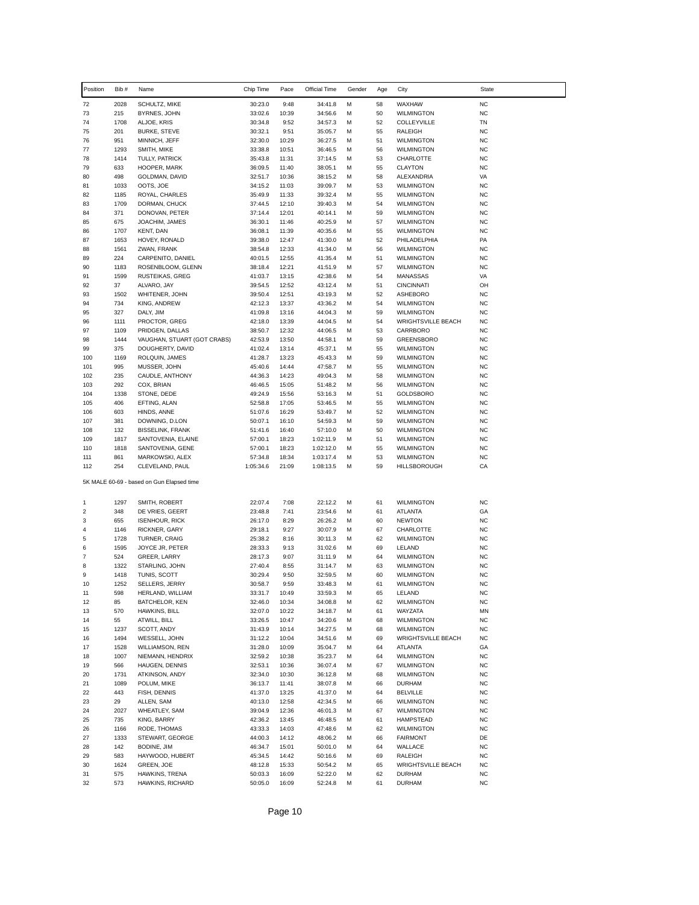| Position | Bib # | Name | Chip Time | Pace | Official Time | Gender | Age | City | State |
|---|---|---|---|---|---|---|---|---|---|
| 72 | 2028 | SCHULTZ, MIKE | 30:23.0 | 9:48 | 34:41.8 | M | 58 | WAXHAW | NC |
| 73 | 215 | BYRNES, JOHN | 33:02.6 | 10:39 | 34:56.6 | M | 50 | WILMINGTON | NC |
| 74 | 1708 | ALJOE, KRIS | 30:34.8 | 9:52 | 34:57.3 | M | 52 | COLLEYVILLE | TN |
| 75 | 201 | BURKE, STEVE | 30:32.1 | 9:51 | 35:05.7 | M | 55 | RALEIGH | NC |
| 76 | 951 | MINNICH, JEFF | 32:30.0 | 10:29 | 36:27.5 | M | 51 | WILMINGTON | NC |
| 77 | 1293 | SMITH, MIKE | 33:38.8 | 10:51 | 36:46.5 | M | 56 | WILMINGTON | NC |
| 78 | 1414 | TULLY, PATRICK | 35:43.8 | 11:31 | 37:14.5 | M | 53 | CHARLOTTE | NC |
| 79 | 633 | HOOPER, MARK | 36:09.5 | 11:40 | 38:05.1 | M | 55 | CLAYTON | NC |
| 80 | 498 | GOLDMAN, DAVID | 32:51.7 | 10:36 | 38:15.2 | M | 58 | ALEXANDRIA | VA |
| 81 | 1033 | OOTS, JOE | 34:15.2 | 11:03 | 39:09.7 | M | 53 | WILMINGTON | NC |
| 82 | 1185 | ROYAL, CHARLES | 35:49.9 | 11:33 | 39:32.4 | M | 55 | WILMINGTON | NC |
| 83 | 1709 | DORMAN, CHUCK | 37:44.5 | 12:10 | 39:40.3 | M | 54 | WILMINGTON | NC |
| 84 | 371 | DONOVAN, PETER | 37:14.4 | 12:01 | 40:14.1 | M | 59 | WILMINGTON | NC |
| 85 | 675 | JOACHIM, JAMES | 36:30.1 | 11:46 | 40:25.9 | M | 57 | WILMINGTON | NC |
| 86 | 1707 | KENT, DAN | 36:08.1 | 11:39 | 40:35.6 | M | 55 | WILMINGTON | NC |
| 87 | 1653 | HOVEY, RONALD | 39:38.0 | 12:47 | 41:30.0 | M | 52 | PHILADELPHIA | PA |
| 88 | 1561 | ZWAN, FRANK | 38:54.8 | 12:33 | 41:34.0 | M | 56 | WILMINGTON | NC |
| 89 | 224 | CARPENITO, DANIEL | 40:01.5 | 12:55 | 41:35.4 | M | 51 | WILMINGTON | NC |
| 90 | 1183 | ROSENBLOOM, GLENN | 38:18.4 | 12:21 | 41:51.9 | M | 57 | WILMINGTON | NC |
| 91 | 1599 | RUSTEIKAS, GREG | 41:03.7 | 13:15 | 42:38.6 | M | 54 | MANASSAS | VA |
| 92 | 37 | ALVARO, JAY | 39:54.5 | 12:52 | 43:12.4 | M | 51 | CINCINNATI | OH |
| 93 | 1502 | WHITENER, JOHN | 39:50.4 | 12:51 | 43:19.3 | M | 52 | ASHEBORO | NC |
| 94 | 734 | KING, ANDREW | 42:12.3 | 13:37 | 43:36.2 | M | 54 | WILMINGTON | NC |
| 95 | 327 | DALY, JIM | 41:09.8 | 13:16 | 44:04.3 | M | 59 | WILMINGTON | NC |
| 96 | 1111 | PROCTOR, GREG | 42:18.0 | 13:39 | 44:04.5 | M | 54 | WRIGHTSVILLE BEACH | NC |
| 97 | 1109 | PRIDGEN, DALLAS | 38:50.7 | 12:32 | 44:06.5 | M | 53 | CARRBORO | NC |
| 98 | 1444 | VAUGHAN, STUART (GOT CRABS) | 42:53.9 | 13:50 | 44:58.1 | M | 59 | GREENSBORO | NC |
| 99 | 375 | DOUGHERTY, DAVID | 41:02.4 | 13:14 | 45:37.1 | M | 55 | WILMINGTON | NC |
| 100 | 1169 | ROLQUIN, JAMES | 41:28.7 | 13:23 | 45:43.3 | M | 59 | WILMINGTON | NC |
| 101 | 995 | MUSSER, JOHN | 45:40.6 | 14:44 | 47:58.7 | M | 55 | WILMINGTON | NC |
| 102 | 235 | CAUDLE, ANTHONY | 44:36.3 | 14:23 | 49:04.3 | M | 58 | WILMINGTON | NC |
| 103 | 292 | COX, BRIAN | 46:46.5 | 15:05 | 51:48.2 | M | 56 | WILMINGTON | NC |
| 104 | 1338 | STONE, DEDE | 49:24.9 | 15:56 | 53:16.3 | M | 51 | GOLDSBORO | NC |
| 105 | 406 | EFTING, ALAN | 52:58.8 | 17:05 | 53:46.5 | M | 55 | WILMINGTON | NC |
| 106 | 603 | HINDS, ANNE | 51:07.6 | 16:29 | 53:49.7 | M | 52 | WILMINGTON | NC |
| 107 | 381 | DOWNING, D.LON | 50:07.1 | 16:10 | 54:59.3 | M | 59 | WILMINGTON | NC |
| 108 | 132 | BISSELINK, FRANK | 51:41.6 | 16:40 | 57:10.0 | M | 50 | WILMINGTON | NC |
| 109 | 1817 | SANTOVENIA, ELAINE | 57:00.1 | 18:23 | 1:02:11.9 | M | 51 | WILMINGTON | NC |
| 110 | 1818 | SANTOVENIA, GENE | 57:00.1 | 18:23 | 1:02:12.0 | M | 55 | WILMINGTON | NC |
| 111 | 861 | MARKOWSKI, ALEX | 57:34.8 | 18:34 | 1:03:17.4 | M | 53 | WILMINGTON | NC |
| 112 | 254 | CLEVELAND, PAUL | 1:05:34.6 | 21:09 | 1:08:13.5 | M | 59 | HILLSBOROUGH | CA |

5K MALE 60-69 - based on Gun Elapsed time

| Position | Bib # | Name | Chip Time | Pace | Official Time | Gender | Age | City | State |
|---|---|---|---|---|---|---|---|---|---|
| 1 | 1297 | SMITH, ROBERT | 22:07.4 | 7:08 | 22:12.2 | M | 61 | WILMINGTON | NC |
| 2 | 348 | DE VRIES, GEERT | 23:48.8 | 7:41 | 23:54.6 | M | 61 | ATLANTA | GA |
| 3 | 655 | ISENHOUR, RICK | 26:17.0 | 8:29 | 26:26.2 | M | 60 | NEWTON | NC |
| 4 | 1146 | RICKNER, GARY | 29:18.1 | 9:27 | 30:07.9 | M | 67 | CHARLOTTE | NC |
| 5 | 1728 | TURNER, CRAIG | 25:38.2 | 8:16 | 30:11.3 | M | 62 | WILMINGTON | NC |
| 6 | 1595 | JOYCE JR, PETER | 28:33.3 | 9:13 | 31:02.6 | M | 69 | LELAND | NC |
| 7 | 524 | GREER, LARRY | 28:17.3 | 9:07 | 31:11.9 | M | 64 | WILMINGTON | NC |
| 8 | 1322 | STARLING, JOHN | 27:40.4 | 8:55 | 31:14.7 | M | 63 | WILMINGTON | NC |
| 9 | 1418 | TUNIS, SCOTT | 30:29.4 | 9:50 | 32:59.5 | M | 60 | WILMINGTON | NC |
| 10 | 1252 | SELLERS, JERRY | 30:58.7 | 9:59 | 33:48.3 | M | 61 | WILMINGTON | NC |
| 11 | 598 | HERLAND, WILLIAM | 33:31.7 | 10:49 | 33:59.3 | M | 65 | LELAND | NC |
| 12 | 85 | BATCHELOR, KEN | 32:46.0 | 10:34 | 34:08.8 | M | 62 | WILMINGTON | NC |
| 13 | 570 | HAWKINS, BILL | 32:07.0 | 10:22 | 34:18.7 | M | 61 | WAYZATA | MN |
| 14 | 55 | ATWILL, BILL | 33:26.5 | 10:47 | 34:20.6 | M | 68 | WILMINGTON | NC |
| 15 | 1237 | SCOTT, ANDY | 31:43.9 | 10:14 | 34:27.5 | M | 68 | WILMINGTON | NC |
| 16 | 1494 | WESSELL, JOHN | 31:12.2 | 10:04 | 34:51.6 | M | 69 | WRIGHTSVILLE BEACH | NC |
| 17 | 1528 | WILLIAMSON, REN | 31:28.0 | 10:09 | 35:04.7 | M | 64 | ATLANTA | GA |
| 18 | 1007 | NIEMANN, HENDRIX | 32:59.2 | 10:38 | 35:23.7 | M | 64 | WILMINGTON | NC |
| 19 | 566 | HAUGEN, DENNIS | 32:53.1 | 10:36 | 36:07.4 | M | 67 | WILMINGTON | NC |
| 20 | 1731 | ATKINSON, ANDY | 32:34.0 | 10:30 | 36:12.8 | M | 68 | WILMINGTON | NC |
| 21 | 1089 | POLUM, MIKE | 36:13.7 | 11:41 | 38:07.8 | M | 66 | DURHAM | NC |
| 22 | 443 | FISH, DENNIS | 41:37.0 | 13:25 | 41:37.0 | M | 64 | BELVILLE | NC |
| 23 | 29 | ALLEN, SAM | 40:13.0 | 12:58 | 42:34.5 | M | 66 | WILMINGTON | NC |
| 24 | 2027 | WHEATLEY, SAM | 39:04.9 | 12:36 | 46:01.3 | M | 67 | WILMINGTON | NC |
| 25 | 735 | KING, BARRY | 42:36.2 | 13:45 | 46:48.5 | M | 61 | HAMPSTEAD | NC |
| 26 | 1166 | RODE, THOMAS | 43:33.3 | 14:03 | 47:48.6 | M | 62 | WILMINGTON | NC |
| 27 | 1333 | STEWART, GEORGE | 44:00.3 | 14:12 | 48:06.2 | M | 66 | FAIRMONT | DE |
| 28 | 142 | BODINE, JIM | 46:34.7 | 15:01 | 50:01.0 | M | 64 | WALLACE | NC |
| 29 | 583 | HAYWOOD, HUBERT | 45:34.5 | 14:42 | 50:16.6 | M | 69 | RALEIGH | NC |
| 30 | 1624 | GREEN, JOE | 48:12.8 | 15:33 | 50:54.2 | M | 65 | WRIGHTSVILLE BEACH | NC |
| 31 | 575 | HAWKINS, TRENA | 50:03.3 | 16:09 | 52:22.0 | M | 62 | DURHAM | NC |
| 32 | 573 | HAWKINS, RICHARD | 50:05.0 | 16:09 | 52:24.8 | M | 61 | DURHAM | NC |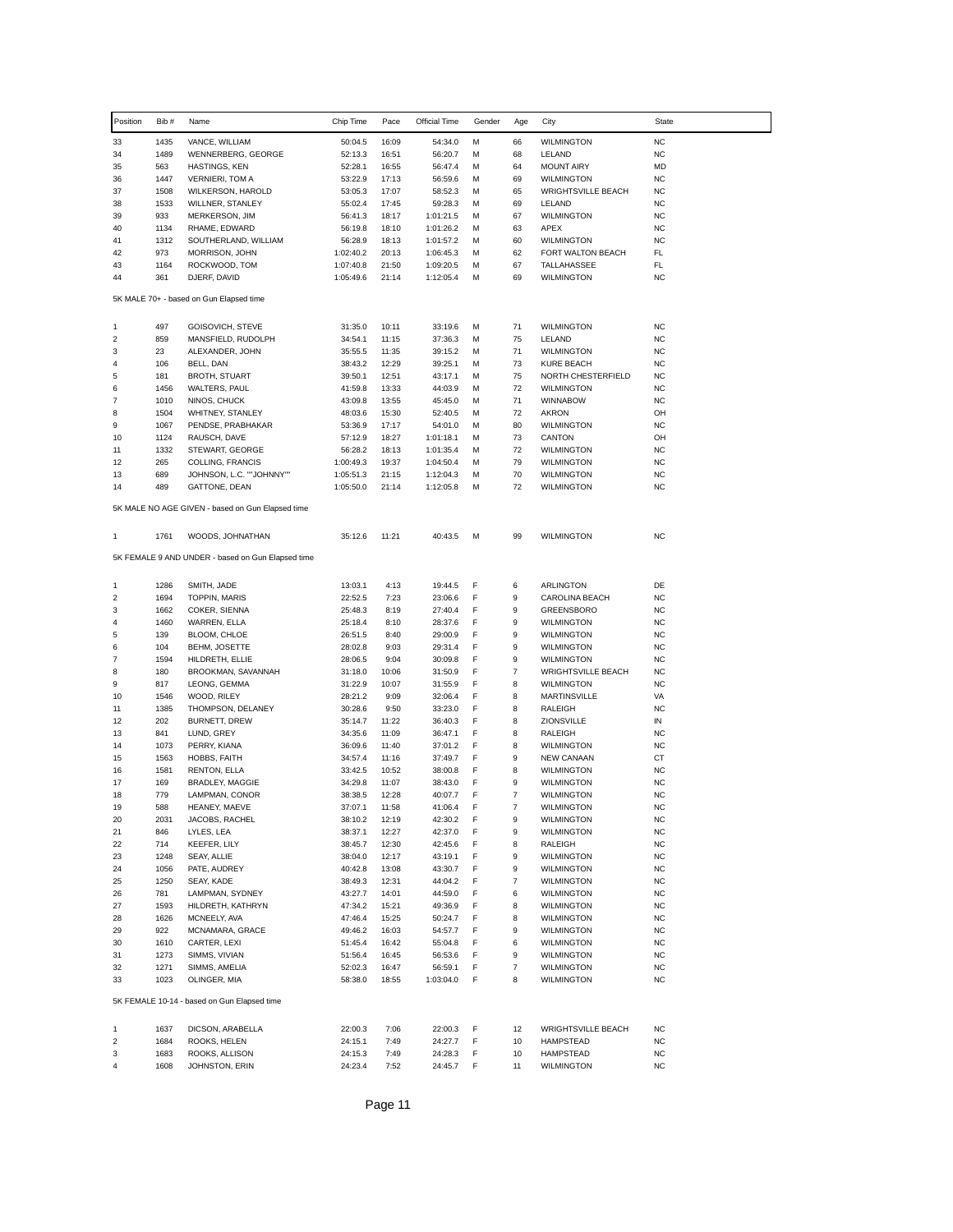| Position | Bib # | Name | Chip Time | Pace | Official Time | Gender | Age | City | State |
|---|---|---|---|---|---|---|---|---|---|
| 33 | 1435 | VANCE, WILLIAM | 50:04.5 | 16:09 | 54:34.0 | M | 66 | WILMINGTON | NC |
| 34 | 1489 | WENNERBERG, GEORGE | 52:13.3 | 16:51 | 56:20.7 | M | 68 | LELAND | NC |
| 35 | 563 | HASTINGS, KEN | 52:28.1 | 16:55 | 56:47.4 | M | 64 | MOUNT AIRY | MD |
| 36 | 1447 | VERNIERI, TOM A | 53:22.9 | 17:13 | 56:59.6 | M | 69 | WILMINGTON | NC |
| 37 | 1508 | WILKERSON, HAROLD | 53:05.3 | 17:07 | 58:52.3 | M | 65 | WRIGHTSVILLE BEACH | NC |
| 38 | 1533 | WILLNER, STANLEY | 55:02.4 | 17:45 | 59:28.3 | M | 69 | LELAND | NC |
| 39 | 933 | MERKERSON, JIM | 56:41.3 | 18:17 | 1:01:21.5 | M | 67 | WILMINGTON | NC |
| 40 | 1134 | RHAME, EDWARD | 56:19.8 | 18:10 | 1:01:26.2 | M | 63 | APEX | NC |
| 41 | 1312 | SOUTHERLAND, WILLIAM | 56:28.9 | 18:13 | 1:01:57.2 | M | 60 | WILMINGTON | NC |
| 42 | 973 | MORRISON, JOHN | 1:02:40.2 | 20:13 | 1:06:45.3 | M | 62 | FORT WALTON BEACH | FL |
| 43 | 1164 | ROCKWOOD, TOM | 1:07:40.8 | 21:50 | 1:09:20.5 | M | 67 | TALLAHASSEE | FL |
| 44 | 361 | DJERF, DAVID | 1:05:49.6 | 21:14 | 1:12:05.4 | M | 69 | WILMINGTON | NC |

5K MALE 70+ - based on Gun Elapsed time

| Position | Bib # | Name | Chip Time | Pace | Official Time | Gender | Age | City | State |
|---|---|---|---|---|---|---|---|---|---|
| 1 | 497 | GOISOVICH, STEVE | 31:35.0 | 10:11 | 33:19.6 | M | 71 | WILMINGTON | NC |
| 2 | 859 | MANSFIELD, RUDOLPH | 34:54.1 | 11:15 | 37:36.3 | M | 75 | LELAND | NC |
| 3 | 23 | ALEXANDER, JOHN | 35:55.5 | 11:35 | 39:15.2 | M | 71 | WILMINGTON | NC |
| 4 | 106 | BELL, DAN | 38:43.2 | 12:29 | 39:25.1 | M | 73 | KURE BEACH | NC |
| 5 | 181 | BROTH, STUART | 39:50.1 | 12:51 | 43:17.1 | M | 75 | NORTH CHESTERFIELD | NC |
| 6 | 1456 | WALTERS, PAUL | 41:59.8 | 13:33 | 44:03.9 | M | 72 | WILMINGTON | NC |
| 7 | 1010 | NINOS, CHUCK | 43:09.8 | 13:55 | 45:45.0 | M | 71 | WINNABOW | NC |
| 8 | 1504 | WHITNEY, STANLEY | 48:03.6 | 15:30 | 52:40.5 | M | 72 | AKRON | OH |
| 9 | 1067 | PENDSE, PRABHAKAR | 53:36.9 | 17:17 | 54:01.0 | M | 80 | WILMINGTON | NC |
| 10 | 1124 | RAUSCH, DAVE | 57:12.9 | 18:27 | 1:01:18.1 | M | 73 | CANTON | OH |
| 11 | 1332 | STEWART, GEORGE | 56:28.2 | 18:13 | 1:01:35.4 | M | 72 | WILMINGTON | NC |
| 12 | 265 | COLLING, FRANCIS | 1:00:49.3 | 19:37 | 1:04:50.4 | M | 79 | WILMINGTON | NC |
| 13 | 689 | JOHNSON, L.C. ""JOHNNY"" | 1:05:51.3 | 21:15 | 1:12:04.3 | M | 70 | WILMINGTON | NC |
| 14 | 489 | GATTONE, DEAN | 1:05:50.0 | 21:14 | 1:12:05.8 | M | 72 | WILMINGTON | NC |

5K MALE NO AGE GIVEN - based on Gun Elapsed time

| Position | Bib # | Name | Chip Time | Pace | Official Time | Gender | Age | City | State |
|---|---|---|---|---|---|---|---|---|---|
| 1 | 1761 | WOODS, JOHNATHAN | 35:12.6 | 11:21 | 40:43.5 | M | 99 | WILMINGTON | NC |

5K FEMALE 9 AND UNDER - based on Gun Elapsed time

| Position | Bib # | Name | Chip Time | Pace | Official Time | Gender | Age | City | State |
|---|---|---|---|---|---|---|---|---|---|
| 1 | 1286 | SMITH, JADE | 13:03.1 | 4:13 | 19:44.5 | F | 6 | ARLINGTON | DE |
| 2 | 1694 | TOPPIN, MARIS | 22:52.5 | 7:23 | 23:06.6 | F | 9 | CAROLINA BEACH | NC |
| 3 | 1662 | COKER, SIENNA | 25:48.3 | 8:19 | 27:40.4 | F | 9 | GREENSBORO | NC |
| 4 | 1460 | WARREN, ELLA | 25:18.4 | 8:10 | 28:37.6 | F | 9 | WILMINGTON | NC |
| 5 | 139 | BLOOM, CHLOE | 26:51.5 | 8:40 | 29:00.9 | F | 9 | WILMINGTON | NC |
| 6 | 104 | BEHM, JOSETTE | 28:02.8 | 9:03 | 29:31.4 | F | 9 | WILMINGTON | NC |
| 7 | 1594 | HILDRETH, ELLIE | 28:06.5 | 9:04 | 30:09.8 | F | 9 | WILMINGTON | NC |
| 8 | 180 | BROOKMAN, SAVANNAH | 31:18.0 | 10:06 | 31:50.9 | F | 7 | WRIGHTSVILLE BEACH | NC |
| 9 | 817 | LEONG, GEMMA | 31:22.9 | 10:07 | 31:55.9 | F | 8 | WILMINGTON | NC |
| 10 | 1546 | WOOD, RILEY | 28:21.2 | 9:09 | 32:06.4 | F | 8 | MARTINSVILLE | VA |
| 11 | 1385 | THOMPSON, DELANEY | 30:28.6 | 9:50 | 33:23.0 | F | 8 | RALEIGH | NC |
| 12 | 202 | BURNETT, DREW | 35:14.7 | 11:22 | 36:40.3 | F | 8 | ZIONSVILLE | IN |
| 13 | 841 | LUND, GREY | 34:35.6 | 11:09 | 36:47.1 | F | 8 | RALEIGH | NC |
| 14 | 1073 | PERRY, KIANA | 36:09.6 | 11:40 | 37:01.2 | F | 8 | WILMINGTON | NC |
| 15 | 1563 | HOBBS, FAITH | 34:57.4 | 11:16 | 37:49.7 | F | 9 | NEW CANAAN | CT |
| 16 | 1581 | RENTON, ELLA | 33:42.5 | 10:52 | 38:00.8 | F | 8 | WILMINGTON | NC |
| 17 | 169 | BRADLEY, MAGGIE | 34:29.8 | 11:07 | 38:43.0 | F | 9 | WILMINGTON | NC |
| 18 | 779 | LAMPMAN, CONOR | 38:38.5 | 12:28 | 40:07.7 | F | 7 | WILMINGTON | NC |
| 19 | 588 | HEANEY, MAEVE | 37:07.1 | 11:58 | 41:06.4 | F | 7 | WILMINGTON | NC |
| 20 | 2031 | JACOBS, RACHEL | 38:10.2 | 12:19 | 42:30.2 | F | 9 | WILMINGTON | NC |
| 21 | 846 | LYLES, LEA | 38:37.1 | 12:27 | 42:37.0 | F | 9 | WILMINGTON | NC |
| 22 | 714 | KEEFER, LILY | 38:45.7 | 12:30 | 42:45.6 | F | 8 | RALEIGH | NC |
| 23 | 1248 | SEAY, ALLIE | 38:04.0 | 12:17 | 43:19.1 | F | 9 | WILMINGTON | NC |
| 24 | 1056 | PATE, AUDREY | 40:42.8 | 13:08 | 43:30.7 | F | 9 | WILMINGTON | NC |
| 25 | 1250 | SEAY, KADE | 38:49.3 | 12:31 | 44:04.2 | F | 7 | WILMINGTON | NC |
| 26 | 781 | LAMPMAN, SYDNEY | 43:27.7 | 14:01 | 44:59.0 | F | 6 | WILMINGTON | NC |
| 27 | 1593 | HILDRETH, KATHRYN | 47:34.2 | 15:21 | 49:36.9 | F | 8 | WILMINGTON | NC |
| 28 | 1626 | MCNEELY, AVA | 47:46.4 | 15:25 | 50:24.7 | F | 8 | WILMINGTON | NC |
| 29 | 922 | MCNAMARA, GRACE | 49:46.2 | 16:03 | 54:57.7 | F | 9 | WILMINGTON | NC |
| 30 | 1610 | CARTER, LEXI | 51:45.4 | 16:42 | 55:04.8 | F | 6 | WILMINGTON | NC |
| 31 | 1273 | SIMMS, VIVIAN | 51:56.4 | 16:45 | 56:53.6 | F | 9 | WILMINGTON | NC |
| 32 | 1271 | SIMMS, AMELIA | 52:02.3 | 16:47 | 56:59.1 | F | 7 | WILMINGTON | NC |
| 33 | 1023 | OLINGER, MIA | 58:38.0 | 18:55 | 1:03:04.0 | F | 8 | WILMINGTON | NC |

5K FEMALE 10-14 - based on Gun Elapsed time

| Position | Bib # | Name | Chip Time | Pace | Official Time | Gender | Age | City | State |
|---|---|---|---|---|---|---|---|---|---|
| 1 | 1637 | DICSON, ARABELLA | 22:00.3 | 7:06 | 22:00.3 | F | 12 | WRIGHTSVILLE BEACH | NC |
| 2 | 1684 | ROOKS, HELEN | 24:15.1 | 7:49 | 24:27.7 | F | 10 | HAMPSTEAD | NC |
| 3 | 1683 | ROOKS, ALLISON | 24:15.3 | 7:49 | 24:28.3 | F | 10 | HAMPSTEAD | NC |
| 4 | 1608 | JOHNSTON, ERIN | 24:23.4 | 7:52 | 24:45.7 | F | 11 | WILMINGTON | NC |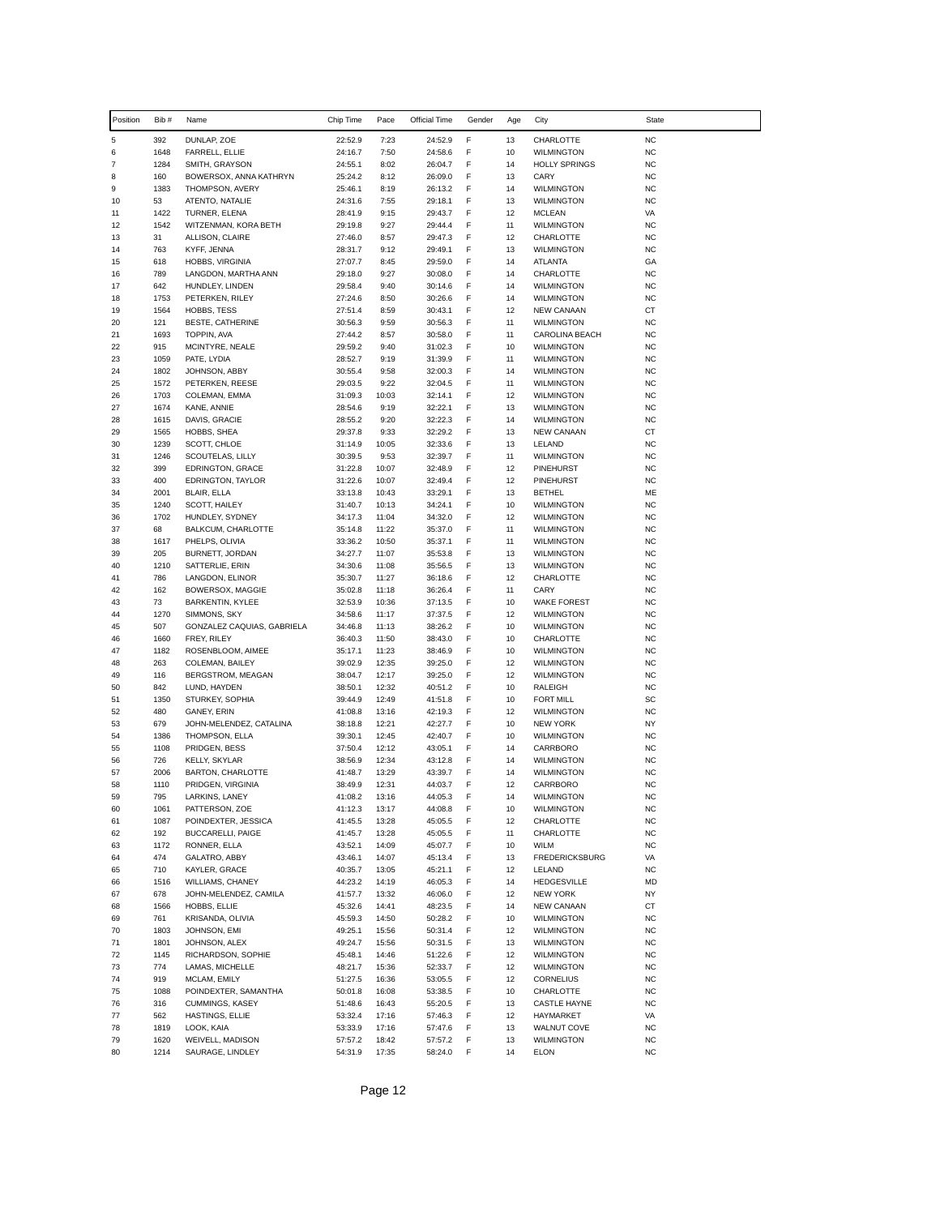| Position | Bib # | Name | Chip Time | Pace | Official Time | Gender | Age | City | State |
|---|---|---|---|---|---|---|---|---|---|
| 5 | 392 | DUNLAP, ZOE | 22:52.9 | 7:23 | 24:52.9 | F | 13 | CHARLOTTE | NC |
| 6 | 1648 | FARRELL, ELLIE | 24:16.7 | 7:50 | 24:58.6 | F | 10 | WILMINGTON | NC |
| 7 | 1284 | SMITH, GRAYSON | 24:55.1 | 8:02 | 26:04.7 | F | 14 | HOLLY SPRINGS | NC |
| 8 | 160 | BOWERSOX, ANNA KATHRYN | 25:24.2 | 8:12 | 26:09.0 | F | 13 | CARY | NC |
| 9 | 1383 | THOMPSON, AVERY | 25:46.1 | 8:19 | 26:13.2 | F | 14 | WILMINGTON | NC |
| 10 | 53 | ATENTO, NATALIE | 24:31.6 | 7:55 | 29:18.1 | F | 13 | WILMINGTON | NC |
| 11 | 1422 | TURNER, ELENA | 28:41.9 | 9:15 | 29:43.7 | F | 12 | MCLEAN | VA |
| 12 | 1542 | WITZENMAN, KORA BETH | 29:19.8 | 9:27 | 29:44.4 | F | 11 | WILMINGTON | NC |
| 13 | 31 | ALLISON, CLAIRE | 27:46.0 | 8:57 | 29:47.3 | F | 12 | CHARLOTTE | NC |
| 14 | 763 | KYFF, JENNA | 28:31.7 | 9:12 | 29:49.1 | F | 13 | WILMINGTON | NC |
| 15 | 618 | HOBBS, VIRGINIA | 27:07.7 | 8:45 | 29:59.0 | F | 14 | ATLANTA | GA |
| 16 | 789 | LANGDON, MARTHA ANN | 29:18.0 | 9:27 | 30:08.0 | F | 14 | CHARLOTTE | NC |
| 17 | 642 | HUNDLEY, LINDEN | 29:58.4 | 9:40 | 30:14.6 | F | 14 | WILMINGTON | NC |
| 18 | 1753 | PETERKEN, RILEY | 27:24.6 | 8:50 | 30:26.6 | F | 14 | WILMINGTON | NC |
| 19 | 1564 | HOBBS, TESS | 27:51.4 | 8:59 | 30:43.1 | F | 12 | NEW CANAAN | CT |
| 20 | 121 | BESTE, CATHERINE | 30:56.3 | 9:59 | 30:56.3 | F | 11 | WILMINGTON | NC |
| 21 | 1693 | TOPPIN, AVA | 27:44.2 | 8:57 | 30:58.0 | F | 11 | CAROLINA BEACH | NC |
| 22 | 915 | MCINTYRE, NEALE | 29:59.2 | 9:40 | 31:02.3 | F | 10 | WILMINGTON | NC |
| 23 | 1059 | PATE, LYDIA | 28:52.7 | 9:19 | 31:39.9 | F | 11 | WILMINGTON | NC |
| 24 | 1802 | JOHNSON, ABBY | 30:55.4 | 9:58 | 32:00.3 | F | 14 | WILMINGTON | NC |
| 25 | 1572 | PETERKEN, REESE | 29:03.5 | 9:22 | 32:04.5 | F | 11 | WILMINGTON | NC |
| 26 | 1703 | COLEMAN, EMMA | 31:09.3 | 10:03 | 32:14.1 | F | 12 | WILMINGTON | NC |
| 27 | 1674 | KANE, ANNIE | 28:54.6 | 9:19 | 32:22.1 | F | 13 | WILMINGTON | NC |
| 28 | 1615 | DAVIS, GRACIE | 28:55.2 | 9:20 | 32:22.3 | F | 14 | WILMINGTON | NC |
| 29 | 1565 | HOBBS, SHEA | 29:37.8 | 9:33 | 32:29.2 | F | 13 | NEW CANAAN | CT |
| 30 | 1239 | SCOTT, CHLOE | 31:14.9 | 10:05 | 32:33.6 | F | 13 | LELAND | NC |
| 31 | 1246 | SCOUTELAS, LILLY | 30:39.5 | 9:53 | 32:39.7 | F | 11 | WILMINGTON | NC |
| 32 | 399 | EDRINGTON, GRACE | 31:22.8 | 10:07 | 32:48.9 | F | 12 | PINEHURST | NC |
| 33 | 400 | EDRINGTON, TAYLOR | 31:22.6 | 10:07 | 32:49.4 | F | 12 | PINEHURST | NC |
| 34 | 2001 | BLAIR, ELLA | 33:13.8 | 10:43 | 33:29.1 | F | 13 | BETHEL | ME |
| 35 | 1240 | SCOTT, HAILEY | 31:40.7 | 10:13 | 34:24.1 | F | 10 | WILMINGTON | NC |
| 36 | 1702 | HUNDLEY, SYDNEY | 34:17.3 | 11:04 | 34:32.0 | F | 12 | WILMINGTON | NC |
| 37 | 68 | BALKCUM, CHARLOTTE | 35:14.8 | 11:22 | 35:37.0 | F | 11 | WILMINGTON | NC |
| 38 | 1617 | PHELPS, OLIVIA | 33:36.2 | 10:50 | 35:37.1 | F | 11 | WILMINGTON | NC |
| 39 | 205 | BURNETT, JORDAN | 34:27.7 | 11:07 | 35:53.8 | F | 13 | WILMINGTON | NC |
| 40 | 1210 | SATTERLIE, ERIN | 34:30.6 | 11:08 | 35:56.5 | F | 13 | WILMINGTON | NC |
| 41 | 786 | LANGDON, ELINOR | 35:30.7 | 11:27 | 36:18.6 | F | 12 | CHARLOTTE | NC |
| 42 | 162 | BOWERSOX, MAGGIE | 35:02.8 | 11:18 | 36:26.4 | F | 11 | CARY | NC |
| 43 | 73 | BARKENTIN, KYLEE | 32:53.9 | 10:36 | 37:13.5 | F | 10 | WAKE FOREST | NC |
| 44 | 1270 | SIMMONS, SKY | 34:58.6 | 11:17 | 37:37.5 | F | 12 | WILMINGTON | NC |
| 45 | 507 | GONZALEZ CAQUIAS, GABRIELA | 34:46.8 | 11:13 | 38:26.2 | F | 10 | WILMINGTON | NC |
| 46 | 1660 | FREY, RILEY | 36:40.3 | 11:50 | 38:43.0 | F | 10 | CHARLOTTE | NC |
| 47 | 1182 | ROSENBLOOM, AIMEE | 35:17.1 | 11:23 | 38:46.9 | F | 10 | WILMINGTON | NC |
| 48 | 263 | COLEMAN, BAILEY | 39:02.9 | 12:35 | 39:25.0 | F | 12 | WILMINGTON | NC |
| 49 | 116 | BERGSTROM, MEAGAN | 38:04.7 | 12:17 | 39:25.0 | F | 12 | WILMINGTON | NC |
| 50 | 842 | LUND, HAYDEN | 38:50.1 | 12:32 | 40:51.2 | F | 10 | RALEIGH | NC |
| 51 | 1350 | STURKEY, SOPHIA | 39:44.9 | 12:49 | 41:51.8 | F | 10 | FORT MILL | SC |
| 52 | 480 | GANEY, ERIN | 41:08.8 | 13:16 | 42:19.3 | F | 12 | WILMINGTON | NC |
| 53 | 679 | JOHN-MELENDEZ, CATALINA | 38:18.8 | 12:21 | 42:27.7 | F | 10 | NEW YORK | NY |
| 54 | 1386 | THOMPSON, ELLA | 39:30.1 | 12:45 | 42:40.7 | F | 10 | WILMINGTON | NC |
| 55 | 1108 | PRIDGEN, BESS | 37:50.4 | 12:12 | 43:05.1 | F | 14 | CARRBORO | NC |
| 56 | 726 | KELLY, SKYLAR | 38:56.9 | 12:34 | 43:12.8 | F | 14 | WILMINGTON | NC |
| 57 | 2006 | BARTON, CHARLOTTE | 41:48.7 | 13:29 | 43:39.7 | F | 14 | WILMINGTON | NC |
| 58 | 1110 | PRIDGEN, VIRGINIA | 38:49.9 | 12:31 | 44:03.7 | F | 12 | CARRBORO | NC |
| 59 | 795 | LARKINS, LANEY | 41:08.2 | 13:16 | 44:05.3 | F | 14 | WILMINGTON | NC |
| 60 | 1061 | PATTERSON, ZOE | 41:12.3 | 13:17 | 44:08.8 | F | 10 | WILMINGTON | NC |
| 61 | 1087 | POINDEXTER, JESSICA | 41:45.5 | 13:28 | 45:05.5 | F | 12 | CHARLOTTE | NC |
| 62 | 192 | BUCCARELLI, PAIGE | 41:45.7 | 13:28 | 45:05.5 | F | 11 | CHARLOTTE | NC |
| 63 | 1172 | RONNER, ELLA | 43:52.1 | 14:09 | 45:07.7 | F | 10 | WILM | NC |
| 64 | 474 | GALATRO, ABBY | 43:46.1 | 14:07 | 45:13.4 | F | 13 | FREDERICKSBURG | VA |
| 65 | 710 | KAYLER, GRACE | 40:35.7 | 13:05 | 45:21.1 | F | 12 | LELAND | NC |
| 66 | 1516 | WILLIAMS, CHANEY | 44:23.2 | 14:19 | 46:05.3 | F | 14 | HEDGESVILLE | MD |
| 67 | 678 | JOHN-MELENDEZ, CAMILA | 41:57.7 | 13:32 | 46:06.0 | F | 12 | NEW YORK | NY |
| 68 | 1566 | HOBBS, ELLIE | 45:32.6 | 14:41 | 48:23.5 | F | 14 | NEW CANAAN | CT |
| 69 | 761 | KRISANDA, OLIVIA | 45:59.3 | 14:50 | 50:28.2 | F | 10 | WILMINGTON | NC |
| 70 | 1803 | JOHNSON, EMI | 49:25.1 | 15:56 | 50:31.4 | F | 12 | WILMINGTON | NC |
| 71 | 1801 | JOHNSON, ALEX | 49:24.7 | 15:56 | 50:31.5 | F | 13 | WILMINGTON | NC |
| 72 | 1145 | RICHARDSON, SOPHIE | 45:48.1 | 14:46 | 51:22.6 | F | 12 | WILMINGTON | NC |
| 73 | 774 | LAMAS, MICHELLE | 48:21.7 | 15:36 | 52:33.7 | F | 12 | WILMINGTON | NC |
| 74 | 919 | MCLAM, EMILY | 51:27.5 | 16:36 | 53:05.5 | F | 12 | CORNELIUS | NC |
| 75 | 1088 | POINDEXTER, SAMANTHA | 50:01.8 | 16:08 | 53:38.5 | F | 10 | CHARLOTTE | NC |
| 76 | 316 | CUMMINGS, KASEY | 51:48.6 | 16:43 | 55:20.5 | F | 13 | CASTLE HAYNE | NC |
| 77 | 562 | HASTINGS, ELLIE | 53:32.4 | 17:16 | 57:46.3 | F | 12 | HAYMARKET | VA |
| 78 | 1819 | LOOK, KAIA | 53:33.9 | 17:16 | 57:47.6 | F | 13 | WALNUT COVE | NC |
| 79 | 1620 | WEIVELL, MADISON | 57:57.2 | 18:42 | 57:57.2 | F | 13 | WILMINGTON | NC |
| 80 | 1214 | SAURAGE, LINDLEY | 54:31.9 | 17:35 | 58:24.0 | F | 14 | ELON | NC |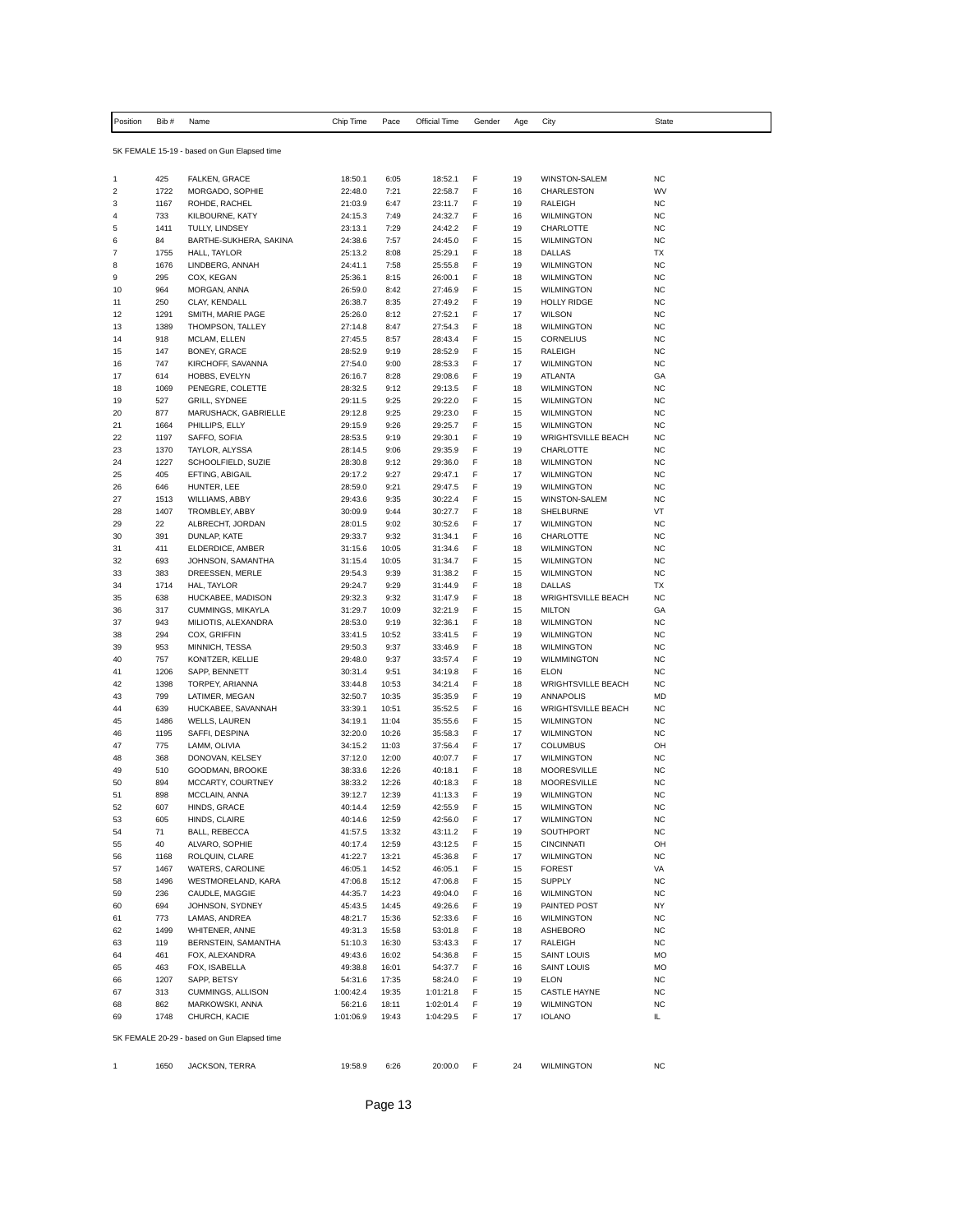| Position | Bib # | Name | Chip Time | Pace | Official Time | Gender | Age | City | State |
|---|---|---|---|---|---|---|---|---|---|

5K FEMALE 15-19 - based on Gun Elapsed time

| Position | Bib # | Name | Chip Time | Pace | Official Time | Gender | Age | City | State |
|---|---|---|---|---|---|---|---|---|---|
| 1 | 425 | FALKEN, GRACE | 18:50.1 | 6:05 | 18:52.1 | F | 19 | WINSTON-SALEM | NC |
| 2 | 1722 | MORGADO, SOPHIE | 22:48.0 | 7:21 | 22:58.7 | F | 16 | CHARLESTON | WV |
| 3 | 1167 | ROHDE, RACHEL | 21:03.9 | 6:47 | 23:11.7 | F | 19 | RALEIGH | NC |
| 4 | 733 | KILBOURNE, KATY | 24:15.3 | 7:49 | 24:32.7 | F | 16 | WILMINGTON | NC |
| 5 | 1411 | TULLY, LINDSEY | 23:13.1 | 7:29 | 24:42.2 | F | 19 | CHARLOTTE | NC |
| 6 | 84 | BARTHE-SUKHERA, SAKINA | 24:38.6 | 7:57 | 24:45.0 | F | 15 | WILMINGTON | NC |
| 7 | 1755 | HALL, TAYLOR | 25:13.2 | 8:08 | 25:29.1 | F | 18 | DALLAS | TX |
| 8 | 1676 | LINDBERG, ANNAH | 24:41.1 | 7:58 | 25:55.8 | F | 19 | WILMINGTON | NC |
| 9 | 295 | COX, KEGAN | 25:36.1 | 8:15 | 26:00.1 | F | 18 | WILMINGTON | NC |
| 10 | 964 | MORGAN, ANNA | 26:59.0 | 8:42 | 27:46.9 | F | 15 | WILMINGTON | NC |
| 11 | 250 | CLAY, KENDALL | 26:38.7 | 8:35 | 27:49.2 | F | 19 | HOLLY RIDGE | NC |
| 12 | 1291 | SMITH, MARIE PAGE | 25:26.0 | 8:12 | 27:52.1 | F | 17 | WILSON | NC |
| 13 | 1389 | THOMPSON, TALLEY | 27:14.8 | 8:47 | 27:54.3 | F | 18 | WILMINGTON | NC |
| 14 | 918 | MCLAM, ELLEN | 27:45.5 | 8:57 | 28:43.4 | F | 15 | CORNELIUS | NC |
| 15 | 147 | BONEY, GRACE | 28:52.9 | 9:19 | 28:52.9 | F | 15 | RALEIGH | NC |
| 16 | 747 | KIRCHOFF, SAVANNA | 27:54.0 | 9:00 | 28:53.3 | F | 17 | WILMINGTON | NC |
| 17 | 614 | HOBBS, EVELYN | 26:16.7 | 8:28 | 29:08.6 | F | 19 | ATLANTA | GA |
| 18 | 1069 | PENEGRE, COLETTE | 28:32.5 | 9:12 | 29:13.5 | F | 18 | WILMINGTON | NC |
| 19 | 527 | GRILL, SYDNEE | 29:11.5 | 9:25 | 29:22.0 | F | 15 | WILMINGTON | NC |
| 20 | 877 | MARUSHACK, GABRIELLE | 29:12.8 | 9:25 | 29:23.0 | F | 15 | WILMINGTON | NC |
| 21 | 1664 | PHILLIPS, ELLY | 29:15.9 | 9:26 | 29:25.7 | F | 15 | WILMINGTON | NC |
| 22 | 1197 | SAFFO, SOFIA | 28:53.5 | 9:19 | 29:30.1 | F | 19 | WRIGHTSVILLE BEACH | NC |
| 23 | 1370 | TAYLOR, ALYSSA | 28:14.5 | 9:06 | 29:35.9 | F | 19 | CHARLOTTE | NC |
| 24 | 1227 | SCHOOLFIELD, SUZIE | 28:30.8 | 9:12 | 29:36.0 | F | 18 | WILMINGTON | NC |
| 25 | 405 | EFTING, ABIGAIL | 29:17.2 | 9:27 | 29:47.1 | F | 17 | WILMINGTON | NC |
| 26 | 646 | HUNTER, LEE | 28:59.0 | 9:21 | 29:47.5 | F | 19 | WILMINGTON | NC |
| 27 | 1513 | WILLIAMS, ABBY | 29:43.6 | 9:35 | 30:22.4 | F | 15 | WINSTON-SALEM | NC |
| 28 | 1407 | TROMBLEY, ABBY | 30:09.9 | 9:44 | 30:27.7 | F | 18 | SHELBURNE | VT |
| 29 | 22 | ALBRECHT, JORDAN | 28:01.5 | 9:02 | 30:52.6 | F | 17 | WILMINGTON | NC |
| 30 | 391 | DUNLAP, KATE | 29:33.7 | 9:32 | 31:34.1 | F | 16 | CHARLOTTE | NC |
| 31 | 411 | ELDERDICE, AMBER | 31:15.6 | 10:05 | 31:34.6 | F | 18 | WILMINGTON | NC |
| 32 | 693 | JOHNSON, SAMANTHA | 31:15.4 | 10:05 | 31:34.7 | F | 15 | WILMINGTON | NC |
| 33 | 383 | DREESSEN, MERLE | 29:54.3 | 9:39 | 31:38.2 | F | 15 | WILMINGTON | NC |
| 34 | 1714 | HAL, TAYLOR | 29:24.7 | 9:29 | 31:44.9 | F | 18 | DALLAS | TX |
| 35 | 638 | HUCKABEE, MADISON | 29:32.3 | 9:32 | 31:47.9 | F | 18 | WRIGHTSVILLE BEACH | NC |
| 36 | 317 | CUMMINGS, MIKAYLA | 31:29.7 | 10:09 | 32:21.9 | F | 15 | MILTON | GA |
| 37 | 943 | MILIOTIS, ALEXANDRA | 28:53.0 | 9:19 | 32:36.1 | F | 18 | WILMINGTON | NC |
| 38 | 294 | COX, GRIFFIN | 33:41.5 | 10:52 | 33:41.5 | F | 19 | WILMINGTON | NC |
| 39 | 953 | MINNICH, TESSA | 29:50.3 | 9:37 | 33:46.9 | F | 18 | WILMINGTON | NC |
| 40 | 757 | KONITZER, KELLIE | 29:48.0 | 9:37 | 33:57.4 | F | 19 | WILMMINGTON | NC |
| 41 | 1206 | SAPP, BENNETT | 30:31.4 | 9:51 | 34:19.8 | F | 16 | ELON | NC |
| 42 | 1398 | TORPEY, ARIANNA | 33:44.8 | 10:53 | 34:21.4 | F | 18 | WRIGHTSVILLE BEACH | NC |
| 43 | 799 | LATIMER, MEGAN | 32:50.7 | 10:35 | 35:35.9 | F | 19 | ANNAPOLIS | MD |
| 44 | 639 | HUCKABEE, SAVANNAH | 33:39.1 | 10:51 | 35:52.5 | F | 16 | WRIGHTSVILLE BEACH | NC |
| 45 | 1486 | WELLS, LAUREN | 34:19.1 | 11:04 | 35:55.6 | F | 15 | WILMINGTON | NC |
| 46 | 1195 | SAFFI, DESPINA | 32:20.0 | 10:26 | 35:58.3 | F | 17 | WILMINGTON | NC |
| 47 | 775 | LAMM, OLIVIA | 34:15.2 | 11:03 | 37:56.4 | F | 17 | COLUMBUS | OH |
| 48 | 368 | DONOVAN, KELSEY | 37:12.0 | 12:00 | 40:07.7 | F | 17 | WILMINGTON | NC |
| 49 | 510 | GOODMAN, BROOKE | 38:33.6 | 12:26 | 40:18.1 | F | 18 | MOORESVILLE | NC |
| 50 | 894 | MCCARTY, COURTNEY | 38:33.2 | 12:26 | 40:18.3 | F | 18 | MOORESVILLE | NC |
| 51 | 898 | MCCLAIN, ANNA | 39:12.7 | 12:39 | 41:13.3 | F | 19 | WILMINGTON | NC |
| 52 | 607 | HINDS, GRACE | 40:14.4 | 12:59 | 42:55.9 | F | 15 | WILMINGTON | NC |
| 53 | 605 | HINDS, CLAIRE | 40:14.6 | 12:59 | 42:56.0 | F | 17 | WILMINGTON | NC |
| 54 | 71 | BALL, REBECCA | 41:57.5 | 13:32 | 43:11.2 | F | 19 | SOUTHPORT | NC |
| 55 | 40 | ALVARO, SOPHIE | 40:17.4 | 12:59 | 43:12.5 | F | 15 | CINCINNATI | OH |
| 56 | 1168 | ROLQUIN, CLARE | 41:22.7 | 13:21 | 45:36.8 | F | 17 | WILMINGTON | NC |
| 57 | 1467 | WATERS, CAROLINE | 46:05.1 | 14:52 | 46:05.1 | F | 15 | FOREST | VA |
| 58 | 1496 | WESTMORELAND, KARA | 47:06.8 | 15:12 | 47:06.8 | F | 15 | SUPPLY | NC |
| 59 | 236 | CAUDLE, MAGGIE | 44:35.7 | 14:23 | 49:04.0 | F | 16 | WILMINGTON | NC |
| 60 | 694 | JOHNSON, SYDNEY | 45:43.5 | 14:45 | 49:26.6 | F | 19 | PAINTED POST | NY |
| 61 | 773 | LAMAS, ANDREA | 48:21.7 | 15:36 | 52:33.6 | F | 16 | WILMINGTON | NC |
| 62 | 1499 | WHITENER, ANNE | 49:31.3 | 15:58 | 53:01.8 | F | 18 | ASHEBORO | NC |
| 63 | 119 | BERNSTEIN, SAMANTHA | 51:10.3 | 16:30 | 53:43.3 | F | 17 | RALEIGH | NC |
| 64 | 461 | FOX, ALEXANDRA | 49:43.6 | 16:02 | 54:36.8 | F | 15 | SAINT LOUIS | MO |
| 65 | 463 | FOX, ISABELLA | 49:38.8 | 16:01 | 54:37.7 | F | 16 | SAINT LOUIS | MO |
| 66 | 1207 | SAPP, BETSY | 54:31.6 | 17:35 | 58:24.0 | F | 19 | ELON | NC |
| 67 | 313 | CUMMINGS, ALLISON | 1:00:42.4 | 19:35 | 1:01:21.8 | F | 15 | CASTLE HAYNE | NC |
| 68 | 862 | MARKOWSKI, ANNA | 56:21.6 | 18:11 | 1:02:01.4 | F | 19 | WILMINGTON | NC |
| 69 | 1748 | CHURCH, KACIE | 1:01:06.9 | 19:43 | 1:04:29.5 | F | 17 | IOLANO | IL |

5K FEMALE 20-29 - based on Gun Elapsed time

| Position | Bib # | Name | Chip Time | Pace | Official Time | Gender | Age | City | State |
|---|---|---|---|---|---|---|---|---|---|
| 1 | 1650 | JACKSON, TERRA | 19:58.9 | 6:26 | 20:00.0 | F | 24 | WILMINGTON | NC |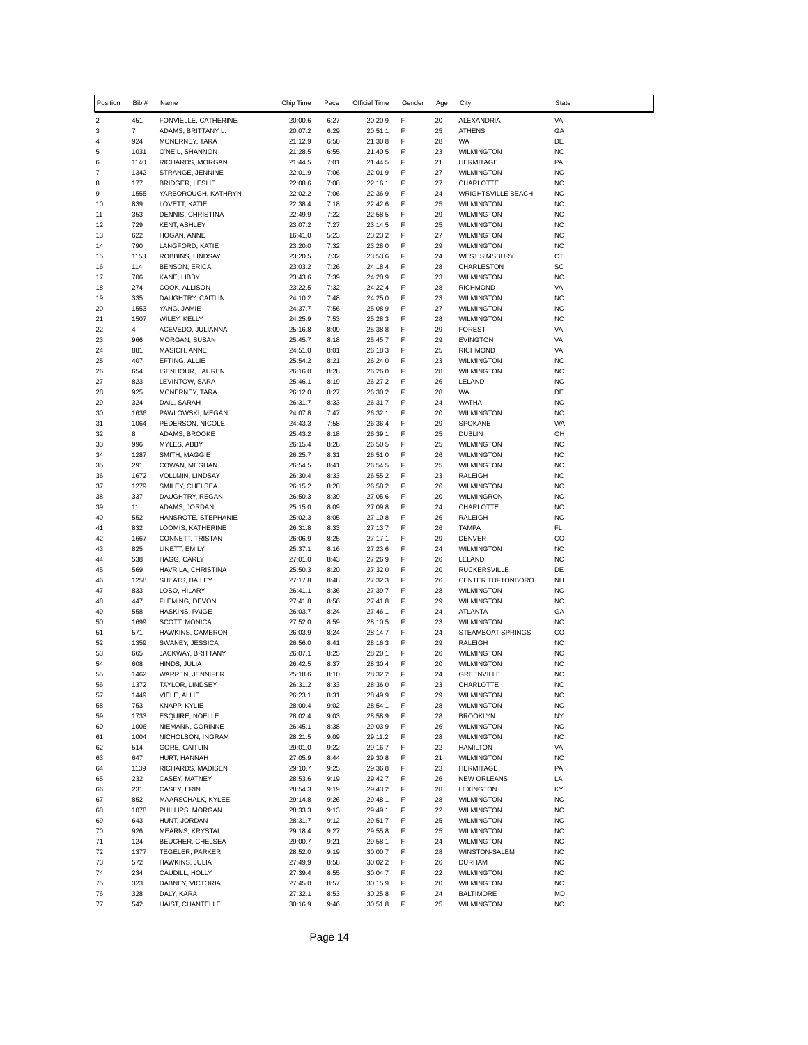| Position | Bib # | Name | Chip Time | Pace | Official Time | Gender | Age | City | State |
|---|---|---|---|---|---|---|---|---|---|
| 2 | 451 | FONVIELLE, CATHERINE | 20:00.6 | 6:27 | 20:20.9 | F | 20 | ALEXANDRIA | VA |
| 3 | 7 | ADAMS, BRITTANY L. | 20:07.2 | 6:29 | 20:51.1 | F | 25 | ATHENS | GA |
| 4 | 924 | MCNERNEY, TARA | 21:12.9 | 6:50 | 21:30.8 | F | 28 | WA | DE |
| 5 | 1031 | O'NEIL, SHANNON | 21:28.5 | 6:55 | 21:40.5 | F | 23 | WILMINGTON | NC |
| 6 | 1140 | RICHARDS, MORGAN | 21:44.5 | 7:01 | 21:44.5 | F | 21 | HERMITAGE | PA |
| 7 | 1342 | STRANGE, JENNINE | 22:01.9 | 7:06 | 22:01.9 | F | 27 | WILMINGTON | NC |
| 8 | 177 | BRIDGER, LESLIE | 22:08.6 | 7:08 | 22:16.1 | F | 27 | CHARLOTTE | NC |
| 9 | 1555 | YARBOROUGH, KATHRYN | 22:02.2 | 7:06 | 22:36.9 | F | 24 | WRIGHTSVILLE BEACH | NC |
| 10 | 839 | LOVETT, KATIE | 22:38.4 | 7:18 | 22:42.6 | F | 25 | WILMINGTON | NC |
| 11 | 353 | DENNIS, CHRISTINA | 22:49.9 | 7:22 | 22:58.5 | F | 29 | WILMINGTON | NC |
| 12 | 729 | KENT, ASHLEY | 23:07.2 | 7:27 | 23:14.5 | F | 25 | WILMINGTON | NC |
| 13 | 622 | HOGAN, ANNE | 16:41.0 | 5:23 | 23:23.2 | F | 27 | WILMINGTON | NC |
| 14 | 790 | LANGFORD, KATIE | 23:20.0 | 7:32 | 23:28.0 | F | 29 | WILMINGTON | NC |
| 15 | 1153 | ROBBINS, LINDSAY | 23:20.5 | 7:32 | 23:53.6 | F | 24 | WEST SIMSBURY | CT |
| 16 | 114 | BENSON, ERICA | 23:03.2 | 7:26 | 24:18.4 | F | 28 | CHARLESTON | SC |
| 17 | 706 | KANE, LIBBY | 23:43.6 | 7:39 | 24:20.9 | F | 23 | WILMINGTON | NC |
| 18 | 274 | COOK, ALLISON | 23:22.5 | 7:32 | 24:22.4 | F | 28 | RICHMOND | VA |
| 19 | 335 | DAUGHTRY, CAITLIN | 24:10.2 | 7:48 | 24:25.0 | F | 23 | WILMINGTON | NC |
| 20 | 1553 | YANG, JAMIE | 24:37.7 | 7:56 | 25:08.9 | F | 27 | WILMINGTON | NC |
| 21 | 1507 | WILEY, KELLY | 24:25.9 | 7:53 | 25:28.3 | F | 28 | WILMINGTON | NC |
| 22 | 4 | ACEVEDO, JULIANNA | 25:16.8 | 8:09 | 25:38.8 | F | 29 | FOREST | VA |
| 23 | 966 | MORGAN, SUSAN | 25:45.7 | 8:18 | 25:45.7 | F | 29 | EVINGTON | VA |
| 24 | 881 | MASICH, ANNE | 24:51.0 | 8:01 | 26:18.3 | F | 25 | RICHMOND | VA |
| 25 | 407 | EFTING, ALLIE | 25:54.2 | 8:21 | 26:24.0 | F | 23 | WILMINGTON | NC |
| 26 | 654 | ISENHOUR, LAUREN | 26:16.0 | 8:28 | 26:26.0 | F | 28 | WILMINGTON | NC |
| 27 | 823 | LEVINTOW, SARA | 25:46.1 | 8:19 | 26:27.2 | F | 26 | LELAND | NC |
| 28 | 925 | MCNERNEY, TARA | 26:12.0 | 8:27 | 26:30.2 | F | 28 | WA | DE |
| 29 | 324 | DAIL, SARAH | 26:31.7 | 8:33 | 26:31.7 | F | 24 | WATHA | NC |
| 30 | 1636 | PAWLOWSKI, MEGAN | 24:07.8 | 7:47 | 26:32.1 | F | 20 | WILMINGTON | NC |
| 31 | 1064 | PEDERSON, NICOLE | 24:43.3 | 7:58 | 26:36.4 | F | 29 | SPOKANE | WA |
| 32 | 8 | ADAMS, BROOKE | 25:43.2 | 8:18 | 26:39.1 | F | 25 | DUBLIN | OH |
| 33 | 996 | MYLES, ABBY | 26:15.4 | 8:28 | 26:50.5 | F | 25 | WILMINGTON | NC |
| 34 | 1287 | SMITH, MAGGIE | 26:25.7 | 8:31 | 26:51.0 | F | 26 | WILMINGTON | NC |
| 35 | 291 | COWAN, MEGHAN | 26:54.5 | 8:41 | 26:54.5 | F | 25 | WILMINGTON | NC |
| 36 | 1672 | VOLLMIN, LINDSAY | 26:30.4 | 8:33 | 26:55.2 | F | 23 | RALEIGH | NC |
| 37 | 1279 | SMILEY, CHELSEA | 26:15.2 | 8:28 | 26:58.2 | F | 26 | WILMINGTON | NC |
| 38 | 337 | DAUGHTRY, REGAN | 26:50.3 | 8:39 | 27:05.6 | F | 20 | WILMINGRON | NC |
| 39 | 11 | ADAMS, JORDAN | 25:15.0 | 8:09 | 27:09.8 | F | 24 | CHARLOTTE | NC |
| 40 | 552 | HANSROTE, STEPHANIE | 25:02.3 | 8:05 | 27:10.8 | F | 26 | RALEIGH | NC |
| 41 | 832 | LOOMIS, KATHERINE | 26:31.8 | 8:33 | 27:13.7 | F | 26 | TAMPA | FL |
| 42 | 1667 | CONNETT, TRISTAN | 26:06.9 | 8:25 | 27:17.1 | F | 29 | DENVER | CO |
| 43 | 825 | LINETT, EMILY | 25:37.1 | 8:16 | 27:23.6 | F | 24 | WILMINGTON | NC |
| 44 | 538 | HAGG, CARLY | 27:01.0 | 8:43 | 27:26.9 | F | 26 | LELAND | NC |
| 45 | 569 | HAVRILA, CHRISTINA | 25:50.3 | 8:20 | 27:32.0 | F | 20 | RUCKERSVILLE | DE |
| 46 | 1258 | SHEATS, BAILEY | 27:17.8 | 8:48 | 27:32.3 | F | 26 | CENTER TUFTONBORO | NH |
| 47 | 833 | LOSO, HILARY | 26:41.1 | 8:36 | 27:39.7 | F | 28 | WILMINGTON | NC |
| 48 | 447 | FLEMING, DEVON | 27:41.8 | 8:56 | 27:41.8 | F | 29 | WILMINGTON | NC |
| 49 | 558 | HASKINS, PAIGE | 26:03.7 | 8:24 | 27:46.1 | F | 24 | ATLANTA | GA |
| 50 | 1699 | SCOTT, MONICA | 27:52.0 | 8:59 | 28:10.5 | F | 23 | WILMINGTON | NC |
| 51 | 571 | HAWKINS, CAMERON | 26:03.9 | 8:24 | 28:14.7 | F | 24 | STEAMBOAT SPRINGS | CO |
| 52 | 1359 | SWANEY, JESSICA | 26:56.0 | 8:41 | 28:16.3 | F | 29 | RALEIGH | NC |
| 53 | 665 | JACKWAY, BRITTANY | 26:07.1 | 8:25 | 28:20.1 | F | 26 | WILMINGTON | NC |
| 54 | 608 | HINDS, JULIA | 26:42.5 | 8:37 | 28:30.4 | F | 20 | WILMINGTON | NC |
| 55 | 1462 | WARREN, JENNIFER | 25:18.6 | 8:10 | 28:32.2 | F | 24 | GREENVILLE | NC |
| 56 | 1372 | TAYLOR, LINDSEY | 26:31.2 | 8:33 | 28:36.0 | F | 23 | CHARLOTTE | NC |
| 57 | 1449 | VIELE, ALLIE | 26:23.1 | 8:31 | 28:49.9 | F | 29 | WILMINGTON | NC |
| 58 | 753 | KNAPP, KYLIE | 28:00.4 | 9:02 | 28:54.1 | F | 28 | WILMINGTON | NC |
| 59 | 1733 | ESQUIRE, NOELLE | 28:02.4 | 9:03 | 28:58.9 | F | 28 | BROOKLYN | NY |
| 60 | 1006 | NIEMANN, CORINNE | 26:45.1 | 8:38 | 29:03.9 | F | 26 | WILMINGTON | NC |
| 61 | 1004 | NICHOLSON, INGRAM | 28:21.5 | 9:09 | 29:11.2 | F | 28 | WILMINGTON | NC |
| 62 | 514 | GORE, CAITLIN | 29:01.0 | 9:22 | 29:16.7 | F | 22 | HAMILTON | VA |
| 63 | 647 | HURT, HANNAH | 27:05.9 | 8:44 | 29:30.8 | F | 21 | WILMINGTON | NC |
| 64 | 1139 | RICHARDS, MADISEN | 29:10.7 | 9:25 | 29:36.8 | F | 23 | HERMITAGE | PA |
| 65 | 232 | CASEY, MATNEY | 28:53.6 | 9:19 | 29:42.7 | F | 26 | NEW ORLEANS | LA |
| 66 | 231 | CASEY, ERIN | 28:54.3 | 9:19 | 29:43.2 | F | 28 | LEXINGTON | KY |
| 67 | 852 | MAARSCHALK, KYLEE | 29:14.8 | 9:26 | 29:48.1 | F | 28 | WILMINGTON | NC |
| 68 | 1078 | PHILLIPS, MORGAN | 28:33.3 | 9:13 | 29:49.1 | F | 22 | WILMINGTON | NC |
| 69 | 643 | HUNT, JORDAN | 28:31.7 | 9:12 | 29:51.7 | F | 25 | WILMINGTON | NC |
| 70 | 926 | MEARNS, KRYSTAL | 29:18.4 | 9:27 | 29:55.8 | F | 25 | WILMINGTON | NC |
| 71 | 124 | BEUCHER, CHELSEA | 29:00.7 | 9:21 | 29:58.1 | F | 24 | WILMINGTON | NC |
| 72 | 1377 | TEGELER, PARKER | 28:52.0 | 9:19 | 30:00.7 | F | 28 | WINSTON-SALEM | NC |
| 73 | 572 | HAWKINS, JULIA | 27:49.9 | 8:58 | 30:02.2 | F | 26 | DURHAM | NC |
| 74 | 234 | CAUDILL, HOLLY | 27:39.4 | 8:55 | 30:04.7 | F | 22 | WILMINGTON | NC |
| 75 | 323 | DABNEY, VICTORIA | 27:45.0 | 8:57 | 30:15.9 | F | 20 | WILMINGTON | NC |
| 76 | 328 | DALY, KARA | 27:32.1 | 8:53 | 30:25.8 | F | 24 | BALTIMORE | MD |
| 77 | 542 | HAIST, CHANTELLE | 30:16.9 | 9:46 | 30:51.8 | F | 25 | WILMINGTON | NC |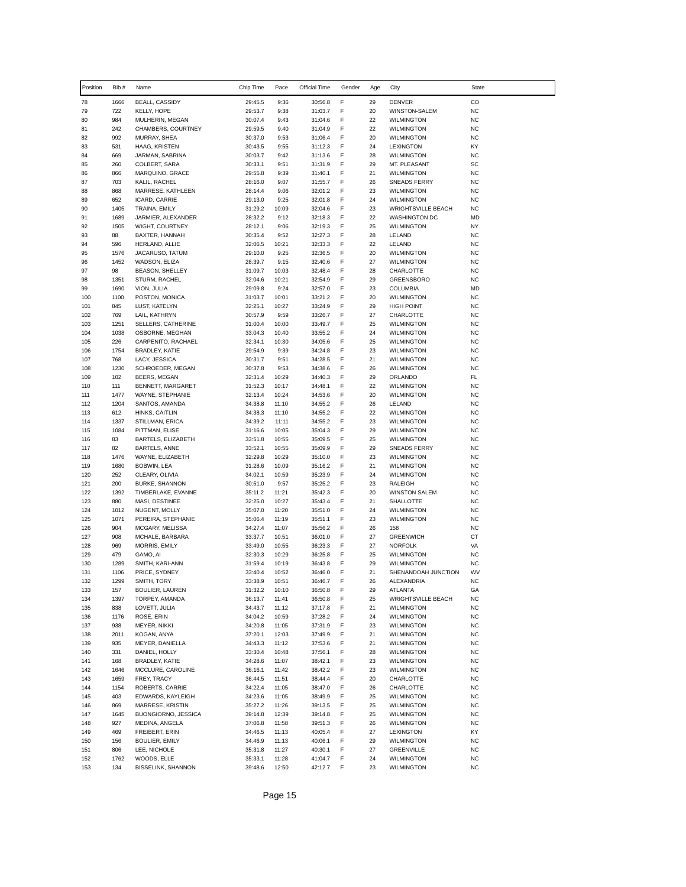| Position | Bib # | Name | Chip Time | Pace | Official Time | Gender | Age | City | State |
|---|---|---|---|---|---|---|---|---|---|
| 78 | 1666 | BEALL, CASSIDY | 29:45.5 | 9:36 | 30:56.8 | F | 29 | DENVER | CO |
| 79 | 722 | KELLY, HOPE | 29:53.7 | 9:38 | 31:03.7 | F | 20 | WINSTON-SALEM | NC |
| 80 | 984 | MULHERIN, MEGAN | 30:07.4 | 9:43 | 31:04.6 | F | 22 | WILMINGTON | NC |
| 81 | 242 | CHAMBERS, COURTNEY | 29:59.5 | 9:40 | 31:04.9 | F | 22 | WILMINGTON | NC |
| 82 | 992 | MURRAY, SHEA | 30:37.0 | 9:53 | 31:06.4 | F | 20 | WILMINGTON | NC |
| 83 | 531 | HAAG, KRISTEN | 30:43.5 | 9:55 | 31:12.3 | F | 24 | LEXINGTON | KY |
| 84 | 669 | JARMAN, SABRINA | 30:03.7 | 9:42 | 31:13.6 | F | 28 | WILMINGTON | NC |
| 85 | 260 | COLBERT, SARA | 30:33.1 | 9:51 | 31:31.9 | F | 29 | MT. PLEASANT | SC |
| 86 | 866 | MARQUINO, GRACE | 29:55.8 | 9:39 | 31:40.1 | F | 21 | WILMINGTON | NC |
| 87 | 703 | KALIL, RACHEL | 28:16.0 | 9:07 | 31:55.7 | F | 26 | SNEADS FERRY | NC |
| 88 | 868 | MARRESE, KATHLEEN | 28:14.4 | 9:06 | 32:01.2 | F | 23 | WILMINGTON | NC |
| 89 | 652 | ICARD, CARRIE | 29:13.0 | 9:25 | 32:01.8 | F | 24 | WILMINGTON | NC |
| 90 | 1405 | TRAINA, EMILY | 31:29.2 | 10:09 | 32:04.6 | F | 23 | WRIGHTSVILLE BEACH | NC |
| 91 | 1689 | JARMIER, ALEXANDER | 28:32.2 | 9:12 | 32:18.3 | F | 22 | WASHINGTON DC | MD |
| 92 | 1505 | WIGHT, COURTNEY | 28:12.1 | 9:06 | 32:19.3 | F | 25 | WILMINGTON | NY |
| 93 | 88 | BAXTER, HANNAH | 30:35.4 | 9:52 | 32:27.3 | F | 28 | LELAND | NC |
| 94 | 596 | HERLAND, ALLIE | 32:06.5 | 10:21 | 32:33.3 | F | 22 | LELAND | NC |
| 95 | 1576 | JACARUSO, TATUM | 29:10.0 | 9:25 | 32:36.5 | F | 20 | WILMINGTON | NC |
| 96 | 1452 | WADSON, ELIZA | 28:39.7 | 9:15 | 32:40.6 | F | 27 | WILMINGTON | NC |
| 97 | 98 | BEASON, SHELLEY | 31:09.7 | 10:03 | 32:48.4 | F | 28 | CHARLOTTE | NC |
| 98 | 1351 | STURM, RACHEL | 32:04.6 | 10:21 | 32:54.9 | F | 29 | GREENSBORO | NC |
| 99 | 1690 | VION, JULIA | 29:09.8 | 9:24 | 32:57.0 | F | 23 | COLUMBIA | MD |
| 100 | 1100 | POSTON, MONICA | 31:03.7 | 10:01 | 33:21.2 | F | 20 | WILMINGTON | NC |
| 101 | 845 | LUST, KATELYN | 32:25.1 | 10:27 | 33:24.9 | F | 29 | HIGH POINT | NC |
| 102 | 769 | LAIL, KATHRYN | 30:57.9 | 9:59 | 33:26.7 | F | 27 | CHARLOTTE | NC |
| 103 | 1251 | SELLERS, CATHERINE | 31:00.4 | 10:00 | 33:49.7 | F | 25 | WILMINGTON | NC |
| 104 | 1038 | OSBORNE, MEGHAN | 33:04.3 | 10:40 | 33:55.2 | F | 24 | WILMINGTON | NC |
| 105 | 226 | CARPENITO, RACHAEL | 32:34.1 | 10:30 | 34:05.6 | F | 25 | WILMINGTON | NC |
| 106 | 1754 | BRADLEY, KATIE | 29:54.9 | 9:39 | 34:24.8 | F | 23 | WILMINGTON | NC |
| 107 | 768 | LACY, JESSICA | 30:31.7 | 9:51 | 34:28.5 | F | 21 | WILMINGTON | NC |
| 108 | 1230 | SCHROEDER, MEGAN | 30:37.8 | 9:53 | 34:38.6 | F | 26 | WILMINGTON | NC |
| 109 | 102 | BEERS, MEGAN | 32:31.4 | 10:29 | 34:40.3 | F | 29 | ORLANDO | FL |
| 110 | 111 | BENNETT, MARGARET | 31:52.3 | 10:17 | 34:48.1 | F | 22 | WILMINGTON | NC |
| 111 | 1477 | WAYNE, STEPHANIE | 32:13.4 | 10:24 | 34:53.6 | F | 20 | WILMINGTON | NC |
| 112 | 1204 | SANTOS, AMANDA | 34:38.8 | 11:10 | 34:55.2 | F | 26 | LELAND | NC |
| 113 | 612 | HINKS, CAITLIN | 34:38.3 | 11:10 | 34:55.2 | F | 22 | WILMINGTON | NC |
| 114 | 1337 | STILLMAN, ERICA | 34:39.2 | 11:11 | 34:55.2 | F | 23 | WILMINGTON | NC |
| 115 | 1084 | PITTMAN, ELISE | 31:16.6 | 10:05 | 35:04.3 | F | 29 | WILMINGTON | NC |
| 116 | 83 | BARTELS, ELIZABETH | 33:51.8 | 10:55 | 35:09.5 | F | 25 | WILMINGTON | NC |
| 117 | 82 | BARTELS, ANNE | 33:52.1 | 10:55 | 35:09.9 | F | 29 | SNEADS FERRY | NC |
| 118 | 1476 | WAYNE, ELIZABETH | 32:29.8 | 10:29 | 35:10.0 | F | 23 | WILMINGTON | NC |
| 119 | 1680 | BOBWIN, LEA | 31:28.6 | 10:09 | 35:16.2 | F | 21 | WILMINGTON | NC |
| 120 | 252 | CLEARY, OLIVIA | 34:02.1 | 10:59 | 35:23.9 | F | 24 | WILMINGTON | NC |
| 121 | 200 | BURKE, SHANNON | 30:51.0 | 9:57 | 35:25.2 | F | 23 | RALEIGH | NC |
| 122 | 1392 | TIMBERLAKE, EVANNE | 35:11.2 | 11:21 | 35:42.3 | F | 20 | WINSTON SALEM | NC |
| 123 | 880 | MASI, DESTINEE | 32:25.0 | 10:27 | 35:43.4 | F | 21 | SHALLOTTE | NC |
| 124 | 1012 | NUGENT, MOLLY | 35:07.0 | 11:20 | 35:51.0 | F | 24 | WILMINGTON | NC |
| 125 | 1071 | PEREIRA, STEPHANIE | 35:06.4 | 11:19 | 35:51.1 | F | 23 | WILMINGTON | NC |
| 126 | 904 | MCGARY, MELISSA | 34:27.4 | 11:07 | 35:56.2 | F | 26 | 158 | NC |
| 127 | 908 | MCHALE, BARBARA | 33:37.7 | 10:51 | 36:01.0 | F | 27 | GREENWICH | CT |
| 128 | 969 | MORRIS, EMILY | 33:49.0 | 10:55 | 36:23.3 | F | 27 | NORFOLK | VA |
| 129 | 479 | GAMO, AI | 32:30.3 | 10:29 | 36:25.8 | F | 25 | WILMINGTON | NC |
| 130 | 1289 | SMITH, KARI-ANN | 31:59.4 | 10:19 | 36:43.8 | F | 29 | WILMINGTON | NC |
| 131 | 1106 | PRICE, SYDNEY | 33:40.4 | 10:52 | 36:46.0 | F | 21 | SHENANDOAH JUNCTION | WV |
| 132 | 1299 | SMITH, TORY | 33:38.9 | 10:51 | 36:46.7 | F | 26 | ALEXANDRIA | NC |
| 133 | 157 | BOULIER, LAUREN | 31:32.2 | 10:10 | 36:50.8 | F | 29 | ATLANTA | GA |
| 134 | 1397 | TORPEY, AMANDA | 36:13.7 | 11:41 | 36:50.8 | F | 25 | WRIGHTSVILLE BEACH | NC |
| 135 | 838 | LOVETT, JULIA | 34:43.7 | 11:12 | 37:17.8 | F | 21 | WILMINGTON | NC |
| 136 | 1176 | ROSE, ERIN | 34:04.2 | 10:59 | 37:28.2 | F | 24 | WILMINGTON | NC |
| 137 | 938 | MEYER, NIKKI | 34:20.8 | 11:05 | 37:31.9 | F | 23 | WILMINGTON | NC |
| 138 | 2011 | KOGAN, ANYA | 37:20.1 | 12:03 | 37:49.9 | F | 21 | WILMINGTON | NC |
| 139 | 935 | MEYER, DANIELLA | 34:43.3 | 11:12 | 37:53.6 | F | 21 | WILMINGTON | NC |
| 140 | 331 | DANIEL, HOLLY | 33:30.4 | 10:48 | 37:56.1 | F | 28 | WILMINGTON | NC |
| 141 | 168 | BRADLEY, KATIE | 34:28.6 | 11:07 | 38:42.1 | F | 23 | WILMINGTON | NC |
| 142 | 1646 | MCCLURE, CAROLINE | 36:16.1 | 11:42 | 38:42.2 | F | 23 | WILMINGTON | NC |
| 143 | 1659 | FREY, TRACY | 36:44.5 | 11:51 | 38:44.4 | F | 20 | CHARLOTTE | NC |
| 144 | 1154 | ROBERTS, CARRIE | 34:22.4 | 11:05 | 38:47.0 | F | 26 | CHARLOTTE | NC |
| 145 | 403 | EDWARDS, KAYLEIGH | 34:23.6 | 11:05 | 38:49.9 | F | 25 | WILMINGTON | NC |
| 146 | 869 | MARRESE, KRISTIN | 35:27.2 | 11:26 | 39:13.5 | F | 25 | WILMINGTON | NC |
| 147 | 1645 | BUONGIORNO, JESSICA | 39:14.8 | 12:39 | 39:14.8 | F | 25 | WILMINGTON | NC |
| 148 | 927 | MEDINA, ANGELA | 37:06.8 | 11:58 | 39:51.3 | F | 26 | WILMINGTON | NC |
| 149 | 469 | FREIBERT, ERIN | 34:46.5 | 11:13 | 40:05.4 | F | 27 | LEXINGTON | KY |
| 150 | 156 | BOULIER, EMILY | 34:46.9 | 11:13 | 40:06.1 | F | 29 | WILMINGTON | NC |
| 151 | 806 | LEE, NICHOLE | 35:31.8 | 11:27 | 40:30.1 | F | 27 | GREENVILLE | NC |
| 152 | 1762 | WOODS, ELLE | 35:33.1 | 11:28 | 41:04.7 | F | 24 | WILMINGTON | NC |
| 153 | 134 | BISSELINK, SHANNON | 39:48.6 | 12:50 | 42:12.7 | F | 23 | WILMINGTON | NC |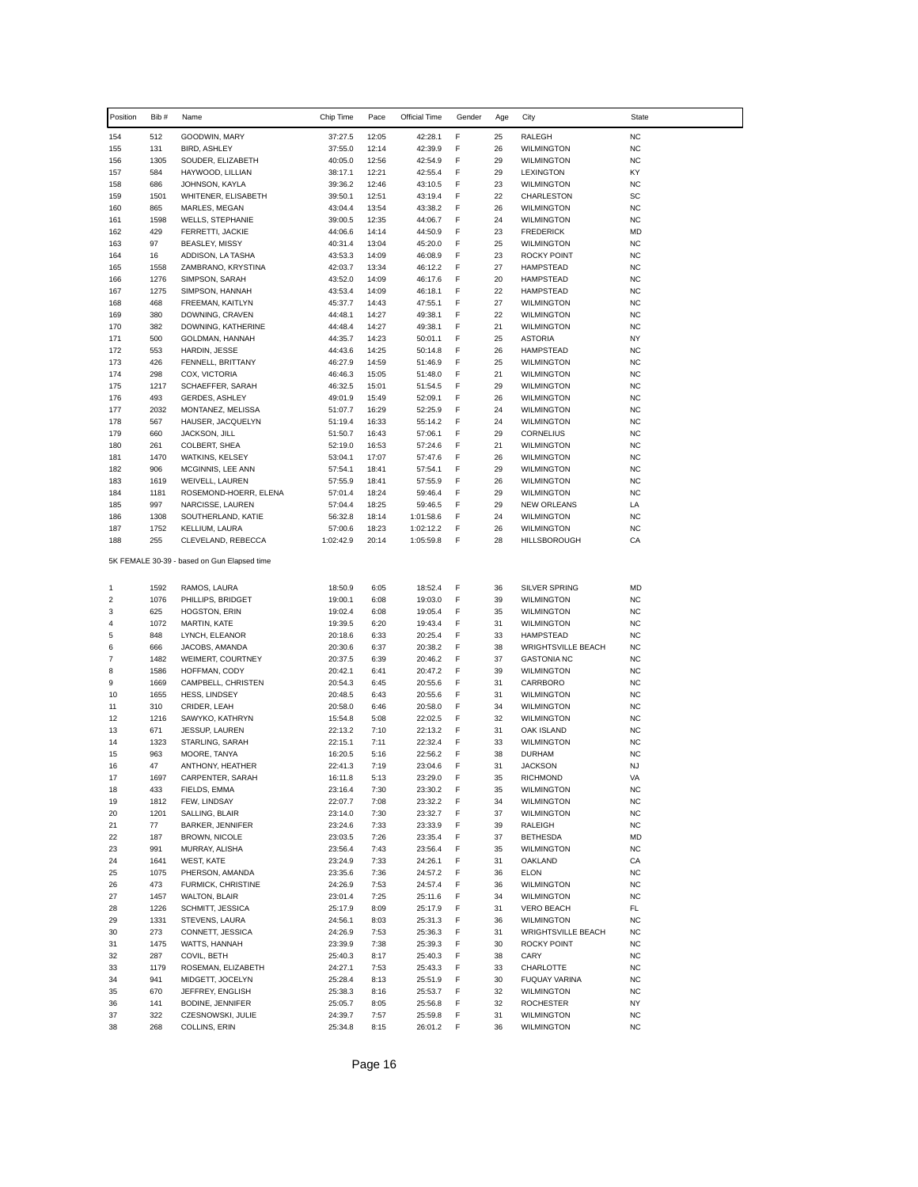| Position | Bib # | Name | Chip Time | Pace | Official Time | Gender | Age | City | State |
|---|---|---|---|---|---|---|---|---|---|
| 154 | 512 | GOODWIN, MARY | 37:27.5 | 12:05 | 42:28.1 | F | 25 | RALEGH | NC |
| 155 | 131 | BIRD, ASHLEY | 37:55.0 | 12:14 | 42:39.9 | F | 26 | WILMINGTON | NC |
| 156 | 1305 | SOUDER, ELIZABETH | 40:05.0 | 12:56 | 42:54.9 | F | 29 | WILMINGTON | NC |
| 157 | 584 | HAYWOOD, LILLIAN | 38:17.1 | 12:21 | 42:55.4 | F | 29 | LEXINGTON | KY |
| 158 | 686 | JOHNSON, KAYLA | 39:36.2 | 12:46 | 43:10.5 | F | 23 | WILMINGTON | NC |
| 159 | 1501 | WHITENER, ELISABETH | 39:50.1 | 12:51 | 43:19.4 | F | 22 | CHARLESTON | SC |
| 160 | 865 | MARLES, MEGAN | 43:04.4 | 13:54 | 43:38.2 | F | 26 | WILMINGTON | NC |
| 161 | 1598 | WELLS, STEPHANIE | 39:00.5 | 12:35 | 44:06.7 | F | 24 | WILMINGTON | NC |
| 162 | 429 | FERRETTI, JACKIE | 44:06.6 | 14:14 | 44:50.9 | F | 23 | FREDERICK | MD |
| 163 | 97 | BEASLEY, MISSY | 40:31.4 | 13:04 | 45:20.0 | F | 25 | WILMINGTON | NC |
| 164 | 16 | ADDISON, LA TASHA | 43:53.3 | 14:09 | 46:08.9 | F | 23 | ROCKY POINT | NC |
| 165 | 1558 | ZAMBRANO, KRYSTINA | 42:03.7 | 13:34 | 46:12.2 | F | 27 | HAMPSTEAD | NC |
| 166 | 1276 | SIMPSON, SARAH | 43:52.0 | 14:09 | 46:17.6 | F | 20 | HAMPSTEAD | NC |
| 167 | 1275 | SIMPSON, HANNAH | 43:53.4 | 14:09 | 46:18.1 | F | 22 | HAMPSTEAD | NC |
| 168 | 468 | FREEMAN, KAITLYN | 45:37.7 | 14:43 | 47:55.1 | F | 27 | WILMINGTON | NC |
| 169 | 380 | DOWNING, CRAVEN | 44:48.1 | 14:27 | 49:38.1 | F | 22 | WILMINGTON | NC |
| 170 | 382 | DOWNING, KATHERINE | 44:48.4 | 14:27 | 49:38.1 | F | 21 | WILMINGTON | NC |
| 171 | 500 | GOLDMAN, HANNAH | 44:35.7 | 14:23 | 50:01.1 | F | 25 | ASTORIA | NY |
| 172 | 553 | HARDIN, JESSE | 44:43.6 | 14:25 | 50:14.8 | F | 26 | HAMPSTEAD | NC |
| 173 | 426 | FENNELL, BRITTANY | 46:27.9 | 14:59 | 51:46.9 | F | 25 | WILMINGTON | NC |
| 174 | 298 | COX, VICTORIA | 46:46.3 | 15:05 | 51:48.0 | F | 21 | WILMINGTON | NC |
| 175 | 1217 | SCHAEFFER, SARAH | 46:32.5 | 15:01 | 51:54.5 | F | 29 | WILMINGTON | NC |
| 176 | 493 | GERDES, ASHLEY | 49:01.9 | 15:49 | 52:09.1 | F | 26 | WILMINGTON | NC |
| 177 | 2032 | MONTANEZ, MELISSA | 51:07.7 | 16:29 | 52:25.9 | F | 24 | WILMINGTON | NC |
| 178 | 567 | HAUSER, JACQUELYN | 51:19.4 | 16:33 | 55:14.2 | F | 24 | WILMINGTON | NC |
| 179 | 660 | JACKSON, JILL | 51:50.7 | 16:43 | 57:06.1 | F | 29 | CORNELIUS | NC |
| 180 | 261 | COLBERT, SHEA | 52:19.0 | 16:53 | 57:24.6 | F | 21 | WILMINGTON | NC |
| 181 | 1470 | WATKINS, KELSEY | 53:04.1 | 17:07 | 57:47.6 | F | 26 | WILMINGTON | NC |
| 182 | 906 | MCGINNIS, LEE ANN | 57:54.1 | 18:41 | 57:54.1 | F | 29 | WILMINGTON | NC |
| 183 | 1619 | WEIVELL, LAUREN | 57:55.9 | 18:41 | 57:55.9 | F | 26 | WILMINGTON | NC |
| 184 | 1181 | ROSEMOND-HOERR, ELENA | 57:01.4 | 18:24 | 59:46.4 | F | 29 | WILMINGTON | NC |
| 185 | 997 | NARCISSE, LAUREN | 57:04.4 | 18:25 | 59:46.5 | F | 29 | NEW ORLEANS | LA |
| 186 | 1308 | SOUTHERLAND, KATIE | 56:32.8 | 18:14 | 1:01:58.6 | F | 24 | WILMINGTON | NC |
| 187 | 1752 | KELLIUM, LAURA | 57:00.6 | 18:23 | 1:02:12.2 | F | 26 | WILMINGTON | NC |
| 188 | 255 | CLEVELAND, REBECCA | 1:02:42.9 | 20:14 | 1:05:59.8 | F | 28 | HILLSBOROUGH | CA |

5K FEMALE 30-39 - based on Gun Elapsed time

| Position | Bib # | Name | Chip Time | Pace | Official Time | Gender | Age | City | State |
|---|---|---|---|---|---|---|---|---|---|
| 1 | 1592 | RAMOS, LAURA | 18:50.9 | 6:05 | 18:52.4 | F | 36 | SILVER SPRING | MD |
| 2 | 1076 | PHILLIPS, BRIDGET | 19:00.1 | 6:08 | 19:03.0 | F | 39 | WILMINGTON | NC |
| 3 | 625 | HOGSTON, ERIN | 19:02.4 | 6:08 | 19:05.4 | F | 35 | WILMINGTON | NC |
| 4 | 1072 | MARTIN, KATE | 19:39.5 | 6:20 | 19:43.4 | F | 31 | WILMINGTON | NC |
| 5 | 848 | LYNCH, ELEANOR | 20:18.6 | 6:33 | 20:25.4 | F | 33 | HAMPSTEAD | NC |
| 6 | 666 | JACOBS, AMANDA | 20:30.6 | 6:37 | 20:38.2 | F | 38 | WRIGHTSVILLE BEACH | NC |
| 7 | 1482 | WEIMERT, COURTNEY | 20:37.5 | 6:39 | 20:46.2 | F | 37 | GASTONIA NC | NC |
| 8 | 1586 | HOFFMAN, CODY | 20:42.1 | 6:41 | 20:47.2 | F | 39 | WILMINGTON | NC |
| 9 | 1669 | CAMPBELL, CHRISTEN | 20:54.3 | 6:45 | 20:55.6 | F | 31 | CARRBORO | NC |
| 10 | 1655 | HESS, LINDSEY | 20:48.5 | 6:43 | 20:55.6 | F | 31 | WILMINGTON | NC |
| 11 | 310 | CRIDER, LEAH | 20:58.0 | 6:46 | 20:58.0 | F | 34 | WILMINGTON | NC |
| 12 | 1216 | SAWYKO, KATHRYN | 15:54.8 | 5:08 | 22:02.5 | F | 32 | WILMINGTON | NC |
| 13 | 671 | JESSUP, LAUREN | 22:13.2 | 7:10 | 22:13.2 | F | 31 | OAK ISLAND | NC |
| 14 | 1323 | STARLING, SARAH | 22:15.1 | 7:11 | 22:32.4 | F | 33 | WILMINGTON | NC |
| 15 | 963 | MOORE, TANYA | 16:20.5 | 5:16 | 22:56.2 | F | 38 | DURHAM | NC |
| 16 | 47 | ANTHONY, HEATHER | 22:41.3 | 7:19 | 23:04.6 | F | 31 | JACKSON | NJ |
| 17 | 1697 | CARPENTER, SARAH | 16:11.8 | 5:13 | 23:29.0 | F | 35 | RICHMOND | VA |
| 18 | 433 | FIELDS, EMMA | 23:16.4 | 7:30 | 23:30.2 | F | 35 | WILMINGTON | NC |
| 19 | 1812 | FEW, LINDSAY | 22:07.7 | 7:08 | 23:32.2 | F | 34 | WILMINGTON | NC |
| 20 | 1201 | SALLING, BLAIR | 23:14.0 | 7:30 | 23:32.7 | F | 37 | WILMINGTON | NC |
| 21 | 77 | BARKER, JENNIFER | 23:24.6 | 7:33 | 23:33.9 | F | 39 | RALEIGH | NC |
| 22 | 187 | BROWN, NICOLE | 23:03.5 | 7:26 | 23:35.4 | F | 37 | BETHESDA | MD |
| 23 | 991 | MURRAY, ALISHA | 23:56.4 | 7:43 | 23:56.4 | F | 35 | WILMINGTON | NC |
| 24 | 1641 | WEST, KATE | 23:24.9 | 7:33 | 24:26.1 | F | 31 | OAKLAND | CA |
| 25 | 1075 | PHERSON, AMANDA | 23:35.6 | 7:36 | 24:57.2 | F | 36 | ELON | NC |
| 26 | 473 | FURMICK, CHRISTINE | 24:26.9 | 7:53 | 24:57.4 | F | 36 | WILMINGTON | NC |
| 27 | 1457 | WALTON, BLAIR | 23:01.4 | 7:25 | 25:11.6 | F | 34 | WILMINGTON | NC |
| 28 | 1226 | SCHMITT, JESSICA | 25:17.9 | 8:09 | 25:17.9 | F | 31 | VERO BEACH | FL |
| 29 | 1331 | STEVENS, LAURA | 24:56.1 | 8:03 | 25:31.3 | F | 36 | WILMINGTON | NC |
| 30 | 273 | CONNETT, JESSICA | 24:26.9 | 7:53 | 25:36.3 | F | 31 | WRIGHTSVILLE BEACH | NC |
| 31 | 1475 | WATTS, HANNAH | 23:39.9 | 7:38 | 25:39.3 | F | 30 | ROCKY POINT | NC |
| 32 | 287 | COVIL, BETH | 25:40.3 | 8:17 | 25:40.3 | F | 38 | CARY | NC |
| 33 | 1179 | ROSEMAN, ELIZABETH | 24:27.1 | 7:53 | 25:43.3 | F | 33 | CHARLOTTE | NC |
| 34 | 941 | MIDGETT, JOCELYN | 25:28.4 | 8:13 | 25:51.9 | F | 30 | FUQUAY VARINA | NC |
| 35 | 670 | JEFFREY, ENGLISH | 25:38.3 | 8:16 | 25:53.7 | F | 32 | WILMINGTON | NC |
| 36 | 141 | BODINE, JENNIFER | 25:05.7 | 8:05 | 25:56.8 | F | 32 | ROCHESTER | NY |
| 37 | 322 | CZESNOWSKI, JULIE | 24:39.7 | 7:57 | 25:59.8 | F | 31 | WILMINGTON | NC |
| 38 | 268 | COLLINS, ERIN | 25:34.8 | 8:15 | 26:01.2 | F | 36 | WILMINGTON | NC |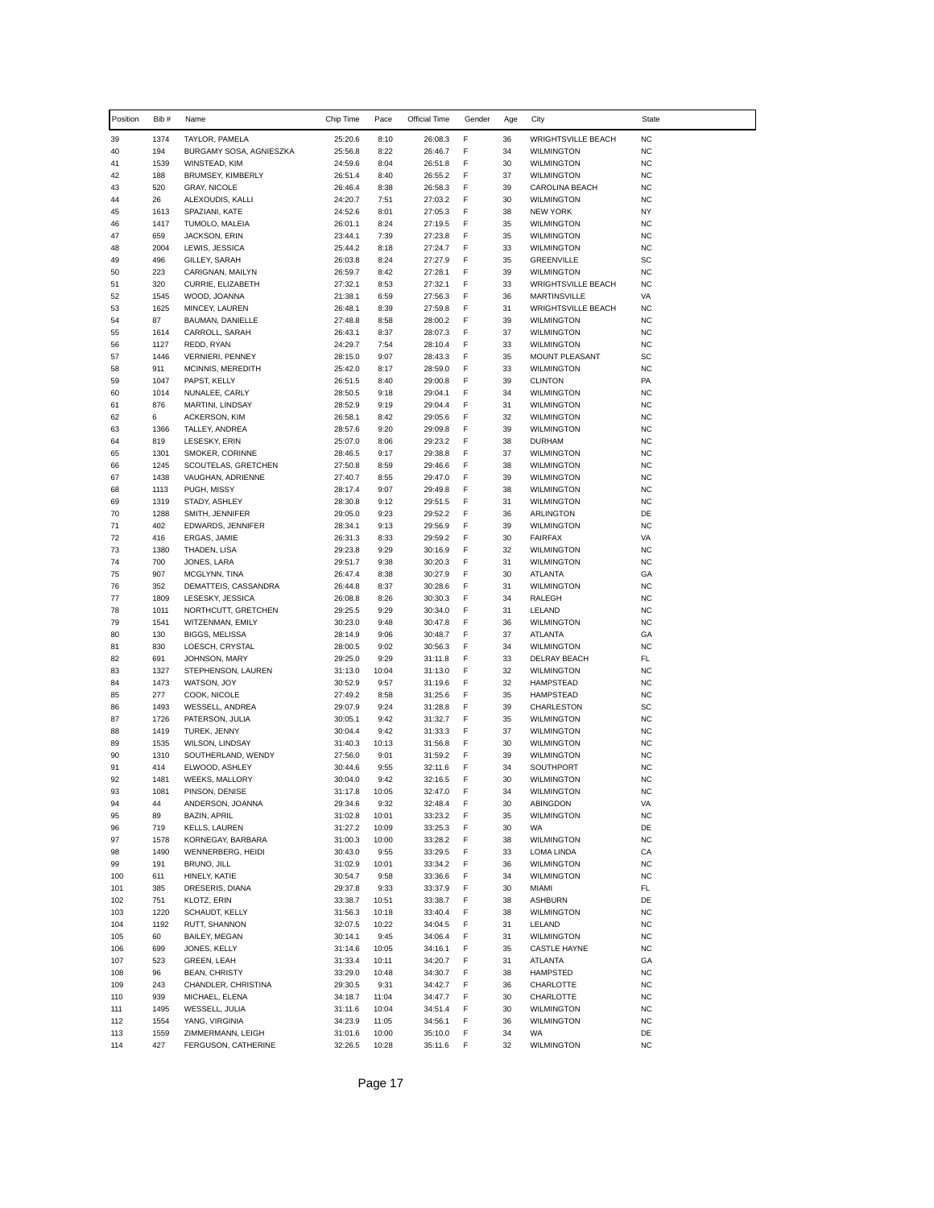| Position | Bib # | Name | Chip Time | Pace | Official Time | Gender | Age | City | State |
|---|---|---|---|---|---|---|---|---|---|
| 39 | 1374 | TAYLOR, PAMELA | 25:20.6 | 8:10 | 26:08.3 | F | 36 | WRIGHTSVILLE BEACH | NC |
| 40 | 194 | BURGAMY SOSA, AGNIESZKA | 25:56.8 | 8:22 | 26:46.7 | F | 34 | WILMINGTON | NC |
| 41 | 1539 | WINSTEAD, KIM | 24:59.6 | 8:04 | 26:51.8 | F | 30 | WILMINGTON | NC |
| 42 | 188 | BRUMSEY, KIMBERLY | 26:51.4 | 8:40 | 26:55.2 | F | 37 | WILMINGTON | NC |
| 43 | 520 | GRAY, NICOLE | 26:46.4 | 8:38 | 26:58.3 | F | 39 | CAROLINA BEACH | NC |
| 44 | 26 | ALEXOUDIS, KALLI | 24:20.7 | 7:51 | 27:03.2 | F | 30 | WILMINGTON | NC |
| 45 | 1613 | SPAZIANI, KATE | 24:52.6 | 8:01 | 27:05.3 | F | 38 | NEW YORK | NY |
| 46 | 1417 | TUMOLO, MALEIA | 26:01.1 | 8:24 | 27:19.5 | F | 35 | WILMINGTON | NC |
| 47 | 659 | JACKSON, ERIN | 23:44.1 | 7:39 | 27:23.8 | F | 35 | WILMINGTON | NC |
| 48 | 2004 | LEWIS, JESSICA | 25:44.2 | 8:18 | 27:24.7 | F | 33 | WILMINGTON | NC |
| 49 | 496 | GILLEY, SARAH | 26:03.8 | 8:24 | 27:27.9 | F | 35 | GREENVILLE | SC |
| 50 | 223 | CARIGNAN, MAILYN | 26:59.7 | 8:42 | 27:28.1 | F | 39 | WILMINGTON | NC |
| 51 | 320 | CURRIE, ELIZABETH | 27:32.1 | 8:53 | 27:32.1 | F | 33 | WRIGHTSVILLE BEACH | NC |
| 52 | 1545 | WOOD, JOANNA | 21:38.1 | 6:59 | 27:56.3 | F | 36 | MARTINSVILLE | VA |
| 53 | 1625 | MINCEY, LAUREN | 26:48.1 | 8:39 | 27:59.8 | F | 31 | WRIGHTSVILLE BEACH | NC |
| 54 | 87 | BAUMAN, DANIELLE | 27:48.8 | 8:58 | 28:00.2 | F | 39 | WILMINGTON | NC |
| 55 | 1614 | CARROLL, SARAH | 26:43.1 | 8:37 | 28:07.3 | F | 37 | WILMINGTON | NC |
| 56 | 1127 | REDD, RYAN | 24:29.7 | 7:54 | 28:10.4 | F | 33 | WILMINGTON | NC |
| 57 | 1446 | VERNIERI, PENNEY | 28:15.0 | 9:07 | 28:43.3 | F | 35 | MOUNT PLEASANT | SC |
| 58 | 911 | MCINNIS, MEREDITH | 25:42.0 | 8:17 | 28:59.0 | F | 33 | WILMINGTON | NC |
| 59 | 1047 | PAPST, KELLY | 26:51.5 | 8:40 | 29:00.8 | F | 39 | CLINTON | PA |
| 60 | 1014 | NUNALEE, CARLY | 28:50.5 | 9:18 | 29:04.1 | F | 34 | WILMINGTON | NC |
| 61 | 876 | MARTINI, LINDSAY | 28:52.9 | 9:19 | 29:04.4 | F | 31 | WILMINGTON | NC |
| 62 | 6 | ACKERSON, KIM | 26:58.1 | 8:42 | 29:05.6 | F | 32 | WILMINGTON | NC |
| 63 | 1366 | TALLEY, ANDREA | 28:57.6 | 9:20 | 29:09.8 | F | 39 | WILMINGTON | NC |
| 64 | 819 | LESESKY, ERIN | 25:07.0 | 8:06 | 29:23.2 | F | 38 | DURHAM | NC |
| 65 | 1301 | SMOKER, CORINNE | 28:46.5 | 9:17 | 29:38.8 | F | 37 | WILMINGTON | NC |
| 66 | 1245 | SCOUTELAS, GRETCHEN | 27:50.8 | 8:59 | 29:46.6 | F | 38 | WILMINGTON | NC |
| 67 | 1438 | VAUGHAN, ADRIENNE | 27:40.7 | 8:55 | 29:47.0 | F | 39 | WILMINGTON | NC |
| 68 | 1113 | PUGH, MISSY | 28:17.4 | 9:07 | 29:49.8 | F | 38 | WILMINGTON | NC |
| 69 | 1319 | STADY, ASHLEY | 28:30.8 | 9:12 | 29:51.5 | F | 31 | WILMINGTON | NC |
| 70 | 1288 | SMITH, JENNIFER | 29:05.0 | 9:23 | 29:52.2 | F | 36 | ARLINGTON | DE |
| 71 | 402 | EDWARDS, JENNIFER | 28:34.1 | 9:13 | 29:56.9 | F | 39 | WILMINGTON | NC |
| 72 | 416 | ERGAS, JAMIE | 26:31.3 | 8:33 | 29:59.2 | F | 30 | FAIRFAX | VA |
| 73 | 1380 | THADEN, LISA | 29:23.8 | 9:29 | 30:16.9 | F | 32 | WILMINGTON | NC |
| 74 | 700 | JONES, LARA | 29:51.7 | 9:38 | 30:20.3 | F | 31 | WILMINGTON | NC |
| 75 | 907 | MCGLYNN, TINA | 26:47.4 | 8:38 | 30:27.9 | F | 30 | ATLANTA | GA |
| 76 | 352 | DEMATTEIS, CASSANDRA | 26:44.8 | 8:37 | 30:28.6 | F | 31 | WILMINGTON | NC |
| 77 | 1809 | LESESKY, JESSICA | 26:08.8 | 8:26 | 30:30.3 | F | 34 | RALEGH | NC |
| 78 | 1011 | NORTHCUTT, GRETCHEN | 29:25.5 | 9:29 | 30:34.0 | F | 31 | LELAND | NC |
| 79 | 1541 | WITZENMAN, EMILY | 30:23.0 | 9:48 | 30:47.8 | F | 36 | WILMINGTON | NC |
| 80 | 130 | BIGGS, MELISSA | 28:14.9 | 9:06 | 30:48.7 | F | 37 | ATLANTA | GA |
| 81 | 830 | LOESCH, CRYSTAL | 28:00.5 | 9:02 | 30:56.3 | F | 34 | WILMINGTON | NC |
| 82 | 691 | JOHNSON, MARY | 29:25.0 | 9:29 | 31:11.8 | F | 33 | DELRAY BEACH | FL |
| 83 | 1327 | STEPHENSON, LAUREN | 31:13.0 | 10:04 | 31:13.0 | F | 32 | WILMINGTON | NC |
| 84 | 1473 | WATSON, JOY | 30:52.9 | 9:57 | 31:19.6 | F | 32 | HAMPSTEAD | NC |
| 85 | 277 | COOK, NICOLE | 27:49.2 | 8:58 | 31:25.6 | F | 35 | HAMPSTEAD | NC |
| 86 | 1493 | WESSELL, ANDREA | 29:07.9 | 9:24 | 31:28.8 | F | 39 | CHARLESTON | SC |
| 87 | 1726 | PATERSON, JULIA | 30:05.1 | 9:42 | 31:32.7 | F | 35 | WILMINGTON | NC |
| 88 | 1419 | TUREK, JENNY | 30:04.4 | 9:42 | 31:33.3 | F | 37 | WILMINGTON | NC |
| 89 | 1535 | WILSON, LINDSAY | 31:40.3 | 10:13 | 31:56.8 | F | 30 | WILMINGTON | NC |
| 90 | 1310 | SOUTHERLAND, WENDY | 27:56.0 | 9:01 | 31:59.2 | F | 39 | WILMINGTON | NC |
| 91 | 414 | ELWOOD, ASHLEY | 30:44.6 | 9:55 | 32:11.6 | F | 34 | SOUTHPORT | NC |
| 92 | 1481 | WEEKS, MALLORY | 30:04.0 | 9:42 | 32:16.5 | F | 30 | WILMINGTON | NC |
| 93 | 1081 | PINSON, DENISE | 31:17.8 | 10:05 | 32:47.0 | F | 34 | WILMINGTON | NC |
| 94 | 44 | ANDERSON, JOANNA | 29:34.6 | 9:32 | 32:48.4 | F | 30 | ABINGDON | VA |
| 95 | 89 | BAZIN, APRIL | 31:02.8 | 10:01 | 33:23.2 | F | 35 | WILMINGTON | NC |
| 96 | 719 | KELLS, LAUREN | 31:27.2 | 10:09 | 33:25.3 | F | 30 | WA | DE |
| 97 | 1578 | KORNEGAY, BARBARA | 31:00.3 | 10:00 | 33:28.2 | F | 38 | WILMINGTON | NC |
| 98 | 1490 | WENNERBERG, HEIDI | 30:43.0 | 9:55 | 33:29.5 | F | 33 | LOMA LINDA | CA |
| 99 | 191 | BRUNO, JILL | 31:02.9 | 10:01 | 33:34.2 | F | 36 | WILMINGTON | NC |
| 100 | 611 | HINELY, KATIE | 30:54.7 | 9:58 | 33:36.6 | F | 34 | WILMINGTON | NC |
| 101 | 385 | DRESERIS, DIANA | 29:37.8 | 9:33 | 33:37.9 | F | 30 | MIAMI | FL |
| 102 | 751 | KLOTZ, ERIN | 33:38.7 | 10:51 | 33:38.7 | F | 38 | ASHBURN | DE |
| 103 | 1220 | SCHAUDT, KELLY | 31:56.3 | 10:18 | 33:40.4 | F | 38 | WILMINGTON | NC |
| 104 | 1192 | RUTT, SHANNON | 32:07.5 | 10:22 | 34:04.5 | F | 31 | LELAND | NC |
| 105 | 60 | BAILEY, MEGAN | 30:14.1 | 9:45 | 34:06.4 | F | 31 | WILMINGTON | NC |
| 106 | 699 | JONES, KELLY | 31:14.6 | 10:05 | 34:16.1 | F | 35 | CASTLE HAYNE | NC |
| 107 | 523 | GREEN, LEAH | 31:33.4 | 10:11 | 34:20.7 | F | 31 | ATLANTA | GA |
| 108 | 96 | BEAN, CHRISTY | 33:29.0 | 10:48 | 34:30.7 | F | 38 | HAMPSTED | NC |
| 109 | 243 | CHANDLER, CHRISTINA | 29:30.5 | 9:31 | 34:42.7 | F | 36 | CHARLOTTE | NC |
| 110 | 939 | MICHAEL, ELENA | 34:18.7 | 11:04 | 34:47.7 | F | 30 | CHARLOTTE | NC |
| 111 | 1495 | WESSELL, JULIA | 31:11.6 | 10:04 | 34:51.4 | F | 30 | WILMINGTON | NC |
| 112 | 1554 | YANG, VIRGINIA | 34:23.9 | 11:05 | 34:56.1 | F | 36 | WILMINGTON | NC |
| 113 | 1559 | ZIMMERMANN, LEIGH | 31:01.6 | 10:00 | 35:10.0 | F | 34 | WA | DE |
| 114 | 427 | FERGUSON, CATHERINE | 32:26.5 | 10:28 | 35:11.6 | F | 32 | WILMINGTON | NC |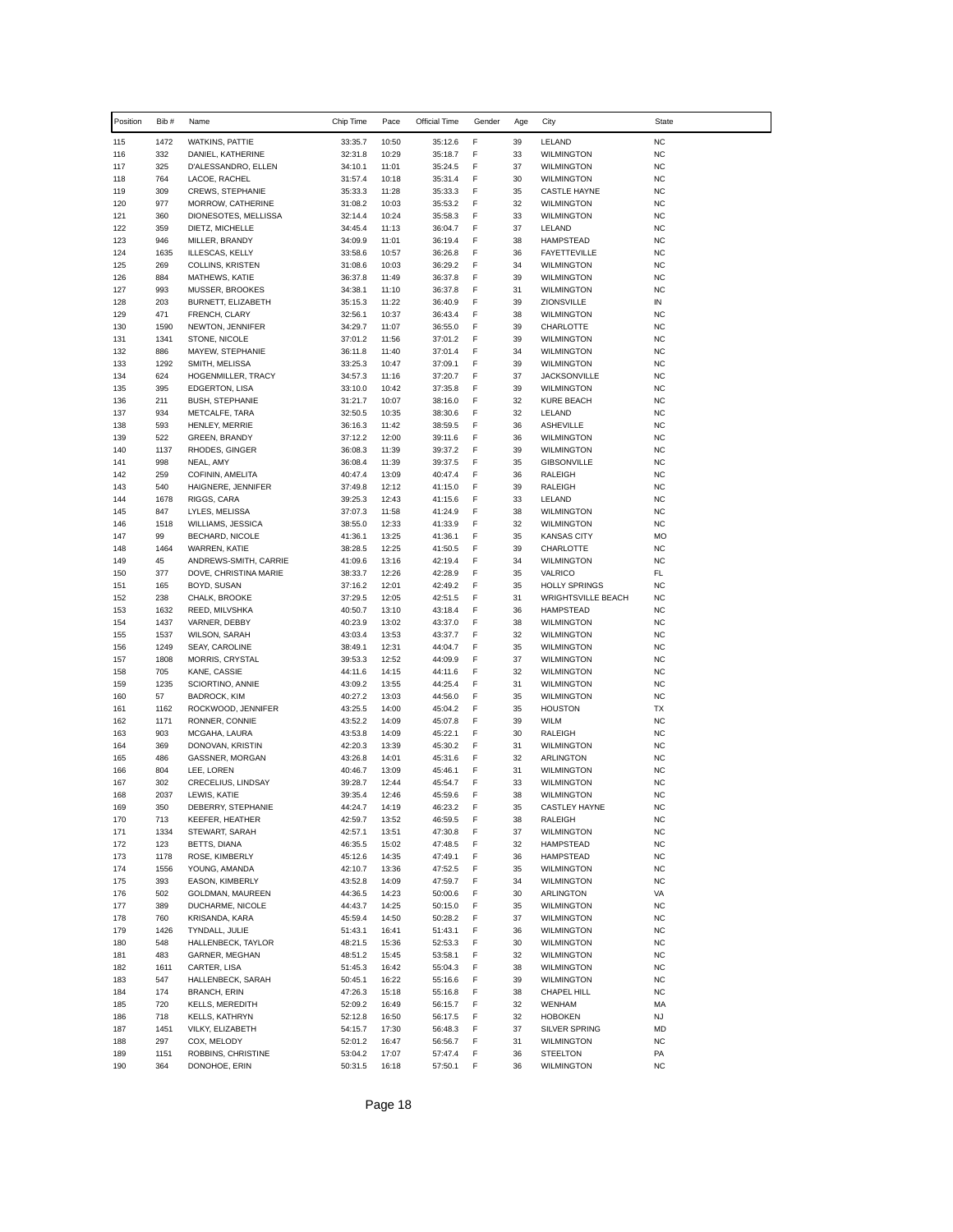| Position | Bib # | Name | Chip Time | Pace | Official Time | Gender | Age | City | State |
|---|---|---|---|---|---|---|---|---|---|
| 115 | 1472 | WATKINS, PATTIE | 33:35.7 | 10:50 | 35:12.6 | F | 39 | LELAND | NC |
| 116 | 332 | DANIEL, KATHERINE | 32:31.8 | 10:29 | 35:18.7 | F | 33 | WILMINGTON | NC |
| 117 | 325 | D'ALESSANDRO, ELLEN | 34:10.1 | 11:01 | 35:24.5 | F | 37 | WILMINGTON | NC |
| 118 | 764 | LACOE, RACHEL | 31:57.4 | 10:18 | 35:31.4 | F | 30 | WILMINGTON | NC |
| 119 | 309 | CREWS, STEPHANIE | 35:33.3 | 11:28 | 35:33.3 | F | 35 | CASTLE HAYNE | NC |
| 120 | 977 | MORROW, CATHERINE | 31:08.2 | 10:03 | 35:53.2 | F | 32 | WILMINGTON | NC |
| 121 | 360 | DIONESOTES, MELLISSA | 32:14.4 | 10:24 | 35:58.3 | F | 33 | WILMINGTON | NC |
| 122 | 359 | DIETZ, MICHELLE | 34:45.4 | 11:13 | 36:04.7 | F | 37 | LELAND | NC |
| 123 | 946 | MILLER, BRANDY | 34:09.9 | 11:01 | 36:19.4 | F | 38 | HAMPSTEAD | NC |
| 124 | 1635 | ILLESCAS, KELLY | 33:58.6 | 10:57 | 36:26.8 | F | 36 | FAYETTEVILLE | NC |
| 125 | 269 | COLLINS, KRISTEN | 31:08.6 | 10:03 | 36:29.2 | F | 34 | WILMINGTON | NC |
| 126 | 884 | MATHEWS, KATIE | 36:37.8 | 11:49 | 36:37.8 | F | 39 | WILMINGTON | NC |
| 127 | 993 | MUSSER, BROOKES | 34:38.1 | 11:10 | 36:37.8 | F | 31 | WILMINGTON | NC |
| 128 | 203 | BURNETT, ELIZABETH | 35:15.3 | 11:22 | 36:40.9 | F | 39 | ZIONSVILLE | IN |
| 129 | 471 | FRENCH, CLARY | 32:56.1 | 10:37 | 36:43.4 | F | 38 | WILMINGTON | NC |
| 130 | 1590 | NEWTON, JENNIFER | 34:29.7 | 11:07 | 36:55.0 | F | 39 | CHARLOTTE | NC |
| 131 | 1341 | STONE, NICOLE | 37:01.2 | 11:56 | 37:01.2 | F | 39 | WILMINGTON | NC |
| 132 | 886 | MAYEW, STEPHANIE | 36:11.8 | 11:40 | 37:01.4 | F | 34 | WILMINGTON | NC |
| 133 | 1292 | SMITH, MELISSA | 33:25.3 | 10:47 | 37:09.1 | F | 39 | WILMINGTON | NC |
| 134 | 624 | HOGENMILLER, TRACY | 34:57.3 | 11:16 | 37:20.7 | F | 37 | JACKSONVILLE | NC |
| 135 | 395 | EDGERTON, LISA | 33:10.0 | 10:42 | 37:35.8 | F | 39 | WILMINGTON | NC |
| 136 | 211 | BUSH, STEPHANIE | 31:21.7 | 10:07 | 38:16.0 | F | 32 | KURE BEACH | NC |
| 137 | 934 | METCALFE, TARA | 32:50.5 | 10:35 | 38:30.6 | F | 32 | LELAND | NC |
| 138 | 593 | HENLEY, MERRIE | 36:16.3 | 11:42 | 38:59.5 | F | 36 | ASHEVILLE | NC |
| 139 | 522 | GREEN, BRANDY | 37:12.2 | 12:00 | 39:11.6 | F | 36 | WILMINGTON | NC |
| 140 | 1137 | RHODES, GINGER | 36:08.3 | 11:39 | 39:37.2 | F | 39 | WILMINGTON | NC |
| 141 | 998 | NEAL, AMY | 36:08.4 | 11:39 | 39:37.5 | F | 35 | GIBSONVILLE | NC |
| 142 | 259 | COFININ, AMELITA | 40:47.4 | 13:09 | 40:47.4 | F | 36 | RALEIGH | NC |
| 143 | 540 | HAIGNERE, JENNIFER | 37:49.8 | 12:12 | 41:15.0 | F | 39 | RALEIGH | NC |
| 144 | 1678 | RIGGS, CARA | 39:25.3 | 12:43 | 41:15.6 | F | 33 | LELAND | NC |
| 145 | 847 | LYLES, MELISSA | 37:07.3 | 11:58 | 41:24.9 | F | 38 | WILMINGTON | NC |
| 146 | 1518 | WILLIAMS, JESSICA | 38:55.0 | 12:33 | 41:33.9 | F | 32 | WILMINGTON | NC |
| 147 | 99 | BECHARD, NICOLE | 41:36.1 | 13:25 | 41:36.1 | F | 35 | KANSAS CITY | MO |
| 148 | 1464 | WARREN, KATIE | 38:28.5 | 12:25 | 41:50.5 | F | 39 | CHARLOTTE | NC |
| 149 | 45 | ANDREWS-SMITH, CARRIE | 41:09.6 | 13:16 | 42:19.4 | F | 34 | WILMINGTON | NC |
| 150 | 377 | DOVE, CHRISTINA MARIE | 38:33.7 | 12:26 | 42:28.9 | F | 35 | VALRICO | FL |
| 151 | 165 | BOYD, SUSAN | 37:16.2 | 12:01 | 42:49.2 | F | 35 | HOLLY SPRINGS | NC |
| 152 | 238 | CHALK, BROOKE | 37:29.5 | 12:05 | 42:51.5 | F | 31 | WRIGHTSVILLE BEACH | NC |
| 153 | 1632 | REED, MILVSHKA | 40:50.7 | 13:10 | 43:18.4 | F | 36 | HAMPSTEAD | NC |
| 154 | 1437 | VARNER, DEBBY | 40:23.9 | 13:02 | 43:37.0 | F | 38 | WILMINGTON | NC |
| 155 | 1537 | WILSON, SARAH | 43:03.4 | 13:53 | 43:37.7 | F | 32 | WILMINGTON | NC |
| 156 | 1249 | SEAY, CAROLINE | 38:49.1 | 12:31 | 44:04.7 | F | 35 | WILMINGTON | NC |
| 157 | 1808 | MORRIS, CRYSTAL | 39:53.3 | 12:52 | 44:09.9 | F | 37 | WILMINGTON | NC |
| 158 | 705 | KANE, CASSIE | 44:11.6 | 14:15 | 44:11.6 | F | 32 | WILMINGTON | NC |
| 159 | 1235 | SCIORTINO, ANNIE | 43:09.2 | 13:55 | 44:25.4 | F | 31 | WILMINGTON | NC |
| 160 | 57 | BADROCK, KIM | 40:27.2 | 13:03 | 44:56.0 | F | 35 | WILMINGTON | NC |
| 161 | 1162 | ROCKWOOD, JENNIFER | 43:25.5 | 14:00 | 45:04.2 | F | 35 | HOUSTON | TX |
| 162 | 1171 | RONNER, CONNIE | 43:52.2 | 14:09 | 45:07.8 | F | 39 | WILM | NC |
| 163 | 903 | MCGAHA, LAURA | 43:53.8 | 14:09 | 45:22.1 | F | 30 | RALEIGH | NC |
| 164 | 369 | DONOVAN, KRISTIN | 42:20.3 | 13:39 | 45:30.2 | F | 31 | WILMINGTON | NC |
| 165 | 486 | GASSNER, MORGAN | 43:26.8 | 14:01 | 45:31.6 | F | 32 | ARLINGTON | NC |
| 166 | 804 | LEE, LOREN | 40:46.7 | 13:09 | 45:46.1 | F | 31 | WILMINGTON | NC |
| 167 | 302 | CRECELIUS, LINDSAY | 39:28.7 | 12:44 | 45:54.7 | F | 33 | WILMINGTON | NC |
| 168 | 2037 | LEWIS, KATIE | 39:35.4 | 12:46 | 45:59.6 | F | 38 | WILMINGTON | NC |
| 169 | 350 | DEBERRY, STEPHANIE | 44:24.7 | 14:19 | 46:23.2 | F | 35 | CASTLEY HAYNE | NC |
| 170 | 713 | KEEFER, HEATHER | 42:59.7 | 13:52 | 46:59.5 | F | 38 | RALEIGH | NC |
| 171 | 1334 | STEWART, SARAH | 42:57.1 | 13:51 | 47:30.8 | F | 37 | WILMINGTON | NC |
| 172 | 123 | BETTS, DIANA | 46:35.5 | 15:02 | 47:48.5 | F | 32 | HAMPSTEAD | NC |
| 173 | 1178 | ROSE, KIMBERLY | 45:12.6 | 14:35 | 47:49.1 | F | 36 | HAMPSTEAD | NC |
| 174 | 1556 | YOUNG, AMANDA | 42:10.7 | 13:36 | 47:52.5 | F | 35 | WILMINGTON | NC |
| 175 | 393 | EASON, KIMBERLY | 43:52.8 | 14:09 | 47:59.7 | F | 34 | WILMINGTON | NC |
| 176 | 502 | GOLDMAN, MAUREEN | 44:36.5 | 14:23 | 50:00.6 | F | 30 | ARLINGTON | VA |
| 177 | 389 | DUCHARME, NICOLE | 44:43.7 | 14:25 | 50:15.0 | F | 35 | WILMINGTON | NC |
| 178 | 760 | KRISANDA, KARA | 45:59.4 | 14:50 | 50:28.2 | F | 37 | WILMINGTON | NC |
| 179 | 1426 | TYNDALL, JULIE | 51:43.1 | 16:41 | 51:43.1 | F | 36 | WILMINGTON | NC |
| 180 | 548 | HALLENBECK, TAYLOR | 48:21.5 | 15:36 | 52:53.3 | F | 30 | WILMINGTON | NC |
| 181 | 483 | GARNER, MEGHAN | 48:51.2 | 15:45 | 53:58.1 | F | 32 | WILMINGTON | NC |
| 182 | 1611 | CARTER, LISA | 51:45.3 | 16:42 | 55:04.3 | F | 38 | WILMINGTON | NC |
| 183 | 547 | HALLENBECK, SARAH | 50:45.1 | 16:22 | 55:16.6 | F | 39 | WILMINGTON | NC |
| 184 | 174 | BRANCH, ERIN | 47:26.3 | 15:18 | 55:16.8 | F | 38 | CHAPEL HILL | NC |
| 185 | 720 | KELLS, MEREDITH | 52:09.2 | 16:49 | 56:15.7 | F | 32 | WENHAM | MA |
| 186 | 718 | KELLS, KATHRYN | 52:12.8 | 16:50 | 56:17.5 | F | 32 | HOBOKEN | NJ |
| 187 | 1451 | VILKY, ELIZABETH | 54:15.7 | 17:30 | 56:48.3 | F | 37 | SILVER SPRING | MD |
| 188 | 297 | COX, MELODY | 52:01.2 | 16:47 | 56:56.7 | F | 31 | WILMINGTON | NC |
| 189 | 1151 | ROBBINS, CHRISTINE | 53:04.2 | 17:07 | 57:47.4 | F | 36 | STEELTON | PA |
| 190 | 364 | DONOHOE, ERIN | 50:31.5 | 16:18 | 57:50.1 | F | 36 | WILMINGTON | NC |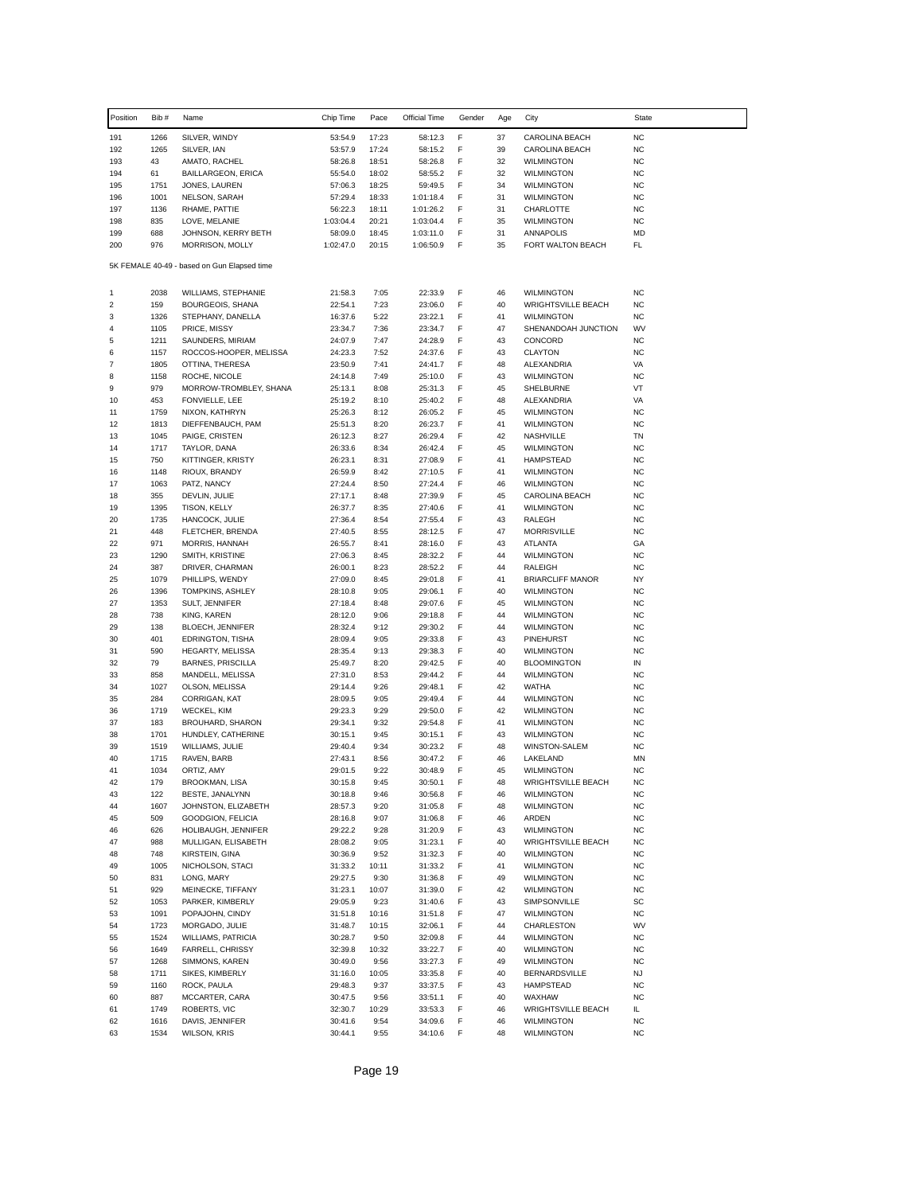| Position | Bib # | Name | Chip Time | Pace | Official Time | Gender | Age | City | State |
|---|---|---|---|---|---|---|---|---|---|
| 191 | 1266 | SILVER, WINDY | 53:54.9 | 17:23 | 58:12.3 | F | 37 | CAROLINA BEACH | NC |
| 192 | 1265 | SILVER, IAN | 53:57.9 | 17:24 | 58:15.2 | F | 39 | CAROLINA BEACH | NC |
| 193 | 43 | AMATO, RACHEL | 58:26.8 | 18:51 | 58:26.8 | F | 32 | WILMINGTON | NC |
| 194 | 61 | BAILLARGEON, ERICA | 55:54.0 | 18:02 | 58:55.2 | F | 32 | WILMINGTON | NC |
| 195 | 1751 | JONES, LAUREN | 57:06.3 | 18:25 | 59:49.5 | F | 34 | WILMINGTON | NC |
| 196 | 1001 | NELSON, SARAH | 57:29.4 | 18:33 | 1:01:18.4 | F | 31 | WILMINGTON | NC |
| 197 | 1136 | RHAME, PATTIE | 56:22.3 | 18:11 | 1:01:26.2 | F | 31 | CHARLOTTE | NC |
| 198 | 835 | LOVE, MELANIE | 1:03:04.4 | 20:21 | 1:03:04.4 | F | 35 | WILMINGTON | NC |
| 199 | 688 | JOHNSON, KERRY BETH | 58:09.0 | 18:45 | 1:03:11.0 | F | 31 | ANNAPOLIS | MD |
| 200 | 976 | MORRISON, MOLLY | 1:02:47.0 | 20:15 | 1:06:50.9 | F | 35 | FORT WALTON BEACH | FL |

5K FEMALE 40-49 - based on Gun Elapsed time

| Position | Bib # | Name | Chip Time | Pace | Official Time | Gender | Age | City | State |
|---|---|---|---|---|---|---|---|---|---|
| 1 | 2038 | WILLIAMS, STEPHANIE | 21:58.3 | 7:05 | 22:33.9 | F | 46 | WILMINGTON | NC |
| 2 | 159 | BOURGEOIS, SHANA | 22:54.1 | 7:23 | 23:06.0 | F | 40 | WRIGHTSVILLE BEACH | NC |
| 3 | 1326 | STEPHANY, DANELLA | 16:37.6 | 5:22 | 23:22.1 | F | 41 | WILMINGTON | NC |
| 4 | 1105 | PRICE, MISSY | 23:34.7 | 7:36 | 23:34.7 | F | 47 | SHENANDOAH JUNCTION | WV |
| 5 | 1211 | SAUNDERS, MIRIAM | 24:07.9 | 7:47 | 24:28.9 | F | 43 | CONCORD | NC |
| 6 | 1157 | ROCCOS-HOOPER, MELISSA | 24:23.3 | 7:52 | 24:37.6 | F | 43 | CLAYTON | NC |
| 7 | 1805 | OTTINA, THERESA | 23:50.9 | 7:41 | 24:41.7 | F | 48 | ALEXANDRIA | VA |
| 8 | 1158 | ROCHE, NICOLE | 24:14.8 | 7:49 | 25:10.0 | F | 43 | WILMINGTON | NC |
| 9 | 979 | MORROW-TROMBLEY, SHANA | 25:13.1 | 8:08 | 25:31.3 | F | 45 | SHELBURNE | VT |
| 10 | 453 | FONVIELLE, LEE | 25:19.2 | 8:10 | 25:40.2 | F | 48 | ALEXANDRIA | VA |
| 11 | 1759 | NIXON, KATHRYN | 25:26.3 | 8:12 | 26:05.2 | F | 45 | WILMINGTON | NC |
| 12 | 1813 | DIEFFENBAUCH, PAM | 25:51.3 | 8:20 | 26:23.7 | F | 41 | WILMINGTON | NC |
| 13 | 1045 | PAIGE, CRISTEN | 26:12.3 | 8:27 | 26:29.4 | F | 42 | NASHVILLE | TN |
| 14 | 1717 | TAYLOR, DANA | 26:33.6 | 8:34 | 26:42.4 | F | 45 | WILMINGTON | NC |
| 15 | 750 | KITTINGER, KRISTY | 26:23.1 | 8:31 | 27:08.9 | F | 41 | HAMPSTEAD | NC |
| 16 | 1148 | RIOUX, BRANDY | 26:59.9 | 8:42 | 27:10.5 | F | 41 | WILMINGTON | NC |
| 17 | 1063 | PATZ, NANCY | 27:24.4 | 8:50 | 27:24.4 | F | 46 | WILMINGTON | NC |
| 18 | 355 | DEVLIN, JULIE | 27:17.1 | 8:48 | 27:39.9 | F | 45 | CAROLINA BEACH | NC |
| 19 | 1395 | TISON, KELLY | 26:37.7 | 8:35 | 27:40.6 | F | 41 | WILMINGTON | NC |
| 20 | 1735 | HANCOCK, JULIE | 27:36.4 | 8:54 | 27:55.4 | F | 43 | RALEGH | NC |
| 21 | 448 | FLETCHER, BRENDA | 27:40.5 | 8:55 | 28:12.5 | F | 47 | MORRISVILLE | NC |
| 22 | 971 | MORRIS, HANNAH | 26:55.7 | 8:41 | 28:16.0 | F | 43 | ATLANTA | GA |
| 23 | 1290 | SMITH, KRISTINE | 27:06.3 | 8:45 | 28:32.2 | F | 44 | WILMINGTON | NC |
| 24 | 387 | DRIVER, CHARMAN | 26:00.1 | 8:23 | 28:52.2 | F | 44 | RALEIGH | NC |
| 25 | 1079 | PHILLIPS, WENDY | 27:09.0 | 8:45 | 29:01.8 | F | 41 | BRIARCLIFF MANOR | NY |
| 26 | 1396 | TOMPKINS, ASHLEY | 28:10.8 | 9:05 | 29:06.1 | F | 40 | WILMINGTON | NC |
| 27 | 1353 | SULT, JENNIFER | 27:18.4 | 8:48 | 29:07.6 | F | 45 | WILMINGTON | NC |
| 28 | 738 | KING, KAREN | 28:12.0 | 9:06 | 29:18.8 | F | 44 | WILMINGTON | NC |
| 29 | 138 | BLOECH, JENNIFER | 28:32.4 | 9:12 | 29:30.2 | F | 44 | WILMINGTON | NC |
| 30 | 401 | EDRINGTON, TISHA | 28:09.4 | 9:05 | 29:33.8 | F | 43 | PINEHURST | NC |
| 31 | 590 | HEGARTY, MELISSA | 28:35.4 | 9:13 | 29:38.3 | F | 40 | WILMINGTON | NC |
| 32 | 79 | BARNES, PRISCILLA | 25:49.7 | 8:20 | 29:42.5 | F | 40 | BLOOMINGTON | IN |
| 33 | 858 | MANDELL, MELISSA | 27:31.0 | 8:53 | 29:44.2 | F | 44 | WILMINGTON | NC |
| 34 | 1027 | OLSON, MELISSA | 29:14.4 | 9:26 | 29:48.1 | F | 42 | WATHA | NC |
| 35 | 284 | CORRIGAN, KAT | 28:09.5 | 9:05 | 29:49.4 | F | 44 | WILMINGTON | NC |
| 36 | 1719 | WECKEL, KIM | 29:23.3 | 9:29 | 29:50.0 | F | 42 | WILMINGTON | NC |
| 37 | 183 | BROUHARD, SHARON | 29:34.1 | 9:32 | 29:54.8 | F | 41 | WILMINGTON | NC |
| 38 | 1701 | HUNDLEY, CATHERINE | 30:15.1 | 9:45 | 30:15.1 | F | 43 | WILMINGTON | NC |
| 39 | 1519 | WILLIAMS, JULIE | 29:40.4 | 9:34 | 30:23.2 | F | 48 | WINSTON-SALEM | NC |
| 40 | 1715 | RAVEN, BARB | 27:43.1 | 8:56 | 30:47.2 | F | 46 | LAKELAND | MN |
| 41 | 1034 | ORTIZ, AMY | 29:01.5 | 9:22 | 30:48.9 | F | 45 | WILMINGTON | NC |
| 42 | 179 | BROOKMAN, LISA | 30:15.8 | 9:45 | 30:50.1 | F | 48 | WRIGHTSVILLE BEACH | NC |
| 43 | 122 | BESTE, JANALYNN | 30:18.8 | 9:46 | 30:56.8 | F | 46 | WILMINGTON | NC |
| 44 | 1607 | JOHNSTON, ELIZABETH | 28:57.3 | 9:20 | 31:05.8 | F | 48 | WILMINGTON | NC |
| 45 | 509 | GOODGION, FELICIA | 28:16.8 | 9:07 | 31:06.8 | F | 46 | ARDEN | NC |
| 46 | 626 | HOLIBAUGH, JENNIFER | 29:22.2 | 9:28 | 31:20.9 | F | 43 | WILMINGTON | NC |
| 47 | 988 | MULLIGAN, ELISABETH | 28:08.2 | 9:05 | 31:23.1 | F | 40 | WRIGHTSVILLE BEACH | NC |
| 48 | 748 | KIRSTEIN, GINA | 30:36.9 | 9:52 | 31:32.3 | F | 40 | WILMINGTON | NC |
| 49 | 1005 | NICHOLSON, STACI | 31:33.2 | 10:11 | 31:33.2 | F | 41 | WILMINGTON | NC |
| 50 | 831 | LONG, MARY | 29:27.5 | 9:30 | 31:36.8 | F | 49 | WILMINGTON | NC |
| 51 | 929 | MEINECKE, TIFFANY | 31:23.1 | 10:07 | 31:39.0 | F | 42 | WILMINGTON | NC |
| 52 | 1053 | PARKER, KIMBERLY | 29:05.9 | 9:23 | 31:40.6 | F | 43 | SIMPSONVILLE | SC |
| 53 | 1091 | POPAJOHN, CINDY | 31:51.8 | 10:16 | 31:51.8 | F | 47 | WILMINGTON | NC |
| 54 | 1723 | MORGADO, JULIE | 31:48.7 | 10:15 | 32:06.1 | F | 44 | CHARLESTON | WV |
| 55 | 1524 | WILLIAMS, PATRICIA | 30:28.7 | 9:50 | 32:09.8 | F | 44 | WILMINGTON | NC |
| 56 | 1649 | FARRELL, CHRISSY | 32:39.8 | 10:32 | 33:22.7 | F | 40 | WILMINGTON | NC |
| 57 | 1268 | SIMMONS, KAREN | 30:49.0 | 9:56 | 33:27.3 | F | 49 | WILMINGTON | NC |
| 58 | 1711 | SIKES, KIMBERLY | 31:16.0 | 10:05 | 33:35.8 | F | 40 | BERNARDSVILLE | NJ |
| 59 | 1160 | ROCK, PAULA | 29:48.3 | 9:37 | 33:37.5 | F | 43 | HAMPSTEAD | NC |
| 60 | 887 | MCCARTER, CARA | 30:47.5 | 9:56 | 33:51.1 | F | 40 | WAXHAW | NC |
| 61 | 1749 | ROBERTS, VIC | 32:30.7 | 10:29 | 33:53.3 | F | 46 | WRIGHTSVILLE BEACH | IL |
| 62 | 1616 | DAVIS, JENNIFER | 30:41.6 | 9:54 | 34:09.6 | F | 46 | WILMINGTON | NC |
| 63 | 1534 | WILSON, KRIS | 30:44.1 | 9:55 | 34:10.6 | F | 48 | WILMINGTON | NC |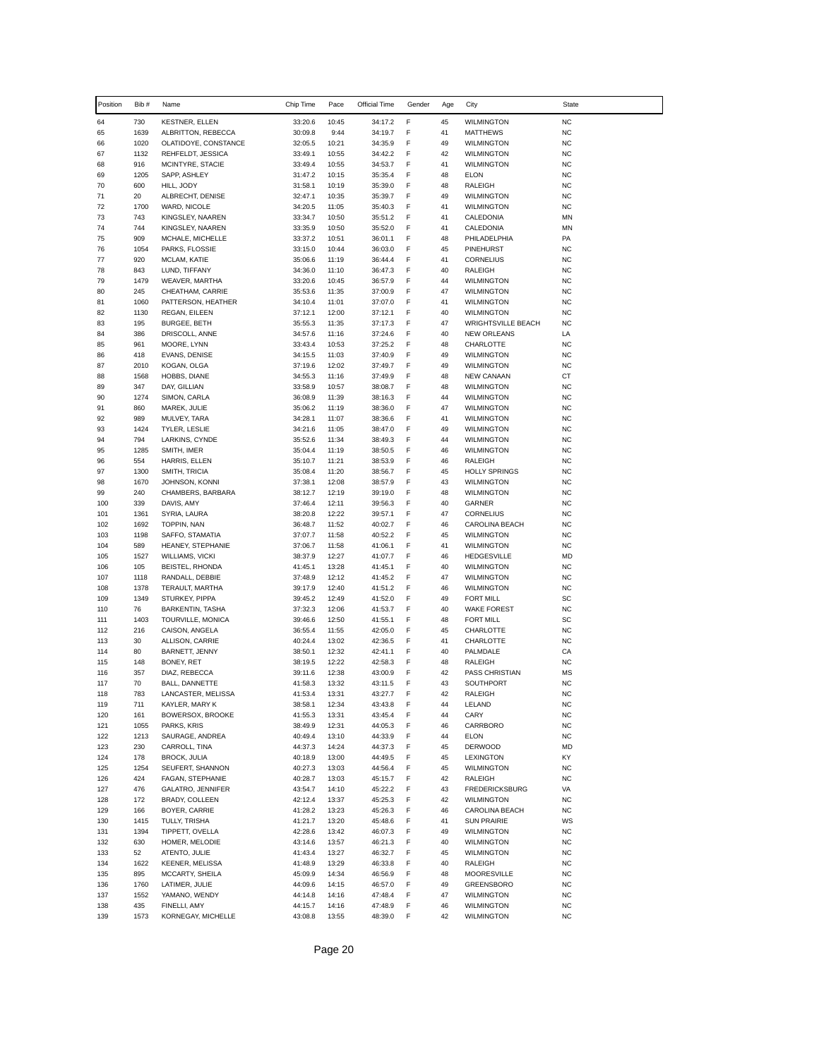| Position | Bib # | Name | Chip Time | Pace | Official Time | Gender | Age | City | State |
|---|---|---|---|---|---|---|---|---|---|
| 64 | 730 | KESTNER, ELLEN | 33:20.6 | 10:45 | 34:17.2 | F | 45 | WILMINGTON | NC |
| 65 | 1639 | ALBRITTON, REBECCA | 30:09.8 | 9:44 | 34:19.7 | F | 41 | MATTHEWS | NC |
| 66 | 1020 | OLATIDOYE, CONSTANCE | 32:05.5 | 10:21 | 34:35.9 | F | 49 | WILMINGTON | NC |
| 67 | 1132 | REHFELDT, JESSICA | 33:49.1 | 10:55 | 34:42.2 | F | 42 | WILMINGTON | NC |
| 68 | 916 | MCINTYRE, STACIE | 33:49.4 | 10:55 | 34:53.7 | F | 41 | WILMINGTON | NC |
| 69 | 1205 | SAPP, ASHLEY | 31:47.2 | 10:15 | 35:35.4 | F | 48 | ELON | NC |
| 70 | 600 | HILL, JODY | 31:58.1 | 10:19 | 35:39.0 | F | 48 | RALEIGH | NC |
| 71 | 20 | ALBRECHT, DENISE | 32:47.1 | 10:35 | 35:39.7 | F | 49 | WILMINGTON | NC |
| 72 | 1700 | WARD, NICOLE | 34:20.5 | 11:05 | 35:40.3 | F | 41 | WILMINGTON | NC |
| 73 | 743 | KINGSLEY, NAAREN | 33:34.7 | 10:50 | 35:51.2 | F | 41 | CALEDONIA | MN |
| 74 | 744 | KINGSLEY, NAAREN | 33:35.9 | 10:50 | 35:52.0 | F | 41 | CALEDONIA | MN |
| 75 | 909 | MCHALE, MICHELLE | 33:37.2 | 10:51 | 36:01.1 | F | 48 | PHILADELPHIA | PA |
| 76 | 1054 | PARKS, FLOSSIE | 33:15.0 | 10:44 | 36:03.0 | F | 45 | PINEHURST | NC |
| 77 | 920 | MCLAM, KATIE | 35:06.6 | 11:19 | 36:44.4 | F | 41 | CORNELIUS | NC |
| 78 | 843 | LUND, TIFFANY | 34:36.0 | 11:10 | 36:47.3 | F | 40 | RALEIGH | NC |
| 79 | 1479 | WEAVER, MARTHA | 33:20.6 | 10:45 | 36:57.9 | F | 44 | WILMINGTON | NC |
| 80 | 245 | CHEATHAM, CARRIE | 35:53.6 | 11:35 | 37:00.9 | F | 47 | WILMINGTON | NC |
| 81 | 1060 | PATTERSON, HEATHER | 34:10.4 | 11:01 | 37:07.0 | F | 41 | WILMINGTON | NC |
| 82 | 1130 | REGAN, EILEEN | 37:12.1 | 12:00 | 37:12.1 | F | 40 | WILMINGTON | NC |
| 83 | 195 | BURGEE, BETH | 35:55.3 | 11:35 | 37:17.3 | F | 47 | WRIGHTSVILLE BEACH | NC |
| 84 | 386 | DRISCOLL, ANNE | 34:57.6 | 11:16 | 37:24.6 | F | 40 | NEW ORLEANS | LA |
| 85 | 961 | MOORE, LYNN | 33:43.4 | 10:53 | 37:25.2 | F | 48 | CHARLOTTE | NC |
| 86 | 418 | EVANS, DENISE | 34:15.5 | 11:03 | 37:40.9 | F | 49 | WILMINGTON | NC |
| 87 | 2010 | KOGAN, OLGA | 37:19.6 | 12:02 | 37:49.7 | F | 49 | WILMINGTON | NC |
| 88 | 1568 | HOBBS, DIANE | 34:55.3 | 11:16 | 37:49.9 | F | 48 | NEW CANAAN | CT |
| 89 | 347 | DAY, GILLIAN | 33:58.9 | 10:57 | 38:08.7 | F | 48 | WILMINGTON | NC |
| 90 | 1274 | SIMON, CARLA | 36:08.9 | 11:39 | 38:16.3 | F | 44 | WILMINGTON | NC |
| 91 | 860 | MAREK, JULIE | 35:06.2 | 11:19 | 38:36.0 | F | 47 | WILMINGTON | NC |
| 92 | 989 | MULVEY, TARA | 34:28.1 | 11:07 | 38:36.6 | F | 41 | WILMINGTON | NC |
| 93 | 1424 | TYLER, LESLIE | 34:21.6 | 11:05 | 38:47.0 | F | 49 | WILMINGTON | NC |
| 94 | 794 | LARKINS, CYNDE | 35:52.6 | 11:34 | 38:49.3 | F | 44 | WILMINGTON | NC |
| 95 | 1285 | SMITH, IMER | 35:04.4 | 11:19 | 38:50.5 | F | 46 | WILMINGTON | NC |
| 96 | 554 | HARRIS, ELLEN | 35:10.7 | 11:21 | 38:53.9 | F | 46 | RALEIGH | NC |
| 97 | 1300 | SMITH, TRICIA | 35:08.4 | 11:20 | 38:56.7 | F | 45 | HOLLY SPRINGS | NC |
| 98 | 1670 | JOHNSON, KONNI | 37:38.1 | 12:08 | 38:57.9 | F | 43 | WILMINGTON | NC |
| 99 | 240 | CHAMBERS, BARBARA | 38:12.7 | 12:19 | 39:19.0 | F | 48 | WILMINGTON | NC |
| 100 | 339 | DAVIS, AMY | 37:46.4 | 12:11 | 39:56.3 | F | 40 | GARNER | NC |
| 101 | 1361 | SYRIA, LAURA | 38:20.8 | 12:22 | 39:57.1 | F | 47 | CORNELIUS | NC |
| 102 | 1692 | TOPPIN, NAN | 36:48.7 | 11:52 | 40:02.7 | F | 46 | CAROLINA BEACH | NC |
| 103 | 1198 | SAFFO, STAMATIA | 37:07.7 | 11:58 | 40:52.2 | F | 45 | WILMINGTON | NC |
| 104 | 589 | HEANEY, STEPHANIE | 37:06.7 | 11:58 | 41:06.1 | F | 41 | WILMINGTON | NC |
| 105 | 1527 | WILLIAMS, VICKI | 38:37.9 | 12:27 | 41:07.7 | F | 46 | HEDGESVILLE | MD |
| 106 | 105 | BEISTEL, RHONDA | 41:45.1 | 13:28 | 41:45.1 | F | 40 | WILMINGTON | NC |
| 107 | 1118 | RANDALL, DEBBIE | 37:48.9 | 12:12 | 41:45.2 | F | 47 | WILMINGTON | NC |
| 108 | 1378 | TERAULT, MARTHA | 39:17.9 | 12:40 | 41:51.2 | F | 46 | WILMINGTON | NC |
| 109 | 1349 | STURKEY, PIPPA | 39:45.2 | 12:49 | 41:52.0 | F | 49 | FORT MILL | SC |
| 110 | 76 | BARKENTIN, TASHA | 37:32.3 | 12:06 | 41:53.7 | F | 40 | WAKE FOREST | NC |
| 111 | 1403 | TOURVILLE, MONICA | 39:46.6 | 12:50 | 41:55.1 | F | 48 | FORT MILL | SC |
| 112 | 216 | CAISON, ANGELA | 36:55.4 | 11:55 | 42:05.0 | F | 45 | CHARLOTTE | NC |
| 113 | 30 | ALLISON, CARRIE | 40:24.4 | 13:02 | 42:36.5 | F | 41 | CHARLOTTE | NC |
| 114 | 80 | BARNETT, JENNY | 38:50.1 | 12:32 | 42:41.1 | F | 40 | PALMDALE | CA |
| 115 | 148 | BONEY, RET | 38:19.5 | 12:22 | 42:58.3 | F | 48 | RALEIGH | NC |
| 116 | 357 | DIAZ, REBECCA | 39:11.6 | 12:38 | 43:00.9 | F | 42 | PASS CHRISTIAN | MS |
| 117 | 70 | BALL, DANNETTE | 41:58.3 | 13:32 | 43:11.5 | F | 43 | SOUTHPORT | NC |
| 118 | 783 | LANCASTER, MELISSA | 41:53.4 | 13:31 | 43:27.7 | F | 42 | RALEIGH | NC |
| 119 | 711 | KAYLER, MARY K | 38:58.1 | 12:34 | 43:43.8 | F | 44 | LELAND | NC |
| 120 | 161 | BOWERSOX, BROOKE | 41:55.3 | 13:31 | 43:45.4 | F | 44 | CARY | NC |
| 121 | 1055 | PARKS, KRIS | 38:49.9 | 12:31 | 44:05.3 | F | 46 | CARRBORO | NC |
| 122 | 1213 | SAURAGE, ANDREA | 40:49.4 | 13:10 | 44:33.9 | F | 44 | ELON | NC |
| 123 | 230 | CARROLL, TINA | 44:37.3 | 14:24 | 44:37.3 | F | 45 | DERWOOD | MD |
| 124 | 178 | BROCK, JULIA | 40:18.9 | 13:00 | 44:49.5 | F | 45 | LEXINGTON | KY |
| 125 | 1254 | SEUFERT, SHANNON | 40:27.3 | 13:03 | 44:56.4 | F | 45 | WILMINGTON | NC |
| 126 | 424 | FAGAN, STEPHANIE | 40:28.7 | 13:03 | 45:15.7 | F | 42 | RALEIGH | NC |
| 127 | 476 | GALATRO, JENNIFER | 43:54.7 | 14:10 | 45:22.2 | F | 43 | FREDERICKSBURG | VA |
| 128 | 172 | BRADY, COLLEEN | 42:12.4 | 13:37 | 45:25.3 | F | 42 | WILMINGTON | NC |
| 129 | 166 | BOYER, CARRIE | 41:28.2 | 13:23 | 45:26.3 | F | 46 | CAROLINA BEACH | NC |
| 130 | 1415 | TULLY, TRISHA | 41:21.7 | 13:20 | 45:48.6 | F | 41 | SUN PRAIRIE | WS |
| 131 | 1394 | TIPPETT, OVELLA | 42:28.6 | 13:42 | 46:07.3 | F | 49 | WILMINGTON | NC |
| 132 | 630 | HOMER, MELODIE | 43:14.6 | 13:57 | 46:21.3 | F | 40 | WILMINGTON | NC |
| 133 | 52 | ATENTO, JULIE | 41:43.4 | 13:27 | 46:32.7 | F | 45 | WILMINGTON | NC |
| 134 | 1622 | KEENER, MELISSA | 41:48.9 | 13:29 | 46:33.8 | F | 40 | RALEIGH | NC |
| 135 | 895 | MCCARTY, SHEILA | 45:09.9 | 14:34 | 46:56.9 | F | 48 | MOORESVILLE | NC |
| 136 | 1760 | LATIMER, JULIE | 44:09.6 | 14:15 | 46:57.0 | F | 49 | GREENSBORO | NC |
| 137 | 1552 | YAMANO, WENDY | 44:14.8 | 14:16 | 47:48.4 | F | 47 | WILMINGTON | NC |
| 138 | 435 | FINELLI, AMY | 44:15.7 | 14:16 | 47:48.9 | F | 46 | WILMINGTON | NC |
| 139 | 1573 | KORNEGAY, MICHELLE | 43:08.8 | 13:55 | 48:39.0 | F | 42 | WILMINGTON | NC |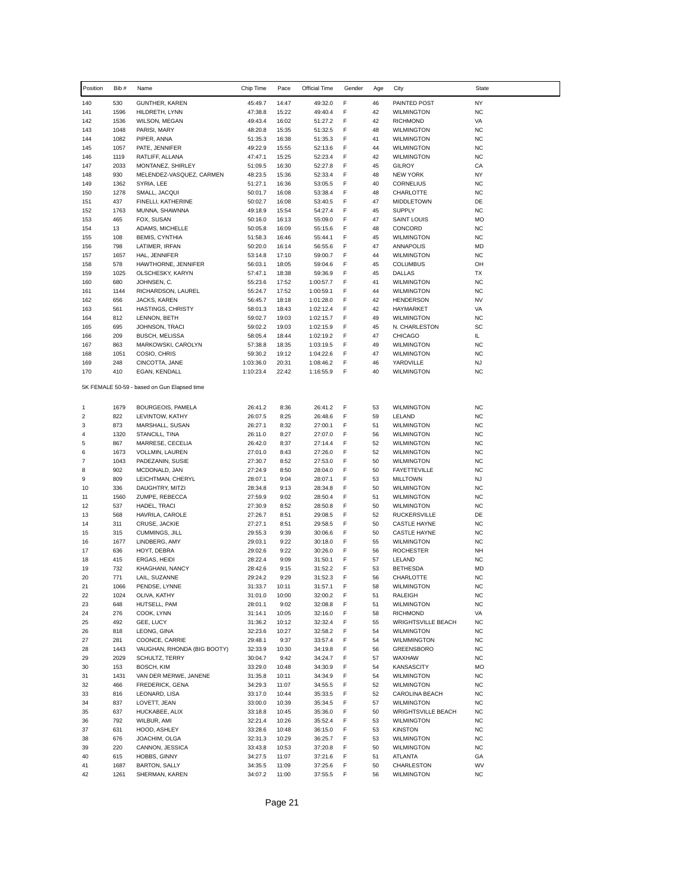| Position | Bib # | Name | Chip Time | Pace | Official Time | Gender | Age | City | State |
|---|---|---|---|---|---|---|---|---|---|
| 140 | 530 | GUNTHER, KAREN | 45:49.7 | 14:47 | 49:32.0 | F | 46 | PAINTED POST | NY |
| 141 | 1596 | HILDRETH, LYNN | 47:38.8 | 15:22 | 49:40.4 | F | 42 | WILMINGTON | NC |
| 142 | 1536 | WILSON, MEGAN | 49:43.4 | 16:02 | 51:27.2 | F | 42 | RICHMOND | VA |
| 143 | 1048 | PARISI, MARY | 48:20.8 | 15:35 | 51:32.5 | F | 48 | WILMINGTON | NC |
| 144 | 1082 | PIPER, ANNA | 51:35.3 | 16:38 | 51:35.3 | F | 41 | WILMINGTON | NC |
| 145 | 1057 | PATE, JENNIFER | 49:22.9 | 15:55 | 52:13.6 | F | 44 | WILMINGTON | NC |
| 146 | 1119 | RATLIFF, ALLANA | 47:47.1 | 15:25 | 52:23.4 | F | 42 | WILMINGTON | NC |
| 147 | 2033 | MONTANEZ, SHIRLEY | 51:09.5 | 16:30 | 52:27.8 | F | 45 | GILROY | CA |
| 148 | 930 | MELENDEZ-VASQUEZ, CARMEN | 48:23.5 | 15:36 | 52:33.4 | F | 48 | NEW YORK | NY |
| 149 | 1362 | SYRIA, LEE | 51:27.1 | 16:36 | 53:05.5 | F | 40 | CORNELIUS | NC |
| 150 | 1278 | SMALL, JACQUI | 50:01.7 | 16:08 | 53:38.4 | F | 48 | CHARLOTTE | NC |
| 151 | 437 | FINELLI, KATHERINE | 50:02.7 | 16:08 | 53:40.5 | F | 47 | MIDDLETOWN | DE |
| 152 | 1763 | MUNNA, SHAWNNA | 49:18.9 | 15:54 | 54:27.4 | F | 45 | SUPPLY | NC |
| 153 | 465 | FOX, SUSAN | 50:16.0 | 16:13 | 55:09.0 | F | 47 | SAINT LOUIS | MO |
| 154 | 13 | ADAMS, MICHELLE | 50:05.8 | 16:09 | 55:15.6 | F | 48 | CONCORD | NC |
| 155 | 108 | BEMIS, CYNTHIA | 51:58.3 | 16:46 | 55:44.1 | F | 45 | WILMINGTON | NC |
| 156 | 798 | LATIMER, IRFAN | 50:20.0 | 16:14 | 56:55.6 | F | 47 | ANNAPOLIS | MD |
| 157 | 1657 | HAL, JENNIFER | 53:14.8 | 17:10 | 59:00.7 | F | 44 | WILMINGTON | NC |
| 158 | 578 | HAWTHORNE, JENNIFER | 56:03.1 | 18:05 | 59:04.6 | F | 45 | COLUMBUS | OH |
| 159 | 1025 | OLSCHESKY, KARYN | 57:47.1 | 18:38 | 59:36.9 | F | 45 | DALLAS | TX |
| 160 | 680 | JOHNSEN, C. | 55:23.6 | 17:52 | 1:00:57.7 | F | 41 | WILMINGTON | NC |
| 161 | 1144 | RICHARDSON, LAUREL | 55:24.7 | 17:52 | 1:00:59.1 | F | 44 | WILMINGTON | NC |
| 162 | 656 | JACKS, KAREN | 56:45.7 | 18:18 | 1:01:28.0 | F | 42 | HENDERSON | NV |
| 163 | 561 | HASTINGS, CHRISTY | 58:01.3 | 18:43 | 1:02:12.4 | F | 42 | HAYMARKET | VA |
| 164 | 812 | LENNON, BETH | 59:02.7 | 19:03 | 1:02:15.7 | F | 49 | WILMINGTON | NC |
| 165 | 695 | JOHNSON, TRACI | 59:02.2 | 19:03 | 1:02:15.9 | F | 45 | N. CHARLESTON | SC |
| 166 | 209 | BUSCH, MELISSA | 58:05.4 | 18:44 | 1:02:19.2 | F | 47 | CHICAGO | IL |
| 167 | 863 | MARKOWSKI, CAROLYN | 57:38.8 | 18:35 | 1:03:19.5 | F | 49 | WILMINGTON | NC |
| 168 | 1051 | COSIO, CHRIS | 59:30.2 | 19:12 | 1:04:22.6 | F | 47 | WILMINGTON | NC |
| 169 | 248 | CINCOTTA, JANE | 1:03:36.0 | 20:31 | 1:08:46.2 | F | 46 | YARDVILLE | NJ |
| 170 | 410 | EGAN, KENDALL | 1:10:23.4 | 22:42 | 1:16:55.9 | F | 40 | WILMINGTON | NC |

5K FEMALE 50-59 - based on Gun Elapsed time

| Position | Bib # | Name | Chip Time | Pace | Official Time | Gender | Age | City | State |
|---|---|---|---|---|---|---|---|---|---|
| 1 | 1679 | BOURGEOIS, PAMELA | 26:41.2 | 8:36 | 26:41.2 | F | 53 | WILMINGTON | NC |
| 2 | 822 | LEVINTOW, KATHY | 26:07.5 | 8:25 | 26:48.6 | F | 59 | LELAND | NC |
| 3 | 873 | MARSHALL, SUSAN | 26:27.1 | 8:32 | 27:00.1 | F | 51 | WILMINGTON | NC |
| 4 | 1320 | STANCILL, TINA | 26:11.0 | 8:27 | 27:07.0 | F | 56 | WILMINGTON | NC |
| 5 | 867 | MARRESE, CECELIA | 26:42.0 | 8:37 | 27:14.4 | F | 52 | WILMINGTON | NC |
| 6 | 1673 | VOLLMIN, LAUREN | 27:01.0 | 8:43 | 27:26.0 | F | 52 | WILMINGTON | NC |
| 7 | 1043 | PADEZANIN, SUSIE | 27:30.7 | 8:52 | 27:53.0 | F | 50 | WILMINGTON | NC |
| 8 | 902 | MCDONALD, JAN | 27:24.9 | 8:50 | 28:04.0 | F | 50 | FAYETTEVILLE | NC |
| 9 | 809 | LEICHTMAN, CHERYL | 28:07.1 | 9:04 | 28:07.1 | F | 53 | MILLTOWN | NJ |
| 10 | 336 | DAUGHTRY, MITZI | 28:34.8 | 9:13 | 28:34.8 | F | 50 | WILMINGTON | NC |
| 11 | 1560 | ZUMPE, REBECCA | 27:59.9 | 9:02 | 28:50.4 | F | 51 | WILMINGTON | NC |
| 12 | 537 | HADEL, TRACI | 27:30.9 | 8:52 | 28:50.8 | F | 50 | WILMINGTON | NC |
| 13 | 568 | HAVRILA, CAROLE | 27:26.7 | 8:51 | 29:08.5 | F | 52 | RUCKERSVILLE | DE |
| 14 | 311 | CRUSE, JACKIE | 27:27.1 | 8:51 | 29:58.5 | F | 50 | CASTLE HAYNE | NC |
| 15 | 315 | CUMMINGS, JILL | 29:55.3 | 9:39 | 30:06.6 | F | 50 | CASTLE HAYNE | NC |
| 16 | 1677 | LINDBERG, AMY | 29:03.1 | 9:22 | 30:18.0 | F | 55 | WILMINGTON | NC |
| 17 | 636 | HOYT, DEBRA | 29:02.6 | 9:22 | 30:26.0 | F | 56 | ROCHESTER | NH |
| 18 | 415 | ERGAS, HEIDI | 28:22.4 | 9:09 | 31:50.1 | F | 57 | LELAND | NC |
| 19 | 732 | KHAGHANI, NANCY | 28:42.6 | 9:15 | 31:52.2 | F | 53 | BETHESDA | MD |
| 20 | 771 | LAIL, SUZANNE | 29:24.2 | 9:29 | 31:52.3 | F | 56 | CHARLOTTE | NC |
| 21 | 1066 | PENDSE, LYNNE | 31:33.7 | 10:11 | 31:57.1 | F | 58 | WILMINGTON | NC |
| 22 | 1024 | OLIVA, KATHY | 31:01.0 | 10:00 | 32:00.2 | F | 51 | RALEIGH | NC |
| 23 | 648 | HUTSELL, PAM | 28:01.1 | 9:02 | 32:08.8 | F | 51 | WILMINGTON | NC |
| 24 | 276 | COOK, LYNN | 31:14.1 | 10:05 | 32:16.0 | F | 58 | RICHMOND | VA |
| 25 | 492 | GEE, LUCY | 31:36.2 | 10:12 | 32:32.4 | F | 55 | WRIGHTSVILLE BEACH | NC |
| 26 | 818 | LEONG, GINA | 32:23.6 | 10:27 | 32:58.2 | F | 54 | WILMINGTON | NC |
| 27 | 281 | COONCE, CARRIE | 29:48.1 | 9:37 | 33:57.4 | F | 54 | WILMMINGTON | NC |
| 28 | 1443 | VAUGHAN, RHONDA (BIG BOOTY) | 32:33.9 | 10:30 | 34:19.8 | F | 56 | GREENSBORO | NC |
| 29 | 2029 | SCHULTZ, TERRY | 30:04.7 | 9:42 | 34:24.7 | F | 57 | WAXHAW | NC |
| 30 | 153 | BOSCH, KIM | 33:29.0 | 10:48 | 34:30.9 | F | 54 | KANSASCITY | MO |
| 31 | 1431 | VAN DER MERWE, JANENE | 31:35.8 | 10:11 | 34:34.9 | F | 54 | WILMINGTON | NC |
| 32 | 466 | FREDERICK, GENA | 34:29.3 | 11:07 | 34:55.5 | F | 52 | WILMINGTON | NC |
| 33 | 816 | LEONARD, LISA | 33:17.0 | 10:44 | 35:33.5 | F | 52 | CAROLINA BEACH | NC |
| 34 | 837 | LOVETT, JEAN | 33:00.0 | 10:39 | 35:34.5 | F | 57 | WILMINGTON | NC |
| 35 | 637 | HUCKABEE, ALIX | 33:18.8 | 10:45 | 35:36.0 | F | 50 | WRIGHTSVILLE BEACH | NC |
| 36 | 792 | WILBUR, AMI | 32:21.4 | 10:26 | 35:52.4 | F | 53 | WILMINGTON | NC |
| 37 | 631 | HOOD, ASHLEY | 33:28.6 | 10:48 | 36:15.0 | F | 53 | KINSTON | NC |
| 38 | 676 | JOACHIM, OLGA | 32:31.3 | 10:29 | 36:25.7 | F | 53 | WILMINGTON | NC |
| 39 | 220 | CANNON, JESSICA | 33:43.8 | 10:53 | 37:20.8 | F | 50 | WILMINGTON | NC |
| 40 | 615 | HOBBS, GINNY | 34:27.5 | 11:07 | 37:21.6 | F | 51 | ATLANTA | GA |
| 41 | 1687 | BARTON, SALLY | 34:35.5 | 11:09 | 37:25.6 | F | 50 | CHARLESTON | WV |
| 42 | 1261 | SHERMAN, KAREN | 34:07.2 | 11:00 | 37:55.5 | F | 56 | WILMINGTON | NC |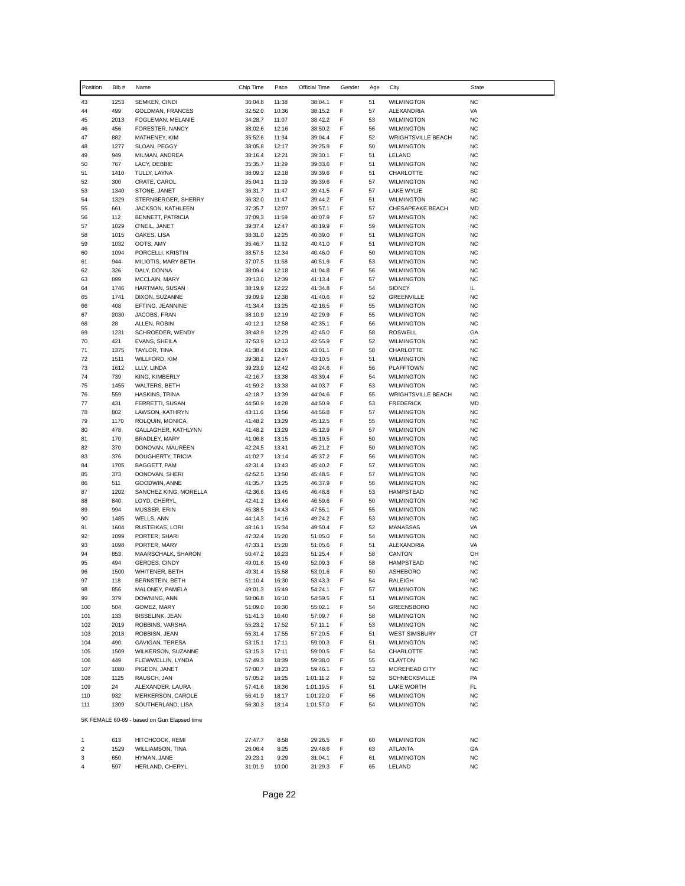| Position | Bib # | Name | Chip Time | Pace | Official Time | Gender | Age | City | State |
|---|---|---|---|---|---|---|---|---|---|
| 43 | 1253 | SEMKEN, CINDI | 36:04.8 | 11:38 | 38:04.1 | F | 51 | WILMINGTON | NC |
| 44 | 499 | GOLDMAN, FRANCES | 32:52.0 | 10:36 | 38:15.2 | F | 57 | ALEXANDRIA | VA |
| 45 | 2013 | FOGLEMAN, MELANIE | 34:28.7 | 11:07 | 38:42.2 | F | 53 | WILMINGTON | NC |
| 46 | 456 | FORESTER, NANCY | 38:02.6 | 12:16 | 38:50.2 | F | 56 | WILMINGTON | NC |
| 47 | 882 | MATHENEY, KIM | 35:52.6 | 11:34 | 39:04.4 | F | 52 | WRIGHTSVILLE BEACH | NC |
| 48 | 1277 | SLOAN, PEGGY | 38:05.8 | 12:17 | 39:25.9 | F | 50 | WILMINGTON | NC |
| 49 | 949 | MILMAN, ANDREA | 38:16.4 | 12:21 | 39:30.1 | F | 51 | LELAND | NC |
| 50 | 767 | LACY, DEBBIE | 35:35.7 | 11:29 | 39:33.6 | F | 51 | WILMINGTON | NC |
| 51 | 1410 | TULLY, LAYNA | 38:09.3 | 12:18 | 39:39.6 | F | 51 | CHARLOTTE | NC |
| 52 | 300 | CRATE, CAROL | 35:04.1 | 11:19 | 39:39.6 | F | 57 | WILMINGTON | NC |
| 53 | 1340 | STONE, JANET | 36:31.7 | 11:47 | 39:41.5 | F | 57 | LAKE WYLIE | SC |
| 54 | 1329 | STERNBERGER, SHERRY | 36:32.0 | 11:47 | 39:44.2 | F | 51 | WILMINGTON | NC |
| 55 | 661 | JACKSON, KATHLEEN | 37:35.7 | 12:07 | 39:57.1 | F | 57 | CHESAPEAKE BEACH | MD |
| 56 | 112 | BENNETT, PATRICIA | 37:09.3 | 11:59 | 40:07.9 | F | 57 | WILMINGTON | NC |
| 57 | 1029 | O'NEIL, JANET | 39:37.4 | 12:47 | 40:19.9 | F | 59 | WILMINGTON | NC |
| 58 | 1015 | OAKES, LISA | 38:31.0 | 12:25 | 40:39.0 | F | 51 | WILMINGTON | NC |
| 59 | 1032 | OOTS, AMY | 35:46.7 | 11:32 | 40:41.0 | F | 51 | WILMINGTON | NC |
| 60 | 1094 | PORCELLI, KRISTIN | 38:57.5 | 12:34 | 40:46.0 | F | 50 | WILMINGTON | NC |
| 61 | 944 | MILIOTIS, MARY BETH | 37:07.5 | 11:58 | 40:51.9 | F | 53 | WILMINGTON | NC |
| 62 | 326 | DALY, DONNA | 38:09.4 | 12:18 | 41:04.8 | F | 56 | WILMINGTON | NC |
| 63 | 899 | MCCLAIN, MARY | 39:13.0 | 12:39 | 41:13.4 | F | 57 | WILMINGTON | NC |
| 64 | 1746 | HARTMAN, SUSAN | 38:19.9 | 12:22 | 41:34.8 | F | 54 | SIDNEY | IL |
| 65 | 1741 | DIXON, SUZANNE | 39:09.9 | 12:38 | 41:40.6 | F | 52 | GREENVILLE | NC |
| 66 | 408 | EFTING, JEANNINE | 41:34.4 | 13:25 | 42:16.5 | F | 55 | WILMINGTON | NC |
| 67 | 2030 | JACOBS, FRAN | 38:10.9 | 12:19 | 42:29.9 | F | 55 | WILMINGTON | NC |
| 68 | 28 | ALLEN, ROBIN | 40:12.1 | 12:58 | 42:35.1 | F | 56 | WILMINGTON | NC |
| 69 | 1231 | SCHROEDER, WENDY | 38:43.9 | 12:29 | 42:45.0 | F | 58 | ROSWELL | GA |
| 70 | 421 | EVANS, SHEILA | 37:53.9 | 12:13 | 42:55.9 | F | 52 | WILMINGTON | NC |
| 71 | 1375 | TAYLOR, TINA | 41:38.4 | 13:26 | 43:01.1 | F | 58 | CHARLOTTE | NC |
| 72 | 1511 | WILLFORD, KIM | 39:38.2 | 12:47 | 43:10.5 | F | 51 | WILMINGTON | NC |
| 73 | 1612 | LLLY, LINDA | 39:23.9 | 12:42 | 43:24.6 | F | 56 | PLAFFTOWN | NC |
| 74 | 739 | KING, KIMBERLY | 42:16.7 | 13:38 | 43:39.4 | F | 54 | WILMINGTON | NC |
| 75 | 1455 | WALTERS, BETH | 41:59.2 | 13:33 | 44:03.7 | F | 53 | WILMINGTON | NC |
| 76 | 559 | HASKINS, TRINA | 42:18.7 | 13:39 | 44:04.6 | F | 55 | WRIGHTSVILLE BEACH | NC |
| 77 | 431 | FERRETTI, SUSAN | 44:50.9 | 14:28 | 44:50.9 | F | 53 | FREDERICK | MD |
| 78 | 802 | LAWSON, KATHRYN | 43:11.6 | 13:56 | 44:56.8 | F | 57 | WILMINGTON | NC |
| 79 | 1170 | ROLQUIN, MONICA | 41:48.2 | 13:29 | 45:12.5 | F | 55 | WILMINGTON | NC |
| 80 | 478 | GALLAGHER, KATHLYNN | 41:48.2 | 13:29 | 45:12.9 | F | 57 | WILMINGTON | NC |
| 81 | 170 | BRADLEY, MARY | 41:06.8 | 13:15 | 45:19.5 | F | 50 | WILMINGTON | NC |
| 82 | 370 | DONOVAN, MAUREEN | 42:24.5 | 13:41 | 45:21.2 | F | 50 | WILMINGTON | NC |
| 83 | 376 | DOUGHERTY, TRICIA | 41:02.7 | 13:14 | 45:37.2 | F | 56 | WILMINGTON | NC |
| 84 | 1705 | BAGGETT, PAM | 42:31.4 | 13:43 | 45:40.2 | F | 57 | WILMINGTON | NC |
| 85 | 373 | DONOVAN, SHERI | 42:52.5 | 13:50 | 45:48.5 | F | 57 | WILMINGTON | NC |
| 86 | 511 | GOODWIN, ANNE | 41:35.7 | 13:25 | 46:37.9 | F | 56 | WILMINGTON | NC |
| 87 | 1202 | SANCHEZ KING, MORELLA | 42:36.6 | 13:45 | 46:48.8 | F | 53 | HAMPSTEAD | NC |
| 88 | 840 | LOYD, CHERYL | 42:41.2 | 13:46 | 46:59.6 | F | 50 | WILMINGTON | NC |
| 89 | 994 | MUSSER, ERIN | 45:38.5 | 14:43 | 47:55.1 | F | 55 | WILMINGTON | NC |
| 90 | 1485 | WELLS, ANN | 44:14.3 | 14:16 | 49:24.2 | F | 53 | WILMINGTON | NC |
| 91 | 1604 | RUSTEIKAS, LORI | 48:16.1 | 15:34 | 49:50.4 | F | 52 | MANASSAS | VA |
| 92 | 1099 | PORTER, SHARI | 47:32.4 | 15:20 | 51:05.0 | F | 54 | WILMINGTON | NC |
| 93 | 1098 | PORTER, MARY | 47:33.1 | 15:20 | 51:05.6 | F | 51 | ALEXANDRIA | VA |
| 94 | 853 | MAARSCHALK, SHARON | 50:47.2 | 16:23 | 51:25.4 | F | 58 | CANTON | OH |
| 95 | 494 | GERDES, CINDY | 49:01.6 | 15:49 | 52:09.3 | F | 58 | HAMPSTEAD | NC |
| 96 | 1500 | WHITENER, BETH | 49:31.4 | 15:58 | 53:01.6 | F | 50 | ASHEBORO | NC |
| 97 | 118 | BERNSTEIN, BETH | 51:10.4 | 16:30 | 53:43.3 | F | 54 | RALEIGH | NC |
| 98 | 856 | MALONEY, PAMELA | 49:01.3 | 15:49 | 54:24.1 | F | 57 | WILMINGTON | NC |
| 99 | 379 | DOWNING, ANN | 50:06.8 | 16:10 | 54:59.5 | F | 51 | WILMINGTON | NC |
| 100 | 504 | GOMEZ, MARY | 51:09.0 | 16:30 | 55:02.1 | F | 54 | GREENSBORO | NC |
| 101 | 133 | BISSELINK, JEAN | 51:41.3 | 16:40 | 57:09.7 | F | 58 | WILMINGTON | NC |
| 102 | 2019 | ROBBINS, VARSHA | 55:23.2 | 17:52 | 57:11.1 | F | 53 | WILMINGTON | NC |
| 103 | 2018 | ROBBISN, JEAN | 55:31.4 | 17:55 | 57:20.5 | F | 51 | WEST SIMSBURY | CT |
| 104 | 490 | GAVIGAN, TERESA | 53:15.1 | 17:11 | 59:00.3 | F | 51 | WILMINGTON | NC |
| 105 | 1509 | WILKERSON, SUZANNE | 53:15.3 | 17:11 | 59:00.5 | F | 54 | CHARLOTTE | NC |
| 106 | 449 | FLEWWELLIN, LYNDA | 57:49.3 | 18:39 | 59:38.0 | F | 55 | CLAYTON | NC |
| 107 | 1080 | PIGEON, JANET | 57:00.7 | 18:23 | 59:46.1 | F | 53 | MOREHEAD CITY | NC |
| 108 | 1125 | RAUSCH, JAN | 57:05.2 | 18:25 | 1:01:11.2 | F | 52 | SCHNECKSVILLE | PA |
| 109 | 24 | ALEXANDER, LAURA | 57:41.6 | 18:36 | 1:01:19.5 | F | 51 | LAKE WORTH | FL |
| 110 | 932 | MERKERSON, CAROLE | 56:41.9 | 18:17 | 1:01:22.0 | F | 56 | WILMINGTON | NC |
| 111 | 1309 | SOUTHERLAND, LISA | 56:30.3 | 18:14 | 1:01:57.0 | F | 54 | WILMINGTON | NC |

5K FEMALE 60-69 - based on Gun Elapsed time

| Position | Bib # | Name | Chip Time | Pace | Official Time | Gender | Age | City | State |
|---|---|---|---|---|---|---|---|---|---|
| 1 | 613 | HITCHCOCK, REMI | 27:47.7 | 8:58 | 29:26.5 | F | 60 | WILMINGTON | NC |
| 2 | 1529 | WILLIAMSON, TINA | 26:06.4 | 8:25 | 29:48.6 | F | 63 | ATLANTA | GA |
| 3 | 650 | HYMAN, JANE | 29:23.1 | 9:29 | 31:04.1 | F | 61 | WILMINGTON | NC |
| 4 | 597 | HERLAND, CHERYL | 31:01.9 | 10:00 | 31:29.3 | F | 65 | LELAND | NC |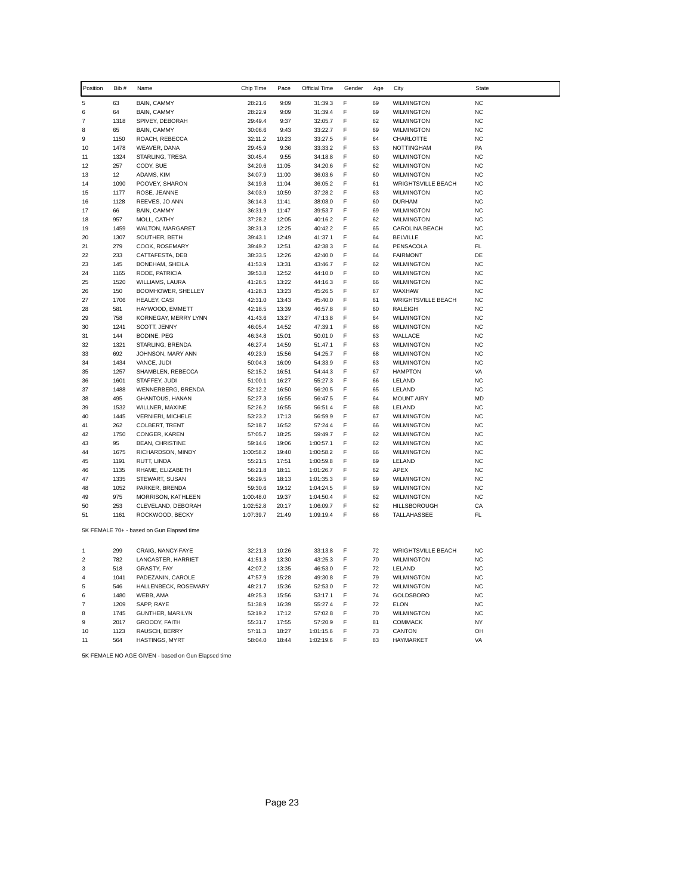| Position | Bib # | Name | Chip Time | Pace | Official Time | Gender | Age | City | State |
|---|---|---|---|---|---|---|---|---|---|
| 5 | 63 | BAIN, CAMMY | 28:21.6 | 9:09 | 31:39.3 | F | 69 | WILMINGTON | NC |
| 6 | 64 | BAIN, CAMMY | 28:22.9 | 9:09 | 31:39.4 | F | 69 | WILMINGTON | NC |
| 7 | 1318 | SPIVEY, DEBORAH | 29:49.4 | 9:37 | 32:05.7 | F | 62 | WILMINGTON | NC |
| 8 | 65 | BAIN, CAMMY | 30:06.6 | 9:43 | 33:22.7 | F | 69 | WILMINGTON | NC |
| 9 | 1150 | ROACH, REBECCA | 32:11.2 | 10:23 | 33:27.5 | F | 64 | CHARLOTTE | NC |
| 10 | 1478 | WEAVER, DANA | 29:45.9 | 9:36 | 33:33.2 | F | 63 | NOTTINGHAM | PA |
| 11 | 1324 | STARLING, TRESA | 30:45.4 | 9:55 | 34:18.8 | F | 60 | WILMINGTON | NC |
| 12 | 257 | CODY, SUE | 34:20.6 | 11:05 | 34:20.6 | F | 62 | WILMINGTON | NC |
| 13 | 12 | ADAMS, KIM | 34:07.9 | 11:00 | 36:03.6 | F | 60 | WILMINGTON | NC |
| 14 | 1090 | POOVEY, SHARON | 34:19.8 | 11:04 | 36:05.2 | F | 61 | WRIGHTSVILLE BEACH | NC |
| 15 | 1177 | ROSE, JEANNE | 34:03.9 | 10:59 | 37:28.2 | F | 63 | WILMINGTON | NC |
| 16 | 1128 | REEVES, JO ANN | 36:14.3 | 11:41 | 38:08.0 | F | 60 | DURHAM | NC |
| 17 | 66 | BAIN, CAMMY | 36:31.9 | 11:47 | 39:53.7 | F | 69 | WILMINGTON | NC |
| 18 | 957 | MOLL, CATHY | 37:28.2 | 12:05 | 40:16.2 | F | 62 | WILMINGTON | NC |
| 19 | 1459 | WALTON, MARGARET | 38:31.3 | 12:25 | 40:42.2 | F | 65 | CAROLINA BEACH | NC |
| 20 | 1307 | SOUTHER, BETH | 39:43.1 | 12:49 | 41:37.1 | F | 64 | BELVILLE | NC |
| 21 | 279 | COOK, ROSEMARY | 39:49.2 | 12:51 | 42:38.3 | F | 64 | PENSACOLA | FL |
| 22 | 233 | CATTAFESTA, DEB | 38:33.5 | 12:26 | 42:40.0 | F | 64 | FAIRMONT | DE |
| 23 | 145 | BONEHAM, SHEILA | 41:53.9 | 13:31 | 43:46.7 | F | 62 | WILMINGTON | NC |
| 24 | 1165 | RODE, PATRICIA | 39:53.8 | 12:52 | 44:10.0 | F | 60 | WILMINGTON | NC |
| 25 | 1520 | WILLIAMS, LAURA | 41:26.5 | 13:22 | 44:16.3 | F | 66 | WILMINGTON | NC |
| 26 | 150 | BOOMHOWER, SHELLEY | 41:28.3 | 13:23 | 45:26.5 | F | 67 | WAXHAW | NC |
| 27 | 1706 | HEALEY, CASI | 42:31.0 | 13:43 | 45:40.0 | F | 61 | WRIGHTSVILLE BEACH | NC |
| 28 | 581 | HAYWOOD, EMMETT | 42:18.5 | 13:39 | 46:57.8 | F | 60 | RALEIGH | NC |
| 29 | 758 | KORNEGAY, MERRY LYNN | 41:43.6 | 13:27 | 47:13.8 | F | 64 | WILMINGTON | NC |
| 30 | 1241 | SCOTT, JENNY | 46:05.4 | 14:52 | 47:39.1 | F | 66 | WILMINGTON | NC |
| 31 | 144 | BODINE, PEG | 46:34.8 | 15:01 | 50:01.0 | F | 63 | WALLACE | NC |
| 32 | 1321 | STARLING, BRENDA | 46:27.4 | 14:59 | 51:47.1 | F | 63 | WILMINGTON | NC |
| 33 | 692 | JOHNSON, MARY ANN | 49:23.9 | 15:56 | 54:25.7 | F | 68 | WILMINGTON | NC |
| 34 | 1434 | VANCE, JUDI | 50:04.3 | 16:09 | 54:33.9 | F | 63 | WILMINGTON | NC |
| 35 | 1257 | SHAMBLEN, REBECCA | 52:15.2 | 16:51 | 54:44.3 | F | 67 | HAMPTON | VA |
| 36 | 1601 | STAFFEY, JUDI | 51:00.1 | 16:27 | 55:27.3 | F | 66 | LELAND | NC |
| 37 | 1488 | WENNERBERG, BRENDA | 52:12.2 | 16:50 | 56:20.5 | F | 65 | LELAND | NC |
| 38 | 495 | GHANTOUS, HANAN | 52:27.3 | 16:55 | 56:47.5 | F | 64 | MOUNT AIRY | MD |
| 39 | 1532 | WILLNER, MAXINE | 52:26.2 | 16:55 | 56:51.4 | F | 68 | LELAND | NC |
| 40 | 1445 | VERNIERI, MICHELE | 53:23.2 | 17:13 | 56:59.9 | F | 67 | WILMINGTON | NC |
| 41 | 262 | COLBERT, TRENT | 52:18.7 | 16:52 | 57:24.4 | F | 66 | WILMINGTON | NC |
| 42 | 1750 | CONGER, KAREN | 57:05.7 | 18:25 | 59:49.7 | F | 62 | WILMINGTON | NC |
| 43 | 95 | BEAN, CHRISTINE | 59:14.6 | 19:06 | 1:00:57.1 | F | 62 | WILMINGTON | NC |
| 44 | 1675 | RICHARDSON, MINDY | 1:00:58.2 | 19:40 | 1:00:58.2 | F | 66 | WILMINGTON | NC |
| 45 | 1191 | RUTT, LINDA | 55:21.5 | 17:51 | 1:00:59.8 | F | 69 | LELAND | NC |
| 46 | 1135 | RHAME, ELIZABETH | 56:21.8 | 18:11 | 1:01:26.7 | F | 62 | APEX | NC |
| 47 | 1335 | STEWART, SUSAN | 56:29.5 | 18:13 | 1:01:35.3 | F | 69 | WILMINGTON | NC |
| 48 | 1052 | PARKER, BRENDA | 59:30.6 | 19:12 | 1:04:24.5 | F | 69 | WILMINGTON | NC |
| 49 | 975 | MORRISON, KATHLEEN | 1:00:48.0 | 19:37 | 1:04:50.4 | F | 62 | WILMINGTON | NC |
| 50 | 253 | CLEVELAND, DEBORAH | 1:02:52.8 | 20:17 | 1:06:09.7 | F | 62 | HILLSBOROUGH | CA |
| 51 | 1161 | ROCKWOOD, BECKY | 1:07:39.7 | 21:49 | 1:09:19.4 | F | 66 | TALLAHASSEE | FL |

5K FEMALE 70+ - based on Gun Elapsed time

| | | | | | | | | | |
|---|---|---|---|---|---|---|---|---|---|
| 1 | 299 | CRAIG, NANCY-FAYE | 32:21.3 | 10:26 | 33:13.8 | F | 72 | WRIGHTSVILLE BEACH | NC |
| 2 | 782 | LANCASTER, HARRIET | 41:51.3 | 13:30 | 43:25.3 | F | 70 | WILMINGTON | NC |
| 3 | 518 | GRASTY, FAY | 42:07.2 | 13:35 | 46:53.0 | F | 72 | LELAND | NC |
| 4 | 1041 | PADEZANIN, CAROLE | 47:57.9 | 15:28 | 49:30.8 | F | 79 | WILMINGTON | NC |
| 5 | 546 | HALLENBECK, ROSEMARY | 48:21.7 | 15:36 | 52:53.0 | F | 72 | WILMINGTON | NC |
| 6 | 1480 | WEBB, AMA | 49:25.3 | 15:56 | 53:17.1 | F | 74 | GOLDSBORO | NC |
| 7 | 1209 | SAPP, RAYE | 51:38.9 | 16:39 | 55:27.4 | F | 72 | ELON | NC |
| 8 | 1745 | GUNTHER, MARILYN | 53:19.2 | 17:12 | 57:02.8 | F | 70 | WILMINGTON | NC |
| 9 | 2017 | GROODY, FAITH | 55:31.7 | 17:55 | 57:20.9 | F | 81 | COMMACK | NY |
| 10 | 1123 | RAUSCH, BERRY | 57:11.3 | 18:27 | 1:01:15.6 | F | 73 | CANTON | OH |
| 11 | 564 | HASTINGS, MYRT | 58:04.0 | 18:44 | 1:02:19.6 | F | 83 | HAYMARKET | VA |

5K FEMALE NO AGE GIVEN - based on Gun Elapsed time